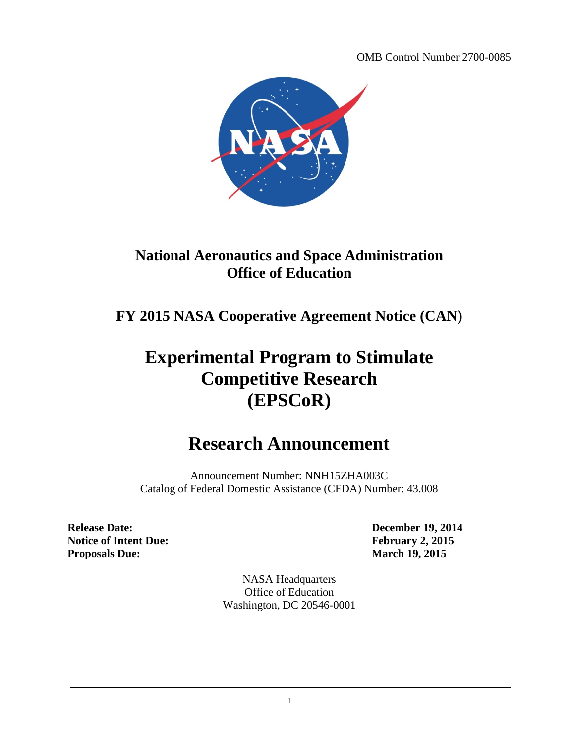OMB Control Number 2700-0085

**National Aeronautics and Space Administration**
**Office of Education**

**FY 2015 NASA Cooperative Agreement Notice (CAN)**

# Experimental Program to Stimulate Competitive Research (EPSCoR)

# Research Announcement

Announcement Number: NNH15ZHA003C
Catalog of Federal Domestic Assistance (CFDA) Number: 43.008

| | |
|---|---|
| **Release Date:** | **December 19, 2014** |
| **Notice of Intent Due:** | **February 2, 2015** |
| **Proposals Due:** | **March 19, 2015** |

NASA Headquarters
Office of Education
Washington, DC 20546-0001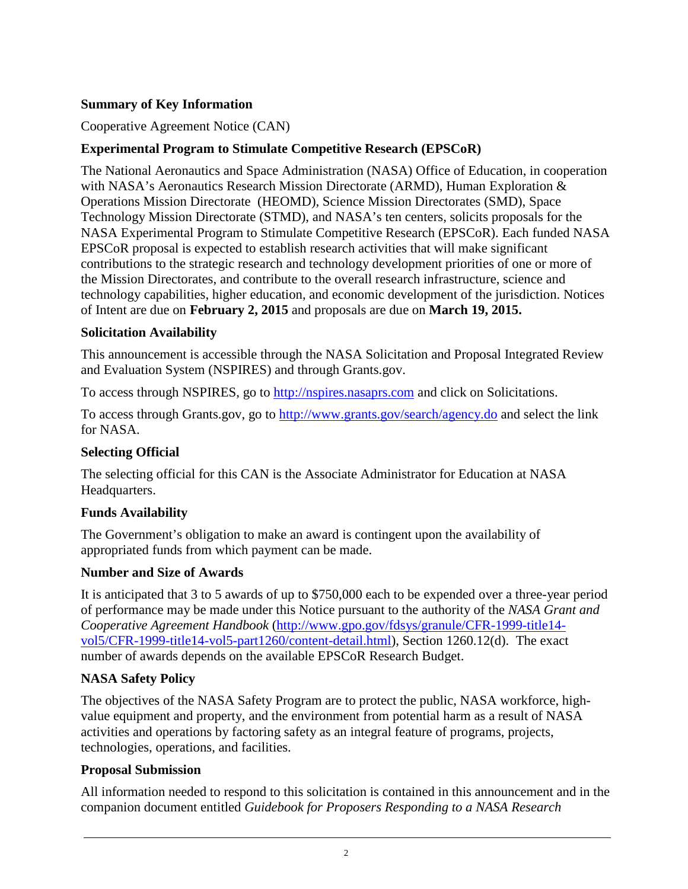## Summary of Key Information

Cooperative Agreement Notice (CAN)

### Experimental Program to Stimulate Competitive Research (EPSCoR)

The National Aeronautics and Space Administration (NASA) Office of Education, in cooperation with NASA's Aeronautics Research Mission Directorate (ARMD), Human Exploration & Operations Mission Directorate (HEOMD), Science Mission Directorates (SMD), Space Technology Mission Directorate (STMD), and NASA's ten centers, solicits proposals for the NASA Experimental Program to Stimulate Competitive Research (EPSCoR). Each funded NASA EPSCoR proposal is expected to establish research activities that will make significant contributions to the strategic research and technology development priorities of one or more of the Mission Directorates, and contribute to the overall research infrastructure, science and technology capabilities, higher education, and economic development of the jurisdiction. Notices of Intent are due on **February 2, 2015** and proposals are due on **March 19, 2015.**

### Solicitation Availability

This announcement is accessible through the NASA Solicitation and Proposal Integrated Review and Evaluation System (NSPIRES) and through Grants.gov.

To access through NSPIRES, go to [http://nspires.nasaprs.com](http://nspires.nasaprs.com) and click on Solicitations.

To access through Grants.gov, go to [http://www.grants.gov/search/agency.do](http://www.grants.gov/search/agency.do) and select the link for NASA.

### Selecting Official

The selecting official for this CAN is the Associate Administrator for Education at NASA Headquarters.

### Funds Availability

The Government's obligation to make an award is contingent upon the availability of appropriated funds from which payment can be made.

### Number and Size of Awards

It is anticipated that 3 to 5 awards of up to $750,000 each to be expended over a three-year period of performance may be made under this Notice pursuant to the authority of the *NASA Grant and Cooperative Agreement Handbook* ([http://www.gpo.gov/fdsys/granule/CFR-1999-title14-vol5/CFR-1999-title14-vol5-part1260/content-detail.html](http://www.gpo.gov/fdsys/granule/CFR-1999-title14-vol5/CFR-1999-title14-vol5-part1260/content-detail.html)), Section 1260.12(d). The exact number of awards depends on the available EPSCoR Research Budget.

### NASA Safety Policy

The objectives of the NASA Safety Program are to protect the public, NASA workforce, high-value equipment and property, and the environment from potential harm as a result of NASA activities and operations by factoring safety as an integral feature of programs, projects, technologies, operations, and facilities.

### Proposal Submission

All information needed to respond to this solicitation is contained in this announcement and in the companion document entitled *Guidebook for Proposers Responding to a NASA Research*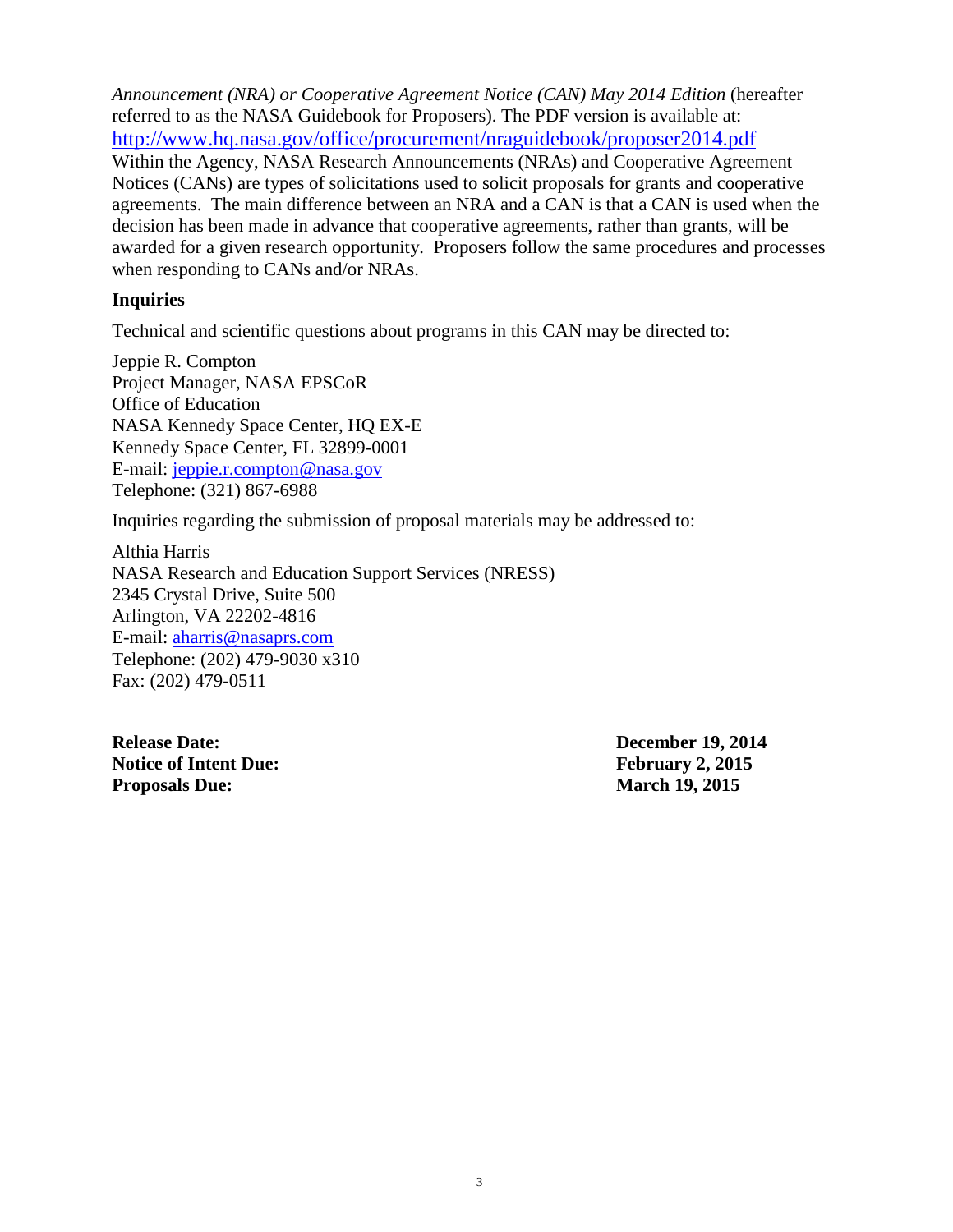*Announcement (NRA) or Cooperative Agreement Notice (CAN) May 2014 Edition* (hereafter referred to as the NASA Guidebook for Proposers). The PDF version is available at: http://www.hq.nasa.gov/office/procurement/nraguidebook/proposer2014.pdf
Within the Agency, NASA Research Announcements (NRAs) and Cooperative Agreement Notices (CANs) are types of solicitations used to solicit proposals for grants and cooperative agreements. The main difference between an NRA and a CAN is that a CAN is used when the decision has been made in advance that cooperative agreements, rather than grants, will be awarded for a given research opportunity. Proposers follow the same procedures and processes when responding to CANs and/or NRAs.

### Inquiries

Technical and scientific questions about programs in this CAN may be directed to:

Jeppie R. Compton
Project Manager, NASA EPSCoR
Office of Education
NASA Kennedy Space Center, HQ EX-E
Kennedy Space Center, FL 32899-0001
E-mail: jeppie.r.compton@nasa.gov
Telephone: (321) 867-6988

Inquiries regarding the submission of proposal materials may be addressed to:

Althia Harris
NASA Research and Education Support Services (NRESS)
2345 Crystal Drive, Suite 500
Arlington, VA 22202-4816
E-mail: aharris@nasaprs.com
Telephone: (202) 479-9030 x310
Fax: (202) 479-0511

**Release Date:** **December 19, 2014**
**Notice of Intent Due:** **February 2, 2015**
**Proposals Due:** **March 19, 2015**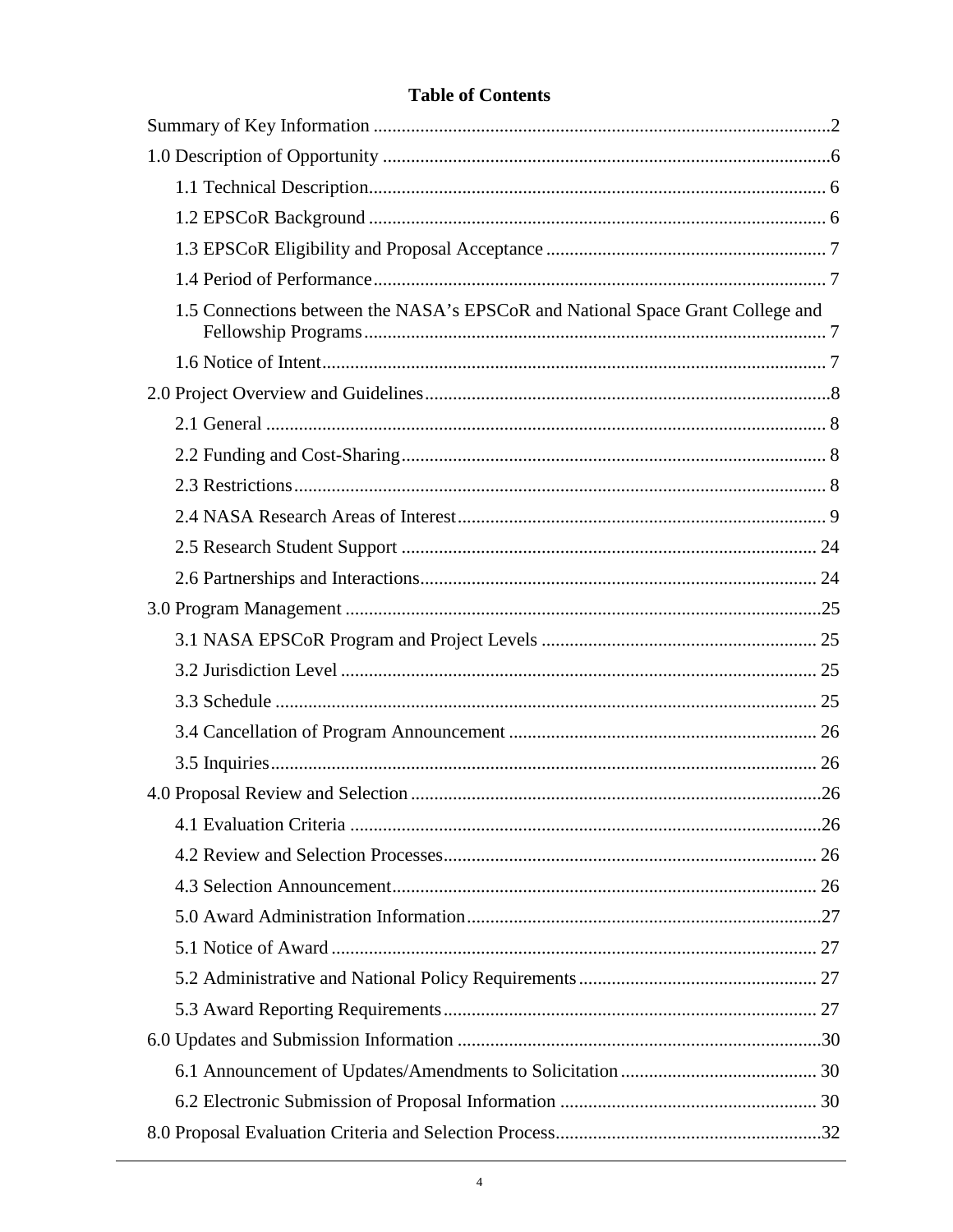**Table of Contents**

Summary of Key Information ..........2

1.0 Description of Opportunity ..........6

- 1.1 Technical Description.......... 6
- 1.2 EPSCoR Background .......... 6
- 1.3 EPSCoR Eligibility and Proposal Acceptance .......... 7
- 1.4 Period of Performance.......... 7
- 1.5 Connections between the NASA's EPSCoR and National Space Grant College and Fellowship Programs .......... 7
- 1.6 Notice of Intent.......... 7

2.0 Project Overview and Guidelines..........8

- 2.1 General .......... 8
- 2.2 Funding and Cost-Sharing.......... 8
- 2.3 Restrictions.......... 8
- 2.4 NASA Research Areas of Interest.......... 9
- 2.5 Research Student Support .......... 24
- 2.6 Partnerships and Interactions.......... 24

3.0 Program Management ..........25

- 3.1 NASA EPSCoR Program and Project Levels .......... 25
- 3.2 Jurisdiction Level .......... 25
- 3.3 Schedule .......... 25
- 3.4 Cancellation of Program Announcement .......... 26
- 3.5 Inquiries.......... 26

4.0 Proposal Review and Selection ..........26

- 4.1 Evaluation Criteria ..........26
- 4.2 Review and Selection Processes.......... 26
- 4.3 Selection Announcement.......... 26
- 5.0 Award Administration Information..........27
- 5.1 Notice of Award .......... 27
- 5.2 Administrative and National Policy Requirements.......... 27
- 5.3 Award Reporting Requirements.......... 27

6.0 Updates and Submission Information ..........30

- 6.1 Announcement of Updates/Amendments to Solicitation.......... 30
- 6.2 Electronic Submission of Proposal Information .......... 30

8.0 Proposal Evaluation Criteria and Selection Process..........32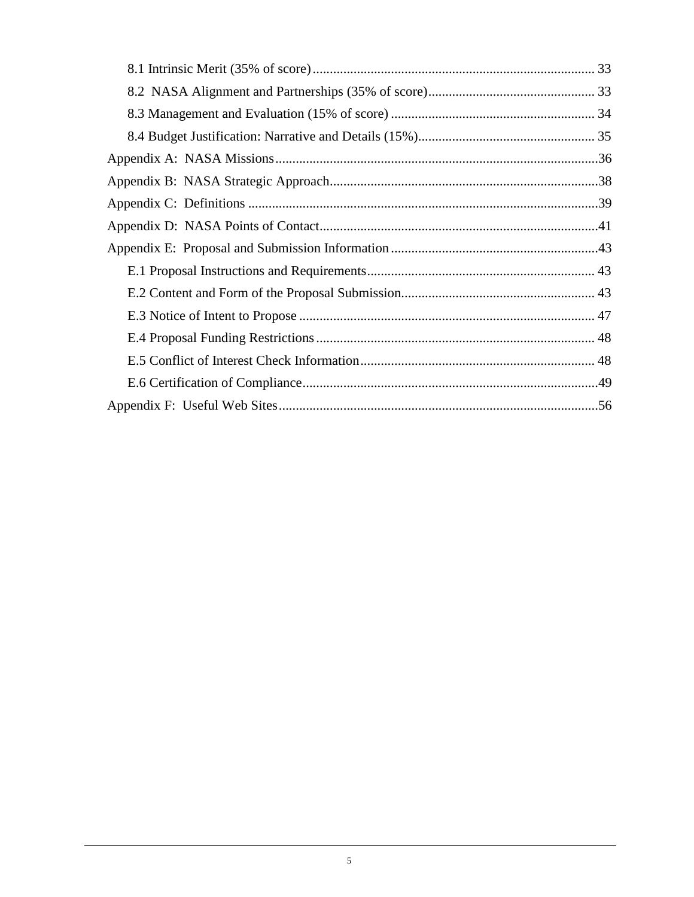8.1 Intrinsic Merit (35% of score) ... 33

8.2 NASA Alignment and Partnerships (35% of score) ... 33

8.3 Management and Evaluation (15% of score) ... 34

8.4 Budget Justification: Narrative and Details (15%) ... 35

Appendix A: NASA Missions ... 36

Appendix B: NASA Strategic Approach ... 38

Appendix C: Definitions ... 39

Appendix D: NASA Points of Contact ... 41

Appendix E: Proposal and Submission Information ... 43

E.1 Proposal Instructions and Requirements ... 43

E.2 Content and Form of the Proposal Submission ... 43

E.3 Notice of Intent to Propose ... 47

E.4 Proposal Funding Restrictions ... 48

E.5 Conflict of Interest Check Information ... 48

E.6 Certification of Compliance ... 49

Appendix F: Useful Web Sites ... 56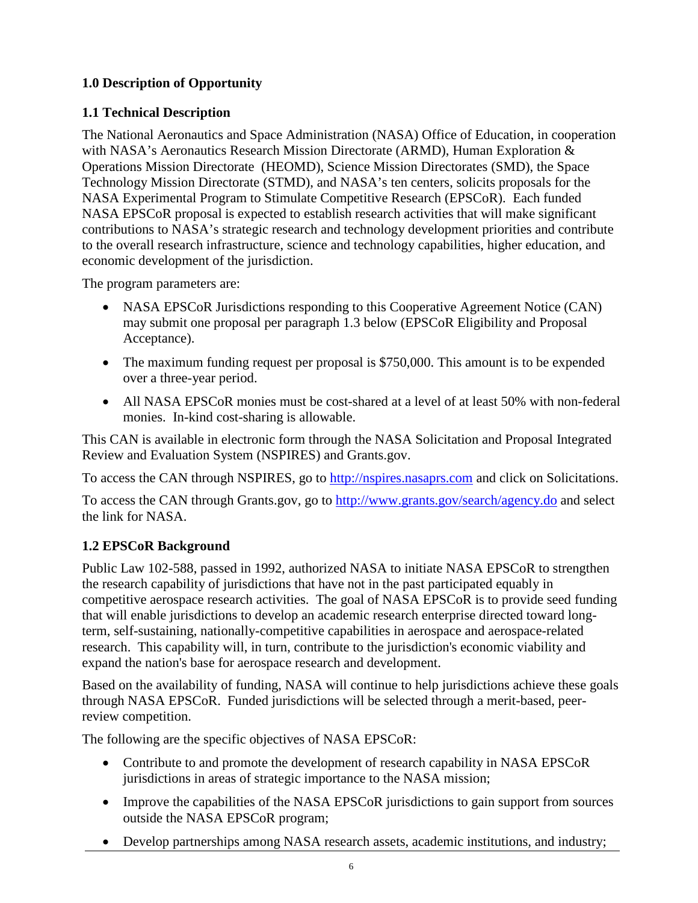## 1.0 Description of Opportunity

### 1.1 Technical Description

The National Aeronautics and Space Administration (NASA) Office of Education, in cooperation with NASA's Aeronautics Research Mission Directorate (ARMD), Human Exploration & Operations Mission Directorate (HEOMD), Science Mission Directorates (SMD), the Space Technology Mission Directorate (STMD), and NASA's ten centers, solicits proposals for the NASA Experimental Program to Stimulate Competitive Research (EPSCoR). Each funded NASA EPSCoR proposal is expected to establish research activities that will make significant contributions to NASA's strategic research and technology development priorities and contribute to the overall research infrastructure, science and technology capabilities, higher education, and economic development of the jurisdiction.

The program parameters are:

- NASA EPSCoR Jurisdictions responding to this Cooperative Agreement Notice (CAN) may submit one proposal per paragraph 1.3 below (EPSCoR Eligibility and Proposal Acceptance).
- The maximum funding request per proposal is $750,000. This amount is to be expended over a three-year period.
- All NASA EPSCoR monies must be cost-shared at a level of at least 50% with non-federal monies. In-kind cost-sharing is allowable.

This CAN is available in electronic form through the NASA Solicitation and Proposal Integrated Review and Evaluation System (NSPIRES) and Grants.gov.

To access the CAN through NSPIRES, go to http://nspires.nasaprs.com and click on Solicitations.

To access the CAN through Grants.gov, go to http://www.grants.gov/search/agency.do and select the link for NASA.

### 1.2 EPSCoR Background

Public Law 102-588, passed in 1992, authorized NASA to initiate NASA EPSCoR to strengthen the research capability of jurisdictions that have not in the past participated equably in competitive aerospace research activities. The goal of NASA EPSCoR is to provide seed funding that will enable jurisdictions to develop an academic research enterprise directed toward long-term, self-sustaining, nationally-competitive capabilities in aerospace and aerospace-related research. This capability will, in turn, contribute to the jurisdiction's economic viability and expand the nation's base for aerospace research and development.

Based on the availability of funding, NASA will continue to help jurisdictions achieve these goals through NASA EPSCoR. Funded jurisdictions will be selected through a merit-based, peer-review competition.

The following are the specific objectives of NASA EPSCoR:

- Contribute to and promote the development of research capability in NASA EPSCoR jurisdictions in areas of strategic importance to the NASA mission;
- Improve the capabilities of the NASA EPSCoR jurisdictions to gain support from sources outside the NASA EPSCoR program;
- Develop partnerships among NASA research assets, academic institutions, and industry;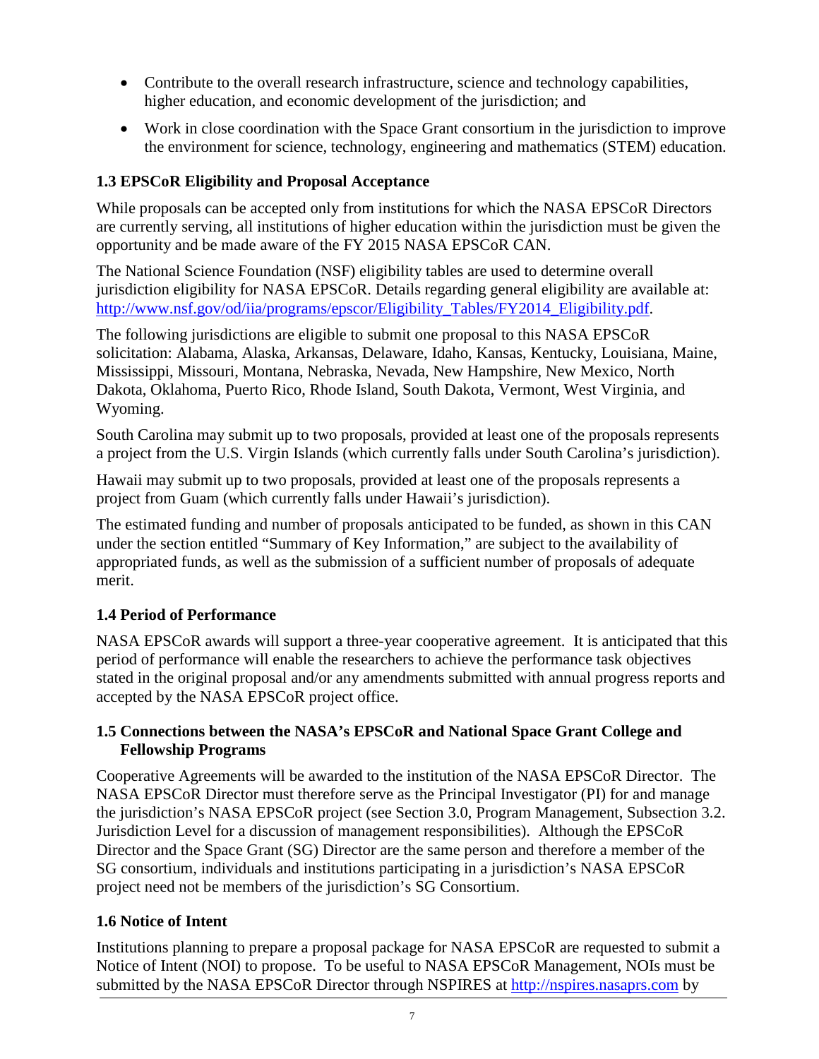- Contribute to the overall research infrastructure, science and technology capabilities, higher education, and economic development of the jurisdiction; and
- Work in close coordination with the Space Grant consortium in the jurisdiction to improve the environment for science, technology, engineering and mathematics (STEM) education.

### 1.3 EPSCoR Eligibility and Proposal Acceptance

While proposals can be accepted only from institutions for which the NASA EPSCoR Directors are currently serving, all institutions of higher education within the jurisdiction must be given the opportunity and be made aware of the FY 2015 NASA EPSCoR CAN.

The National Science Foundation (NSF) eligibility tables are used to determine overall jurisdiction eligibility for NASA EPSCoR. Details regarding general eligibility are available at: [http://www.nsf.gov/od/iia/programs/epscor/Eligibility_Tables/FY2014_Eligibility.pdf](http://www.nsf.gov/od/iia/programs/epscor/Eligibility_Tables/FY2014_Eligibility.pdf).

The following jurisdictions are eligible to submit one proposal to this NASA EPSCoR solicitation: Alabama, Alaska, Arkansas, Delaware, Idaho, Kansas, Kentucky, Louisiana, Maine, Mississippi, Missouri, Montana, Nebraska, Nevada, New Hampshire, New Mexico, North Dakota, Oklahoma, Puerto Rico, Rhode Island, South Dakota, Vermont, West Virginia, and Wyoming.

South Carolina may submit up to two proposals, provided at least one of the proposals represents a project from the U.S. Virgin Islands (which currently falls under South Carolina's jurisdiction).

Hawaii may submit up to two proposals, provided at least one of the proposals represents a project from Guam (which currently falls under Hawaii's jurisdiction).

The estimated funding and number of proposals anticipated to be funded, as shown in this CAN under the section entitled "Summary of Key Information," are subject to the availability of appropriated funds, as well as the submission of a sufficient number of proposals of adequate merit.

### 1.4 Period of Performance

NASA EPSCoR awards will support a three-year cooperative agreement. It is anticipated that this period of performance will enable the researchers to achieve the performance task objectives stated in the original proposal and/or any amendments submitted with annual progress reports and accepted by the NASA EPSCoR project office.

### 1.5 Connections between the NASA's EPSCoR and National Space Grant College and Fellowship Programs

Cooperative Agreements will be awarded to the institution of the NASA EPSCoR Director. The NASA EPSCoR Director must therefore serve as the Principal Investigator (PI) for and manage the jurisdiction's NASA EPSCoR project (see Section 3.0, Program Management, Subsection 3.2. Jurisdiction Level for a discussion of management responsibilities). Although the EPSCoR Director and the Space Grant (SG) Director are the same person and therefore a member of the SG consortium, individuals and institutions participating in a jurisdiction's NASA EPSCoR project need not be members of the jurisdiction's SG Consortium.

### 1.6 Notice of Intent

Institutions planning to prepare a proposal package for NASA EPSCoR are requested to submit a Notice of Intent (NOI) to propose. To be useful to NASA EPSCoR Management, NOIs must be submitted by the NASA EPSCoR Director through NSPIRES at [http://nspires.nasaprs.com](http://nspires.nasaprs.com) by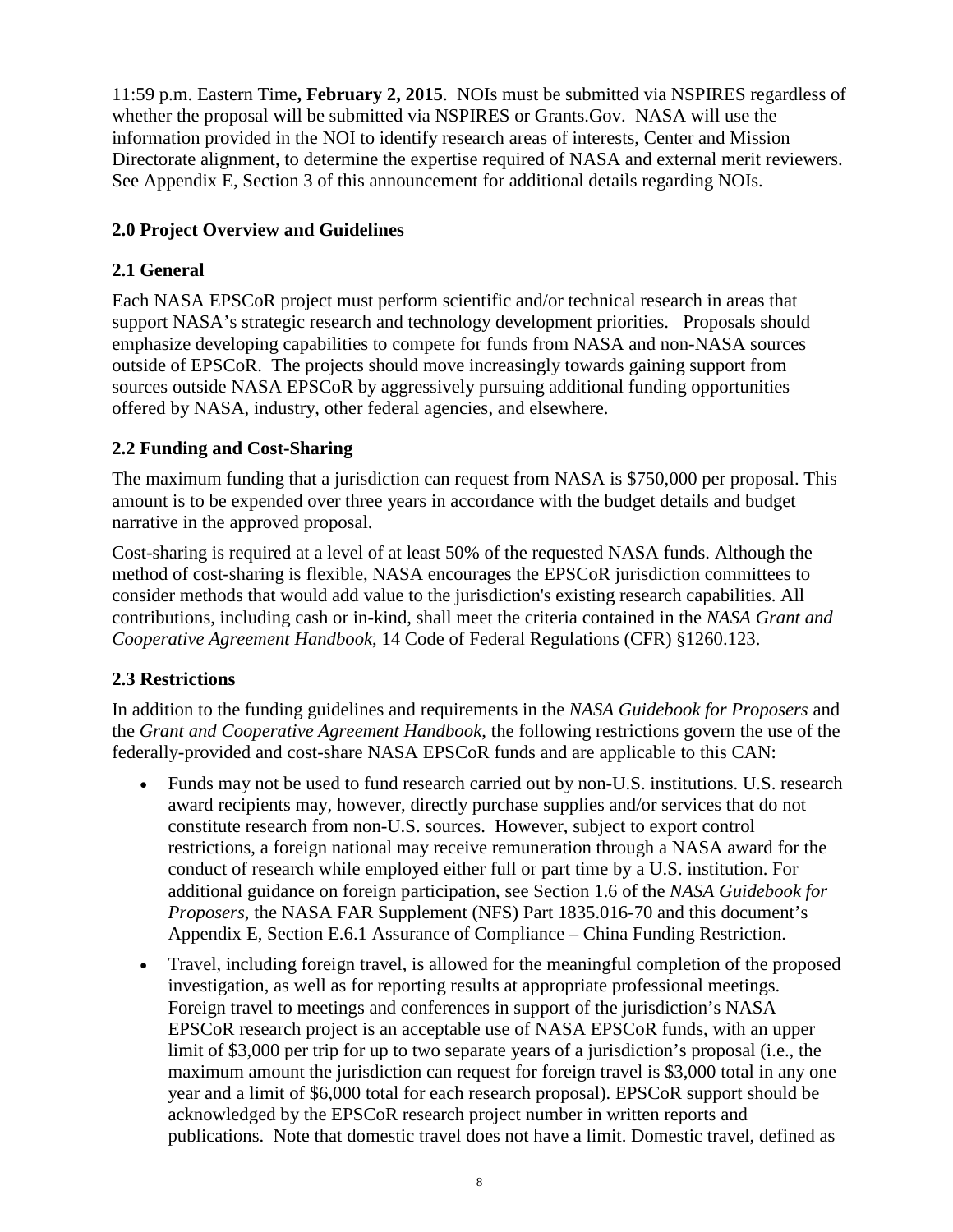11:59 p.m. Eastern Time**, February 2, 2015**. NOIs must be submitted via NSPIRES regardless of whether the proposal will be submitted via NSPIRES or Grants.Gov. NASA will use the information provided in the NOI to identify research areas of interests, Center and Mission Directorate alignment, to determine the expertise required of NASA and external merit reviewers. See Appendix E, Section 3 of this announcement for additional details regarding NOIs.

## 2.0 Project Overview and Guidelines

### 2.1 General

Each NASA EPSCoR project must perform scientific and/or technical research in areas that support NASA's strategic research and technology development priorities. Proposals should emphasize developing capabilities to compete for funds from NASA and non-NASA sources outside of EPSCoR. The projects should move increasingly towards gaining support from sources outside NASA EPSCoR by aggressively pursuing additional funding opportunities offered by NASA, industry, other federal agencies, and elsewhere.

### 2.2 Funding and Cost-Sharing

The maximum funding that a jurisdiction can request from NASA is $750,000 per proposal. This amount is to be expended over three years in accordance with the budget details and budget narrative in the approved proposal.

Cost-sharing is required at a level of at least 50% of the requested NASA funds. Although the method of cost-sharing is flexible, NASA encourages the EPSCoR jurisdiction committees to consider methods that would add value to the jurisdiction's existing research capabilities. All contributions, including cash or in-kind, shall meet the criteria contained in the *NASA Grant and Cooperative Agreement Handbook*, 14 Code of Federal Regulations (CFR) §1260.123.

### 2.3 Restrictions

In addition to the funding guidelines and requirements in the *NASA Guidebook for Proposers* and the *Grant and Cooperative Agreement Handbook*, the following restrictions govern the use of the federally-provided and cost-share NASA EPSCoR funds and are applicable to this CAN:

- Funds may not be used to fund research carried out by non-U.S. institutions. U.S. research award recipients may, however, directly purchase supplies and/or services that do not constitute research from non-U.S. sources. However, subject to export control restrictions, a foreign national may receive remuneration through a NASA award for the conduct of research while employed either full or part time by a U.S. institution. For additional guidance on foreign participation, see Section 1.6 of the *NASA Guidebook for Proposers*, the NASA FAR Supplement (NFS) Part 1835.016-70 and this document's Appendix E, Section E.6.1 Assurance of Compliance – China Funding Restriction.
- Travel, including foreign travel, is allowed for the meaningful completion of the proposed investigation, as well as for reporting results at appropriate professional meetings. Foreign travel to meetings and conferences in support of the jurisdiction's NASA EPSCoR research project is an acceptable use of NASA EPSCoR funds, with an upper limit of $3,000 per trip for up to two separate years of a jurisdiction's proposal (i.e., the maximum amount the jurisdiction can request for foreign travel is $3,000 total in any one year and a limit of $6,000 total for each research proposal). EPSCoR support should be acknowledged by the EPSCoR research project number in written reports and publications. Note that domestic travel does not have a limit. Domestic travel, defined as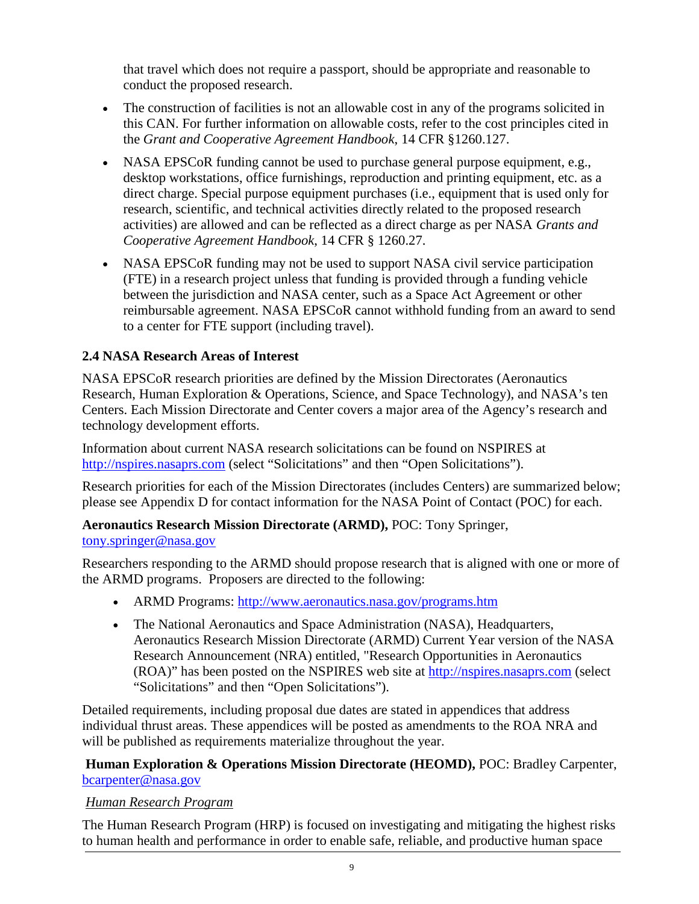that travel which does not require a passport, should be appropriate and reasonable to conduct the proposed research.

- The construction of facilities is not an allowable cost in any of the programs solicited in this CAN. For further information on allowable costs, refer to the cost principles cited in the *Grant and Cooperative Agreement Handbook*, 14 CFR §1260.127.
- NASA EPSCoR funding cannot be used to purchase general purpose equipment, e.g., desktop workstations, office furnishings, reproduction and printing equipment, etc. as a direct charge. Special purpose equipment purchases (i.e., equipment that is used only for research, scientific, and technical activities directly related to the proposed research activities) are allowed and can be reflected as a direct charge as per NASA *Grants and Cooperative Agreement Handbook*, 14 CFR § 1260.27.
- NASA EPSCoR funding may not be used to support NASA civil service participation (FTE) in a research project unless that funding is provided through a funding vehicle between the jurisdiction and NASA center, such as a Space Act Agreement or other reimbursable agreement. NASA EPSCoR cannot withhold funding from an award to send to a center for FTE support (including travel).

### 2.4 NASA Research Areas of Interest

NASA EPSCoR research priorities are defined by the Mission Directorates (Aeronautics Research, Human Exploration & Operations, Science, and Space Technology), and NASA's ten Centers. Each Mission Directorate and Center covers a major area of the Agency's research and technology development efforts.

Information about current NASA research solicitations can be found on NSPIRES at http://nspires.nasaprs.com (select "Solicitations" and then "Open Solicitations").

Research priorities for each of the Mission Directorates (includes Centers) are summarized below; please see Appendix D for contact information for the NASA Point of Contact (POC) for each.

**Aeronautics Research Mission Directorate (ARMD),** POC: Tony Springer, tony.springer@nasa.gov

Researchers responding to the ARMD should propose research that is aligned with one or more of the ARMD programs. Proposers are directed to the following:

- ARMD Programs: http://www.aeronautics.nasa.gov/programs.htm
- The National Aeronautics and Space Administration (NASA), Headquarters, Aeronautics Research Mission Directorate (ARMD) Current Year version of the NASA Research Announcement (NRA) entitled, "Research Opportunities in Aeronautics (ROA)" has been posted on the NSPIRES web site at http://nspires.nasaprs.com (select "Solicitations" and then "Open Solicitations").

Detailed requirements, including proposal due dates are stated in appendices that address individual thrust areas. These appendices will be posted as amendments to the ROA NRA and will be published as requirements materialize throughout the year.

**Human Exploration & Operations Mission Directorate (HEOMD),** POC: Bradley Carpenter, bcarpenter@nasa.gov

*Human Research Program*

The Human Research Program (HRP) is focused on investigating and mitigating the highest risks to human health and performance in order to enable safe, reliable, and productive human space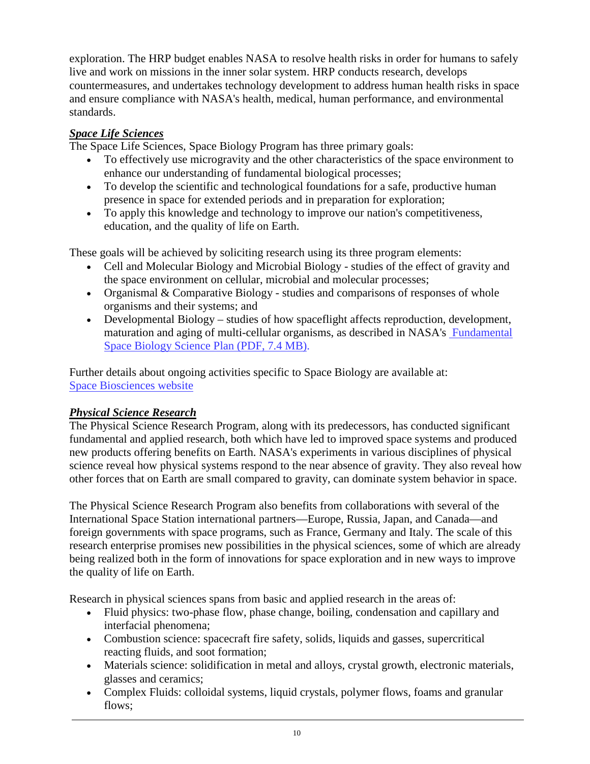exploration. The HRP budget enables NASA to resolve health risks in order for humans to safely live and work on missions in the inner solar system. HRP conducts research, develops countermeasures, and undertakes technology development to address human health risks in space and ensure compliance with NASA's health, medical, human performance, and environmental standards.

***Space Life Sciences***

The Space Life Sciences, Space Biology Program has three primary goals:

- To effectively use microgravity and the other characteristics of the space environment to enhance our understanding of fundamental biological processes;
- To develop the scientific and technological foundations for a safe, productive human presence in space for extended periods and in preparation for exploration;
- To apply this knowledge and technology to improve our nation's competitiveness, education, and the quality of life on Earth.

These goals will be achieved by soliciting research using its three program elements:

- Cell and Molecular Biology and Microbial Biology - studies of the effect of gravity and the space environment on cellular, microbial and molecular processes;
- Organismal & Comparative Biology - studies and comparisons of responses of whole organisms and their systems; and
- Developmental Biology – studies of how spaceflight affects reproduction, development, maturation and aging of multi-cellular organisms, as described in NASA's Fundamental Space Biology Science Plan (PDF, 7.4 MB).

Further details about ongoing activities specific to Space Biology are available at: Space Biosciences website

***Physical Science Research***

The Physical Science Research Program, along with its predecessors, has conducted significant fundamental and applied research, both which have led to improved space systems and produced new products offering benefits on Earth. NASA's experiments in various disciplines of physical science reveal how physical systems respond to the near absence of gravity. They also reveal how other forces that on Earth are small compared to gravity, can dominate system behavior in space.

The Physical Science Research Program also benefits from collaborations with several of the International Space Station international partners—Europe, Russia, Japan, and Canada—and foreign governments with space programs, such as France, Germany and Italy. The scale of this research enterprise promises new possibilities in the physical sciences, some of which are already being realized both in the form of innovations for space exploration and in new ways to improve the quality of life on Earth.

Research in physical sciences spans from basic and applied research in the areas of:

- Fluid physics: two-phase flow, phase change, boiling, condensation and capillary and interfacial phenomena;
- Combustion science: spacecraft fire safety, solids, liquids and gasses, supercritical reacting fluids, and soot formation;
- Materials science: solidification in metal and alloys, crystal growth, electronic materials, glasses and ceramics;
- Complex Fluids: colloidal systems, liquid crystals, polymer flows, foams and granular flows;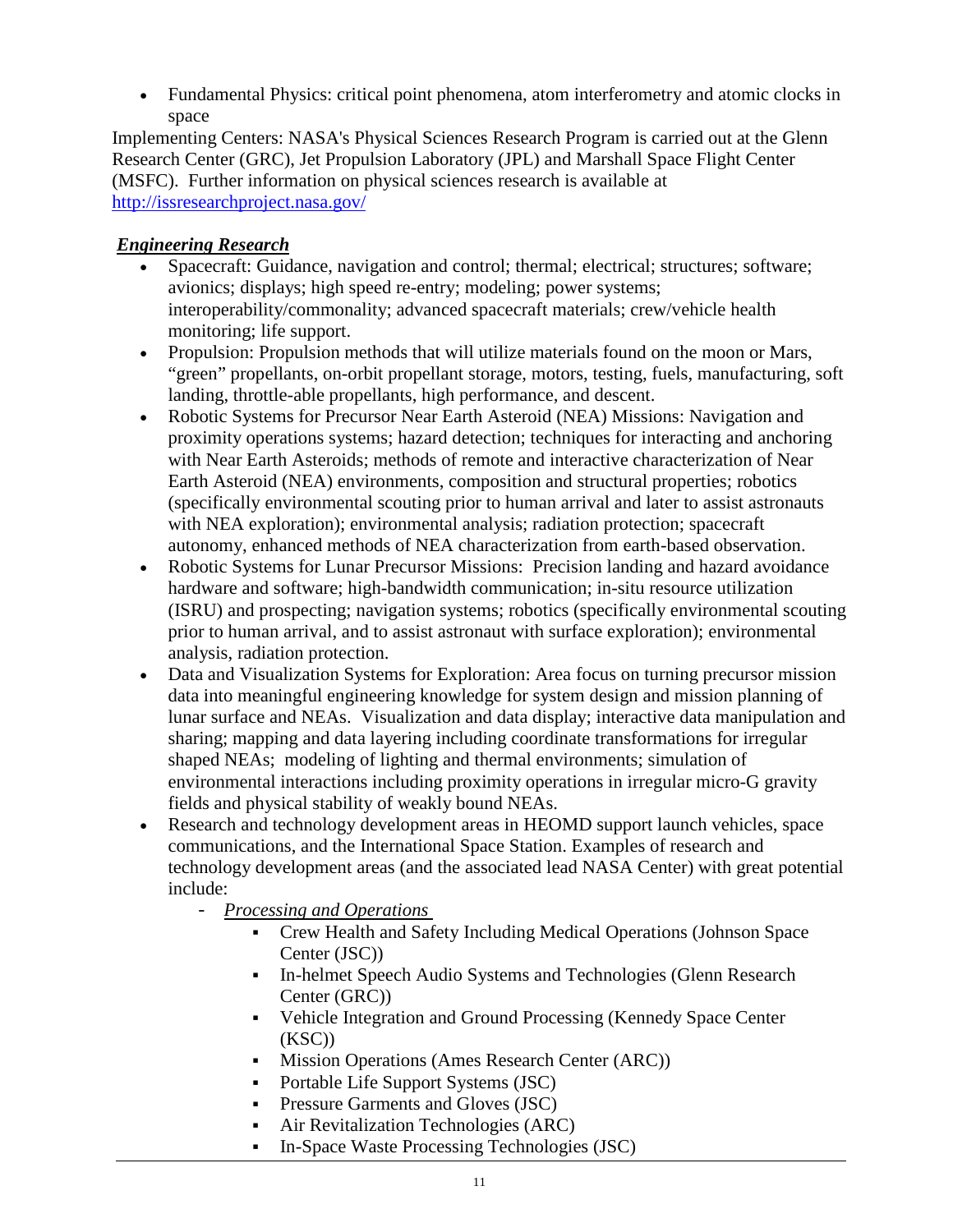- Fundamental Physics: critical point phenomena, atom interferometry and atomic clocks in space

Implementing Centers: NASA's Physical Sciences Research Program is carried out at the Glenn Research Center (GRC), Jet Propulsion Laboratory (JPL) and Marshall Space Flight Center (MSFC). Further information on physical sciences research is available at [http://issresearchproject.nasa.gov/](http://issresearchproject.nasa.gov/)

***Engineering Research***

- Spacecraft: Guidance, navigation and control; thermal; electrical; structures; software; avionics; displays; high speed re-entry; modeling; power systems; interoperability/commonality; advanced spacecraft materials; crew/vehicle health monitoring; life support.
- Propulsion: Propulsion methods that will utilize materials found on the moon or Mars, "green" propellants, on-orbit propellant storage, motors, testing, fuels, manufacturing, soft landing, throttle-able propellants, high performance, and descent.
- Robotic Systems for Precursor Near Earth Asteroid (NEA) Missions: Navigation and proximity operations systems; hazard detection; techniques for interacting and anchoring with Near Earth Asteroids; methods of remote and interactive characterization of Near Earth Asteroid (NEA) environments, composition and structural properties; robotics (specifically environmental scouting prior to human arrival and later to assist astronauts with NEA exploration); environmental analysis; radiation protection; spacecraft autonomy, enhanced methods of NEA characterization from earth-based observation.
- Robotic Systems for Lunar Precursor Missions: Precision landing and hazard avoidance hardware and software; high-bandwidth communication; in-situ resource utilization (ISRU) and prospecting; navigation systems; robotics (specifically environmental scouting prior to human arrival, and to assist astronaut with surface exploration); environmental analysis, radiation protection.
- Data and Visualization Systems for Exploration: Area focus on turning precursor mission data into meaningful engineering knowledge for system design and mission planning of lunar surface and NEAs. Visualization and data display; interactive data manipulation and sharing; mapping and data layering including coordinate transformations for irregular shaped NEAs; modeling of lighting and thermal environments; simulation of environmental interactions including proximity operations in irregular micro-G gravity fields and physical stability of weakly bound NEAs.
- Research and technology development areas in HEOMD support launch vehicles, space communications, and the International Space Station. Examples of research and technology development areas (and the associated lead NASA Center) with great potential include:
  - *Processing and Operations*
    - Crew Health and Safety Including Medical Operations (Johnson Space Center (JSC))
    - In-helmet Speech Audio Systems and Technologies (Glenn Research Center (GRC))
    - Vehicle Integration and Ground Processing (Kennedy Space Center (KSC))
    - Mission Operations (Ames Research Center (ARC))
    - Portable Life Support Systems (JSC)
    - Pressure Garments and Gloves (JSC)
    - Air Revitalization Technologies (ARC)
    - In-Space Waste Processing Technologies (JSC)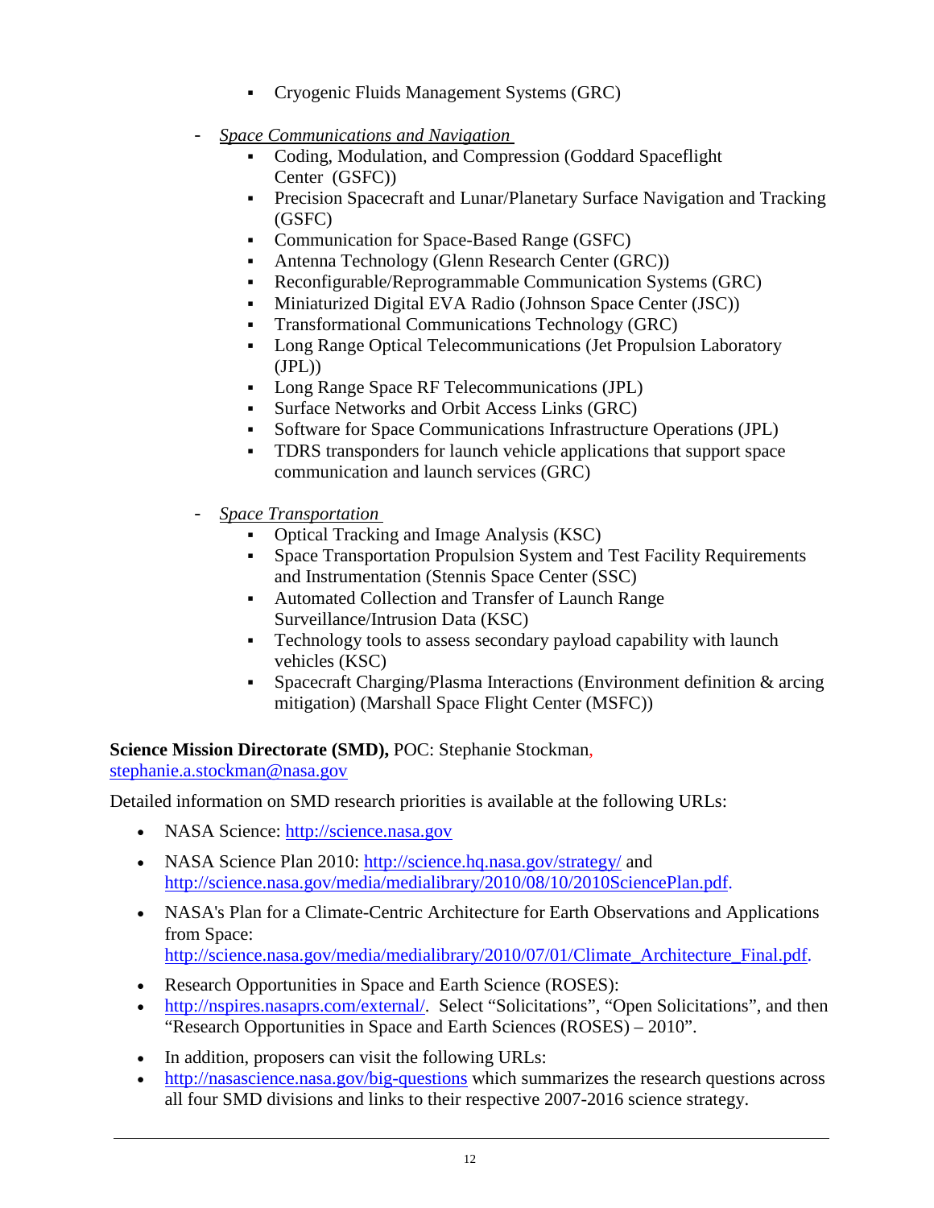- Cryogenic Fluids Management Systems (GRC)

- *Space Communications and Navigation*
  - Coding, Modulation, and Compression (Goddard Spaceflight Center (GSFC))
  - Precision Spacecraft and Lunar/Planetary Surface Navigation and Tracking (GSFC)
  - Communication for Space-Based Range (GSFC)
  - Antenna Technology (Glenn Research Center (GRC))
  - Reconfigurable/Reprogrammable Communication Systems (GRC)
  - Miniaturized Digital EVA Radio (Johnson Space Center (JSC))
  - Transformational Communications Technology (GRC)
  - Long Range Optical Telecommunications (Jet Propulsion Laboratory (JPL))
  - Long Range Space RF Telecommunications (JPL)
  - Surface Networks and Orbit Access Links (GRC)
  - Software for Space Communications Infrastructure Operations (JPL)
  - TDRS transponders for launch vehicle applications that support space communication and launch services (GRC)

- *Space Transportation*
  - Optical Tracking and Image Analysis (KSC)
  - Space Transportation Propulsion System and Test Facility Requirements and Instrumentation (Stennis Space Center (SSC)
  - Automated Collection and Transfer of Launch Range Surveillance/Intrusion Data (KSC)
  - Technology tools to assess secondary payload capability with launch vehicles (KSC)
  - Spacecraft Charging/Plasma Interactions (Environment definition & arcing mitigation) (Marshall Space Flight Center (MSFC))

**Science Mission Directorate (SMD),** POC: Stephanie Stockman, stephanie.a.stockman@nasa.gov

Detailed information on SMD research priorities is available at the following URLs:

- NASA Science: http://science.nasa.gov
- NASA Science Plan 2010: http://science.hq.nasa.gov/strategy/ and http://science.nasa.gov/media/medialibrary/2010/08/10/2010SciencePlan.pdf.
- NASA's Plan for a Climate-Centric Architecture for Earth Observations and Applications from Space: http://science.nasa.gov/media/medialibrary/2010/07/01/Climate_Architecture_Final.pdf.
- Research Opportunities in Space and Earth Science (ROSES):
- http://nspires.nasaprs.com/external/. Select "Solicitations", "Open Solicitations", and then "Research Opportunities in Space and Earth Sciences (ROSES) – 2010".
- In addition, proposers can visit the following URLs:
- http://nasascience.nasa.gov/big-questions which summarizes the research questions across all four SMD divisions and links to their respective 2007-2016 science strategy.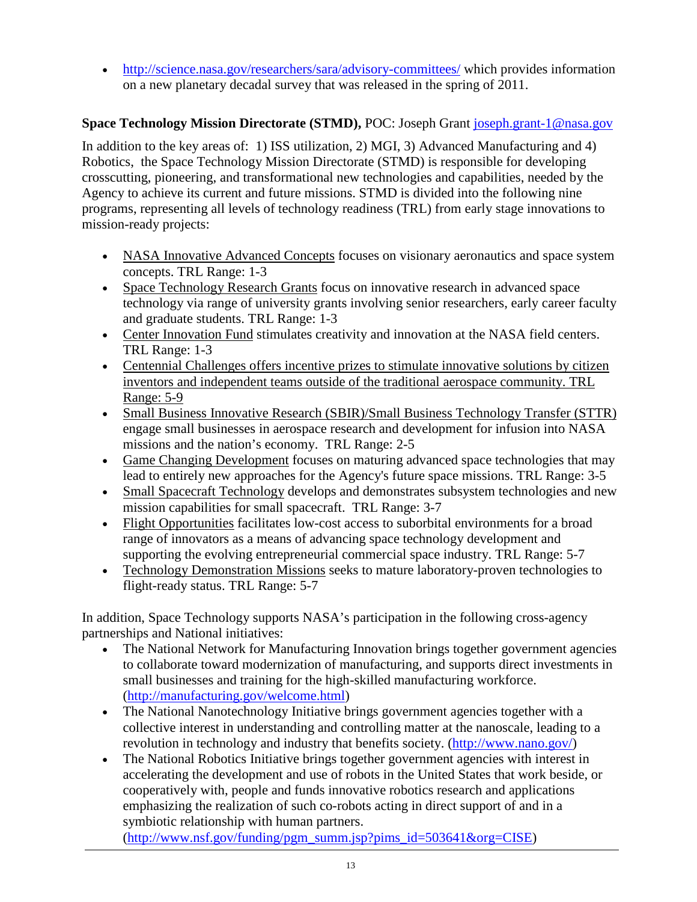- http://science.nasa.gov/researchers/sara/advisory-committees/ which provides information on a new planetary decadal survey that was released in the spring of 2011.

**Space Technology Mission Directorate (STMD),** POC: Joseph Grant joseph.grant-1@nasa.gov

In addition to the key areas of: 1) ISS utilization, 2) MGI, 3) Advanced Manufacturing and 4) Robotics, the Space Technology Mission Directorate (STMD) is responsible for developing crosscutting, pioneering, and transformational new technologies and capabilities, needed by the Agency to achieve its current and future missions. STMD is divided into the following nine programs, representing all levels of technology readiness (TRL) from early stage innovations to mission-ready projects:

- NASA Innovative Advanced Concepts focuses on visionary aeronautics and space system concepts. TRL Range: 1-3
- Space Technology Research Grants focus on innovative research in advanced space technology via range of university grants involving senior researchers, early career faculty and graduate students. TRL Range: 1-3
- Center Innovation Fund stimulates creativity and innovation at the NASA field centers. TRL Range: 1-3
- Centennial Challenges offers incentive prizes to stimulate innovative solutions by citizen inventors and independent teams outside of the traditional aerospace community. TRL Range: 5-9
- Small Business Innovative Research (SBIR)/Small Business Technology Transfer (STTR) engage small businesses in aerospace research and development for infusion into NASA missions and the nation's economy. TRL Range: 2-5
- Game Changing Development focuses on maturing advanced space technologies that may lead to entirely new approaches for the Agency's future space missions. TRL Range: 3-5
- Small Spacecraft Technology develops and demonstrates subsystem technologies and new mission capabilities for small spacecraft. TRL Range: 3-7
- Flight Opportunities facilitates low-cost access to suborbital environments for a broad range of innovators as a means of advancing space technology development and supporting the evolving entrepreneurial commercial space industry. TRL Range: 5-7
- Technology Demonstration Missions seeks to mature laboratory-proven technologies to flight-ready status. TRL Range: 5-7

In addition, Space Technology supports NASA's participation in the following cross-agency partnerships and National initiatives:

- The National Network for Manufacturing Innovation brings together government agencies to collaborate toward modernization of manufacturing, and supports direct investments in small businesses and training for the high-skilled manufacturing workforce. (http://manufacturing.gov/welcome.html)
- The National Nanotechnology Initiative brings government agencies together with a collective interest in understanding and controlling matter at the nanoscale, leading to a revolution in technology and industry that benefits society. (http://www.nano.gov/)
- The National Robotics Initiative brings together government agencies with interest in accelerating the development and use of robots in the United States that work beside, or cooperatively with, people and funds innovative robotics research and applications emphasizing the realization of such co-robots acting in direct support of and in a symbiotic relationship with human partners. (http://www.nsf.gov/funding/pgm_summ.jsp?pims_id=503641&org=CISE)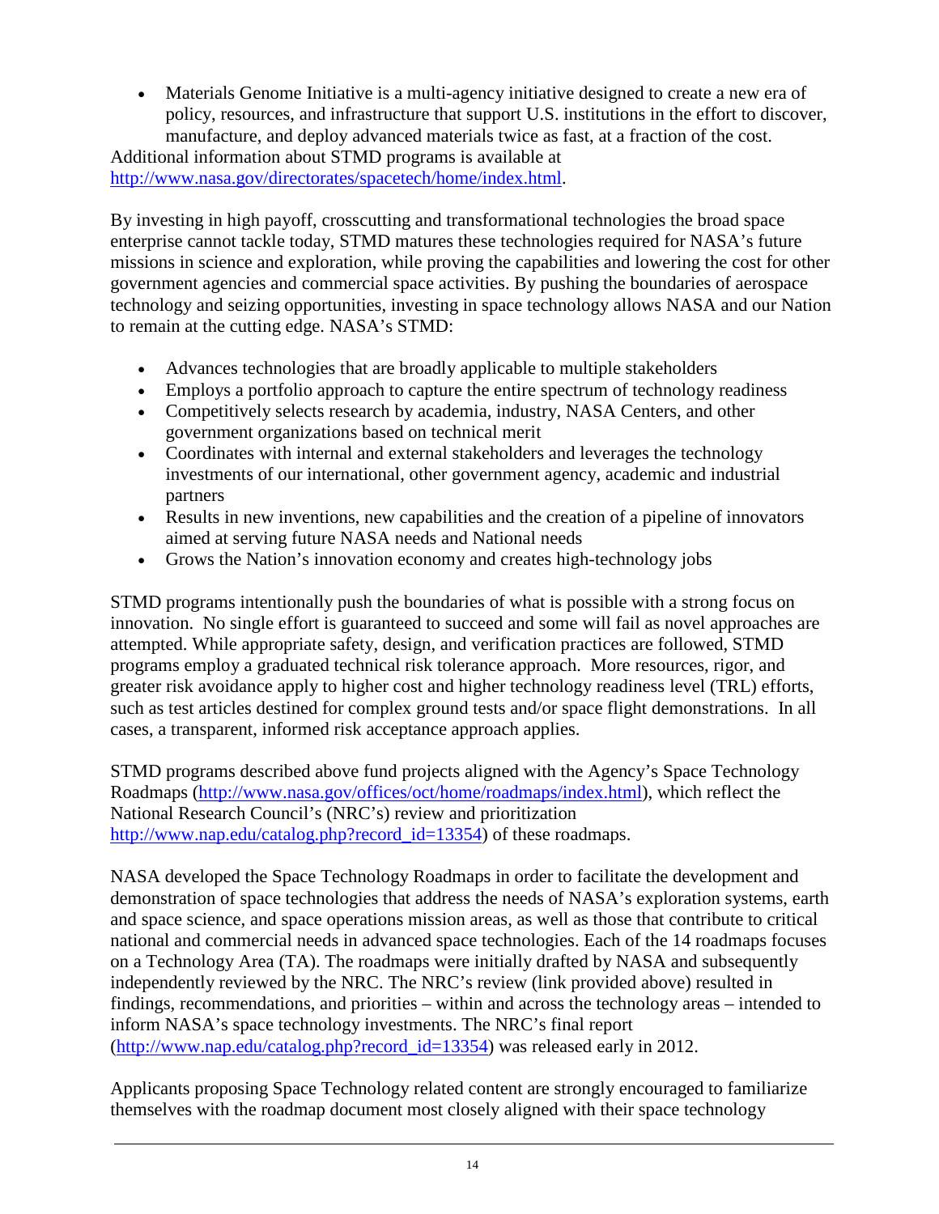- Materials Genome Initiative is a multi-agency initiative designed to create a new era of policy, resources, and infrastructure that support U.S. institutions in the effort to discover, manufacture, and deploy advanced materials twice as fast, at a fraction of the cost.

Additional information about STMD programs is available at http://www.nasa.gov/directorates/spacetech/home/index.html.

By investing in high payoff, crosscutting and transformational technologies the broad space enterprise cannot tackle today, STMD matures these technologies required for NASA's future missions in science and exploration, while proving the capabilities and lowering the cost for other government agencies and commercial space activities. By pushing the boundaries of aerospace technology and seizing opportunities, investing in space technology allows NASA and our Nation to remain at the cutting edge. NASA's STMD:

- Advances technologies that are broadly applicable to multiple stakeholders
- Employs a portfolio approach to capture the entire spectrum of technology readiness
- Competitively selects research by academia, industry, NASA Centers, and other government organizations based on technical merit
- Coordinates with internal and external stakeholders and leverages the technology investments of our international, other government agency, academic and industrial partners
- Results in new inventions, new capabilities and the creation of a pipeline of innovators aimed at serving future NASA needs and National needs
- Grows the Nation's innovation economy and creates high-technology jobs

STMD programs intentionally push the boundaries of what is possible with a strong focus on innovation. No single effort is guaranteed to succeed and some will fail as novel approaches are attempted. While appropriate safety, design, and verification practices are followed, STMD programs employ a graduated technical risk tolerance approach. More resources, rigor, and greater risk avoidance apply to higher cost and higher technology readiness level (TRL) efforts, such as test articles destined for complex ground tests and/or space flight demonstrations. In all cases, a transparent, informed risk acceptance approach applies.

STMD programs described above fund projects aligned with the Agency's Space Technology Roadmaps (http://www.nasa.gov/offices/oct/home/roadmaps/index.html), which reflect the National Research Council's (NRC's) review and prioritization http://www.nap.edu/catalog.php?record_id=13354) of these roadmaps.

NASA developed the Space Technology Roadmaps in order to facilitate the development and demonstration of space technologies that address the needs of NASA's exploration systems, earth and space science, and space operations mission areas, as well as those that contribute to critical national and commercial needs in advanced space technologies. Each of the 14 roadmaps focuses on a Technology Area (TA). The roadmaps were initially drafted by NASA and subsequently independently reviewed by the NRC. The NRC's review (link provided above) resulted in findings, recommendations, and priorities – within and across the technology areas – intended to inform NASA's space technology investments. The NRC's final report (http://www.nap.edu/catalog.php?record_id=13354) was released early in 2012.

Applicants proposing Space Technology related content are strongly encouraged to familiarize themselves with the roadmap document most closely aligned with their space technology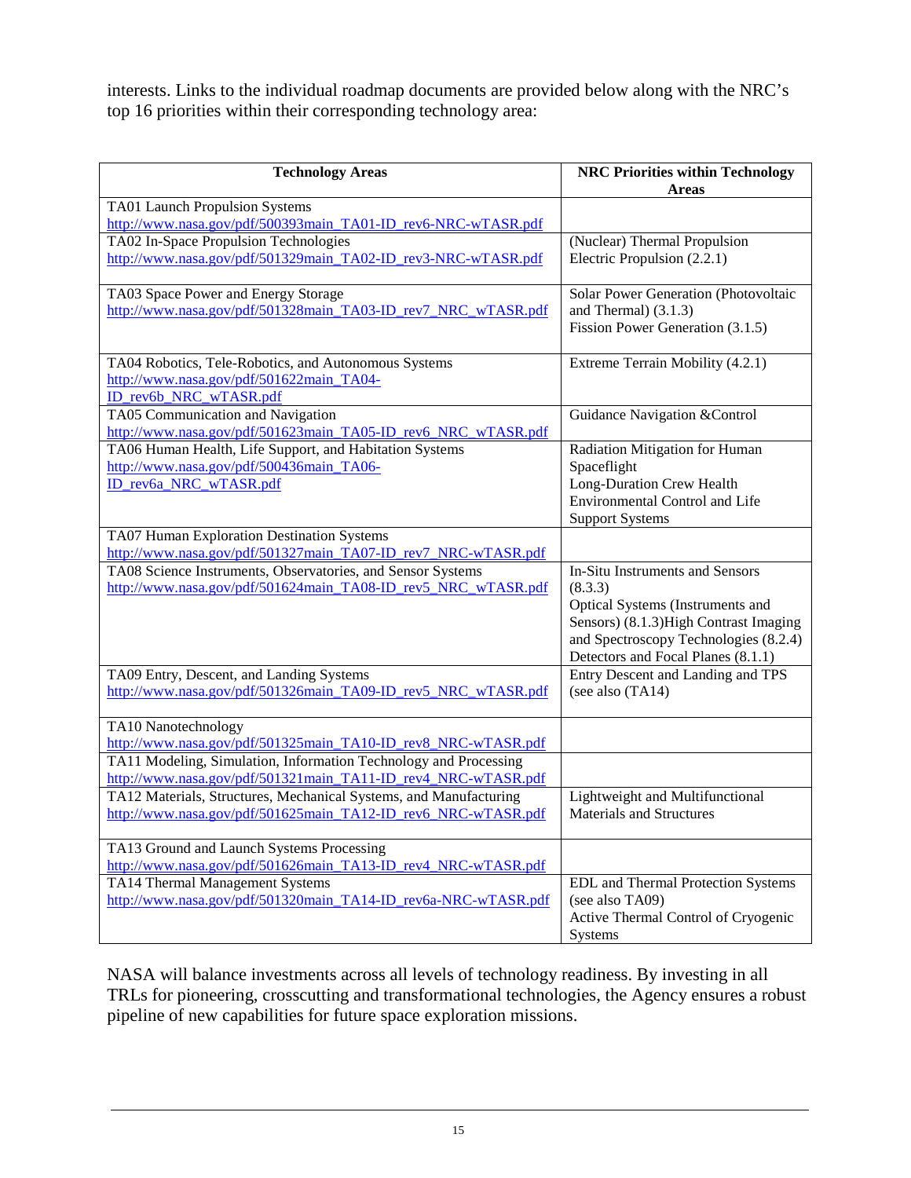interests. Links to the individual roadmap documents are provided below along with the NRC's top 16 priorities within their corresponding technology area:

| Technology Areas | NRC Priorities within Technology Areas |
|---|---|
| TA01 Launch Propulsion Systems<br>http://www.nasa.gov/pdf/500393main_TA01-ID_rev6-NRC-wTASR.pdf | |
| TA02 In-Space Propulsion Technologies<br>http://www.nasa.gov/pdf/501329main_TA02-ID_rev3-NRC-wTASR.pdf | (Nuclear) Thermal Propulsion<br>Electric Propulsion (2.2.1) |
| TA03 Space Power and Energy Storage<br>http://www.nasa.gov/pdf/501328main_TA03-ID_rev7_NRC_wTASR.pdf | Solar Power Generation (Photovoltaic and Thermal) (3.1.3)<br>Fission Power Generation (3.1.5) |
| TA04 Robotics, Tele-Robotics, and Autonomous Systems<br>http://www.nasa.gov/pdf/501622main_TA04-ID_rev6b_NRC_wTASR.pdf | Extreme Terrain Mobility (4.2.1) |
| TA05 Communication and Navigation<br>http://www.nasa.gov/pdf/501623main_TA05-ID_rev6_NRC_wTASR.pdf | Guidance Navigation &Control |
| TA06 Human Health, Life Support, and Habitation Systems<br>http://www.nasa.gov/pdf/500436main_TA06-ID_rev6a_NRC_wTASR.pdf | Radiation Mitigation for Human Spaceflight<br>Long-Duration Crew Health<br>Environmental Control and Life Support Systems |
| TA07 Human Exploration Destination Systems<br>http://www.nasa.gov/pdf/501327main_TA07-ID_rev7_NRC-wTASR.pdf | |
| TA08 Science Instruments, Observatories, and Sensor Systems<br>http://www.nasa.gov/pdf/501624main_TA08-ID_rev5_NRC_wTASR.pdf | In-Situ Instruments and Sensors (8.3.3)<br>Optical Systems (Instruments and Sensors) (8.1.3)High Contrast Imaging and Spectroscopy Technologies (8.2.4)<br>Detectors and Focal Planes (8.1.1) |
| TA09 Entry, Descent, and Landing Systems<br>http://www.nasa.gov/pdf/501326main_TA09-ID_rev5_NRC_wTASR.pdf | Entry Descent and Landing and TPS (see also (TA14) |
| TA10 Nanotechnology<br>http://www.nasa.gov/pdf/501325main_TA10-ID_rev8_NRC-wTASR.pdf | |
| TA11 Modeling, Simulation, Information Technology and Processing<br>http://www.nasa.gov/pdf/501321main_TA11-ID_rev4_NRC-wTASR.pdf | |
| TA12 Materials, Structures, Mechanical Systems, and Manufacturing<br>http://www.nasa.gov/pdf/501625main_TA12-ID_rev6_NRC-wTASR.pdf | Lightweight and Multifunctional Materials and Structures |
| TA13 Ground and Launch Systems Processing<br>http://www.nasa.gov/pdf/501626main_TA13-ID_rev4_NRC-wTASR.pdf | |
| TA14 Thermal Management Systems<br>http://www.nasa.gov/pdf/501320main_TA14-ID_rev6a-NRC-wTASR.pdf | EDL and Thermal Protection Systems (see also TA09)<br>Active Thermal Control of Cryogenic Systems |

NASA will balance investments across all levels of technology readiness. By investing in all TRLs for pioneering, crosscutting and transformational technologies, the Agency ensures a robust pipeline of new capabilities for future space exploration missions.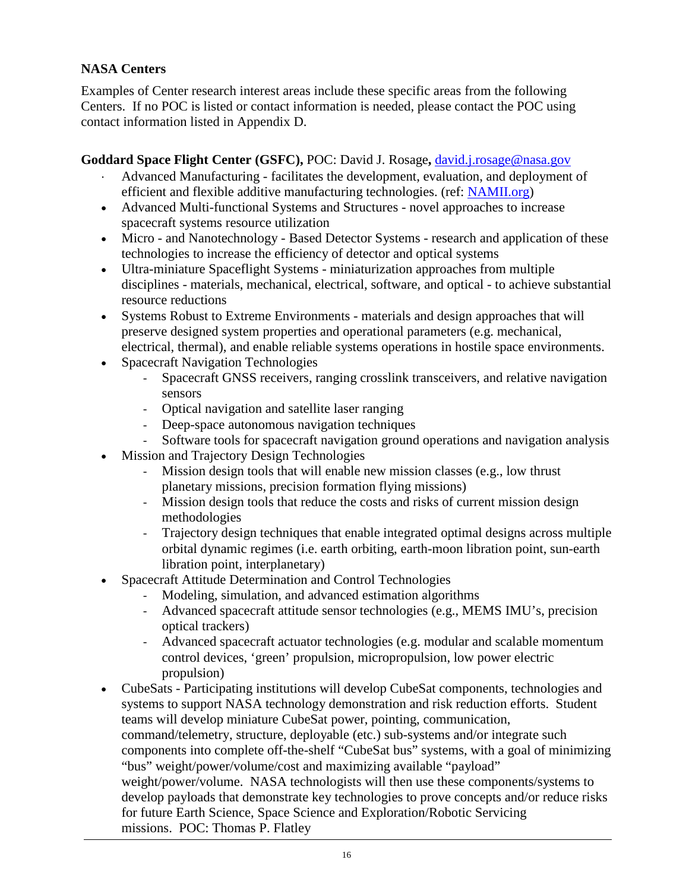**NASA Centers**

Examples of Center research interest areas include these specific areas from the following Centers. If no POC is listed or contact information is needed, please contact the POC using contact information listed in Appendix D.

**Goddard Space Flight Center (GSFC),** POC: David J. Rosage**,** david.j.rosage@nasa.gov

- Advanced Manufacturing - facilitates the development, evaluation, and deployment of efficient and flexible additive manufacturing technologies. (ref: NAMII.org)
- Advanced Multi-functional Systems and Structures - novel approaches to increase spacecraft systems resource utilization
- Micro - and Nanotechnology - Based Detector Systems - research and application of these technologies to increase the efficiency of detector and optical systems
- Ultra-miniature Spaceflight Systems - miniaturization approaches from multiple disciplines - materials, mechanical, electrical, software, and optical - to achieve substantial resource reductions
- Systems Robust to Extreme Environments - materials and design approaches that will preserve designed system properties and operational parameters (e.g. mechanical, electrical, thermal), and enable reliable systems operations in hostile space environments.
- Spacecraft Navigation Technologies
  - Spacecraft GNSS receivers, ranging crosslink transceivers, and relative navigation sensors
  - Optical navigation and satellite laser ranging
  - Deep-space autonomous navigation techniques
  - Software tools for spacecraft navigation ground operations and navigation analysis
- Mission and Trajectory Design Technologies
  - Mission design tools that will enable new mission classes (e.g., low thrust planetary missions, precision formation flying missions)
  - Mission design tools that reduce the costs and risks of current mission design methodologies
  - Trajectory design techniques that enable integrated optimal designs across multiple orbital dynamic regimes (i.e. earth orbiting, earth-moon libration point, sun-earth libration point, interplanetary)
- Spacecraft Attitude Determination and Control Technologies
  - Modeling, simulation, and advanced estimation algorithms
  - Advanced spacecraft attitude sensor technologies (e.g., MEMS IMU's, precision optical trackers)
  - Advanced spacecraft actuator technologies (e.g. modular and scalable momentum control devices, 'green' propulsion, micropropulsion, low power electric propulsion)
- CubeSats - Participating institutions will develop CubeSat components, technologies and systems to support NASA technology demonstration and risk reduction efforts. Student teams will develop miniature CubeSat power, pointing, communication, command/telemetry, structure, deployable (etc.) sub-systems and/or integrate such components into complete off-the-shelf "CubeSat bus" systems, with a goal of minimizing "bus" weight/power/volume/cost and maximizing available "payload" weight/power/volume. NASA technologists will then use these components/systems to develop payloads that demonstrate key technologies to prove concepts and/or reduce risks for future Earth Science, Space Science and Exploration/Robotic Servicing missions. POC: Thomas P. Flatley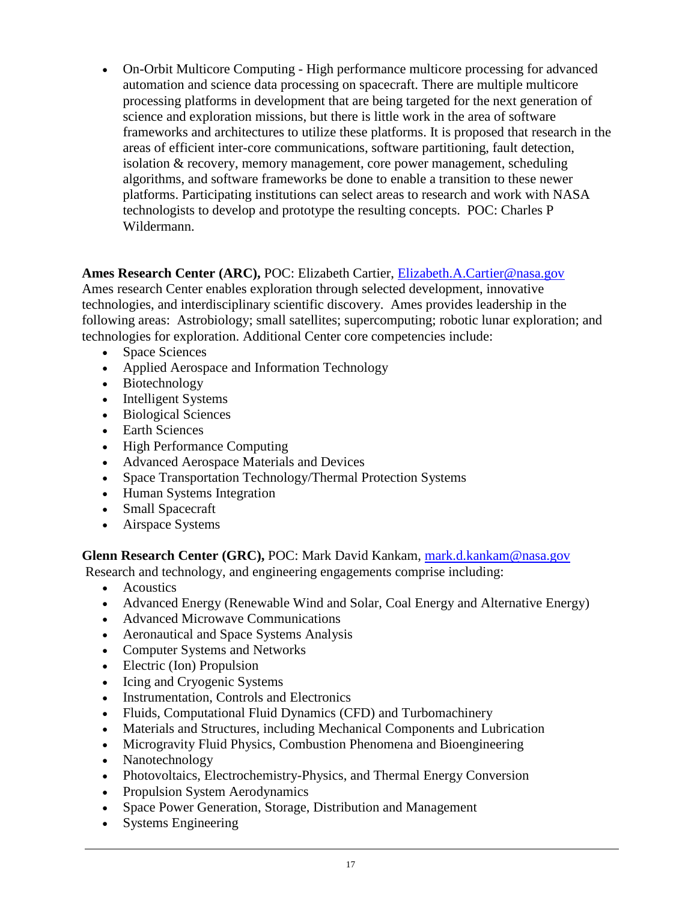- On-Orbit Multicore Computing - High performance multicore processing for advanced automation and science data processing on spacecraft. There are multiple multicore processing platforms in development that are being targeted for the next generation of science and exploration missions, but there is little work in the area of software frameworks and architectures to utilize these platforms. It is proposed that research in the areas of efficient inter-core communications, software partitioning, fault detection, isolation & recovery, memory management, core power management, scheduling algorithms, and software frameworks be done to enable a transition to these newer platforms. Participating institutions can select areas to research and work with NASA technologists to develop and prototype the resulting concepts. POC: Charles P Wildermann.

**Ames Research Center (ARC),** POC: Elizabeth Cartier, Elizabeth.A.Cartier@nasa.gov
Ames research Center enables exploration through selected development, innovative technologies, and interdisciplinary scientific discovery. Ames provides leadership in the following areas: Astrobiology; small satellites; supercomputing; robotic lunar exploration; and technologies for exploration. Additional Center core competencies include:

- Space Sciences
- Applied Aerospace and Information Technology
- Biotechnology
- Intelligent Systems
- Biological Sciences
- Earth Sciences
- High Performance Computing
- Advanced Aerospace Materials and Devices
- Space Transportation Technology/Thermal Protection Systems
- Human Systems Integration
- Small Spacecraft
- Airspace Systems

**Glenn Research Center (GRC),** POC: Mark David Kankam, mark.d.kankam@nasa.gov
Research and technology, and engineering engagements comprise including:

- Acoustics
- Advanced Energy (Renewable Wind and Solar, Coal Energy and Alternative Energy)
- Advanced Microwave Communications
- Aeronautical and Space Systems Analysis
- Computer Systems and Networks
- Electric (Ion) Propulsion
- Icing and Cryogenic Systems
- Instrumentation, Controls and Electronics
- Fluids, Computational Fluid Dynamics (CFD) and Turbomachinery
- Materials and Structures, including Mechanical Components and Lubrication
- Microgravity Fluid Physics, Combustion Phenomena and Bioengineering
- Nanotechnology
- Photovoltaics, Electrochemistry-Physics, and Thermal Energy Conversion
- Propulsion System Aerodynamics
- Space Power Generation, Storage, Distribution and Management
- Systems Engineering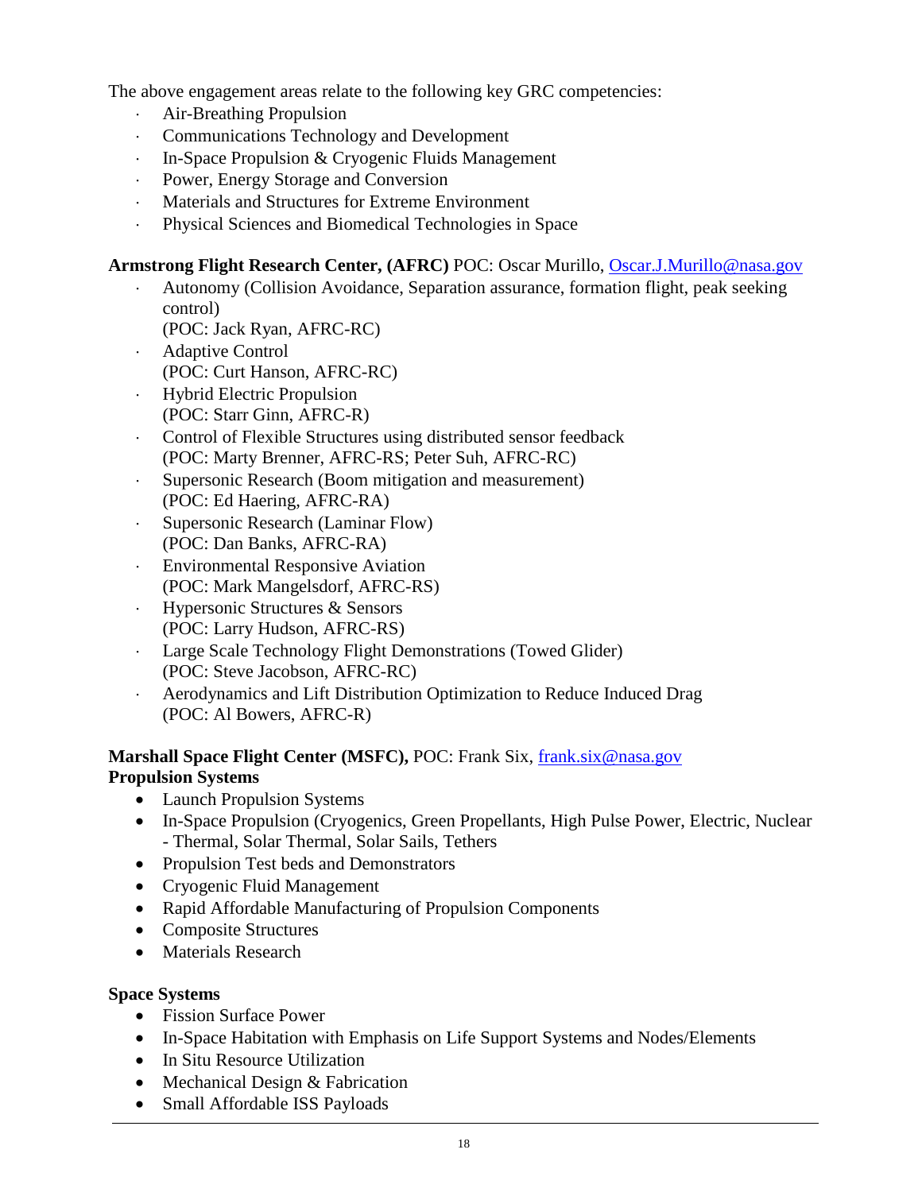The above engagement areas relate to the following key GRC competencies:

- Air-Breathing Propulsion
- Communications Technology and Development
- In-Space Propulsion & Cryogenic Fluids Management
- Power, Energy Storage and Conversion
- Materials and Structures for Extreme Environment
- Physical Sciences and Biomedical Technologies in Space

**Armstrong Flight Research Center, (AFRC)** POC: Oscar Murillo, Oscar.J.Murillo@nasa.gov

- Autonomy (Collision Avoidance, Separation assurance, formation flight, peak seeking control)
  (POC: Jack Ryan, AFRC-RC)
- Adaptive Control
  (POC: Curt Hanson, AFRC-RC)
- Hybrid Electric Propulsion
  (POC: Starr Ginn, AFRC-R)
- Control of Flexible Structures using distributed sensor feedback
  (POC: Marty Brenner, AFRC-RS; Peter Suh, AFRC-RC)
- Supersonic Research (Boom mitigation and measurement)
  (POC: Ed Haering, AFRC-RA)
- Supersonic Research (Laminar Flow)
  (POC: Dan Banks, AFRC-RA)
- Environmental Responsive Aviation
  (POC: Mark Mangelsdorf, AFRC-RS)
- Hypersonic Structures & Sensors
  (POC: Larry Hudson, AFRC-RS)
- Large Scale Technology Flight Demonstrations (Towed Glider)
  (POC: Steve Jacobson, AFRC-RC)
- Aerodynamics and Lift Distribution Optimization to Reduce Induced Drag
  (POC: Al Bowers, AFRC-R)

**Marshall Space Flight Center (MSFC),** POC: Frank Six, frank.six@nasa.gov

**Propulsion Systems**

- Launch Propulsion Systems
- In-Space Propulsion (Cryogenics, Green Propellants, High Pulse Power, Electric, Nuclear - Thermal, Solar Thermal, Solar Sails, Tethers
- Propulsion Test beds and Demonstrators
- Cryogenic Fluid Management
- Rapid Affordable Manufacturing of Propulsion Components
- Composite Structures
- Materials Research

**Space Systems**

- Fission Surface Power
- In-Space Habitation with Emphasis on Life Support Systems and Nodes/Elements
- In Situ Resource Utilization
- Mechanical Design & Fabrication
- Small Affordable ISS Payloads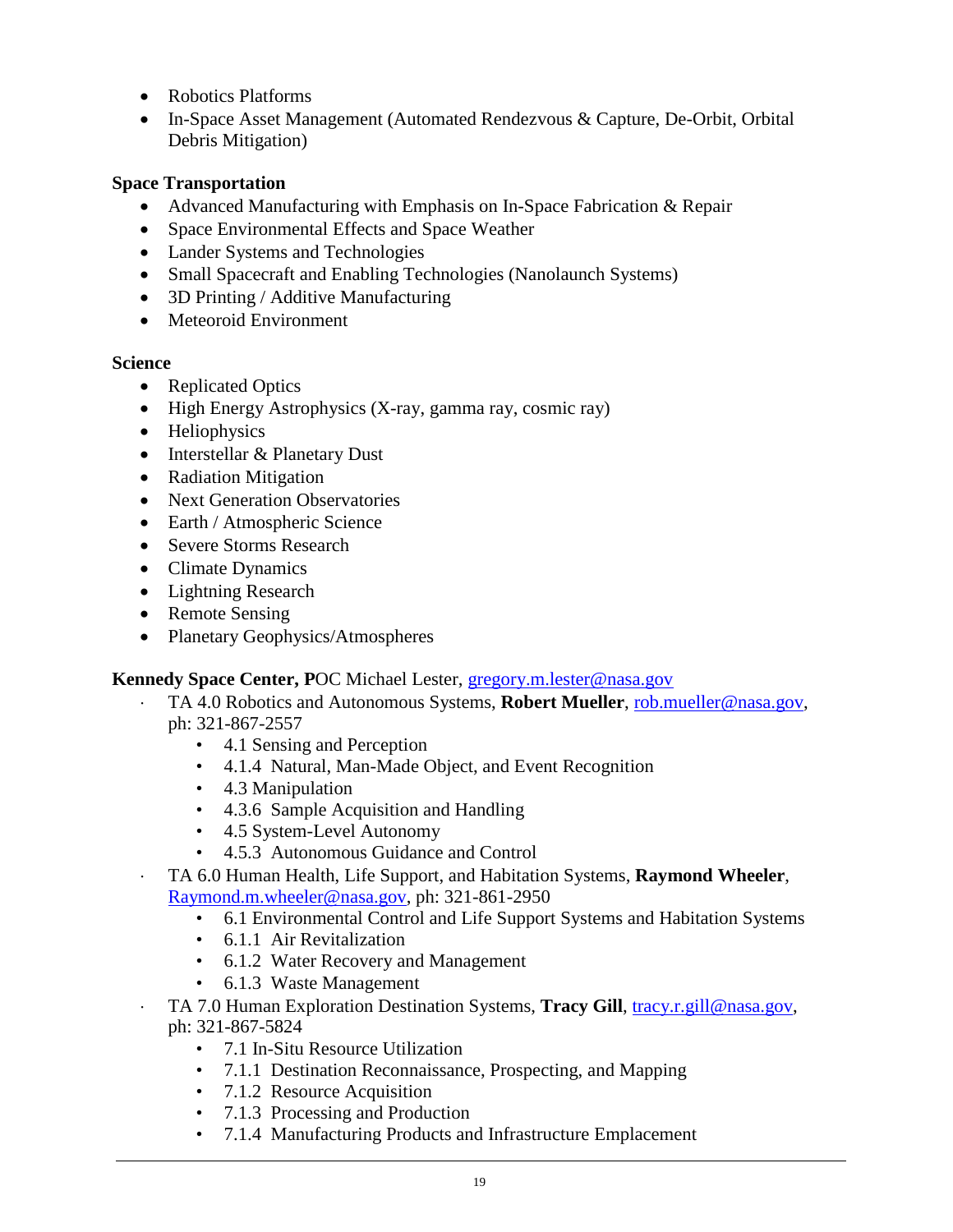- Robotics Platforms
- In-Space Asset Management (Automated Rendezvous & Capture, De-Orbit, Orbital Debris Mitigation)

**Space Transportation**

- Advanced Manufacturing with Emphasis on In-Space Fabrication & Repair
- Space Environmental Effects and Space Weather
- Lander Systems and Technologies
- Small Spacecraft and Enabling Technologies (Nanolaunch Systems)
- 3D Printing / Additive Manufacturing
- Meteoroid Environment

**Science**

- Replicated Optics
- High Energy Astrophysics (X-ray, gamma ray, cosmic ray)
- Heliophysics
- Interstellar & Planetary Dust
- Radiation Mitigation
- Next Generation Observatories
- Earth / Atmospheric Science
- Severe Storms Research
- Climate Dynamics
- Lightning Research
- Remote Sensing
- Planetary Geophysics/Atmospheres

**Kennedy Space Center, P**OC Michael Lester, gregory.m.lester@nasa.gov

- TA 4.0 Robotics and Autonomous Systems, **Robert Mueller**, rob.mueller@nasa.gov, ph: 321-867-2557
  - 4.1 Sensing and Perception
  - 4.1.4 Natural, Man-Made Object, and Event Recognition
  - 4.3 Manipulation
  - 4.3.6 Sample Acquisition and Handling
  - 4.5 System-Level Autonomy
  - 4.5.3 Autonomous Guidance and Control
- TA 6.0 Human Health, Life Support, and Habitation Systems, **Raymond Wheeler**, Raymond.m.wheeler@nasa.gov, ph: 321-861-2950
  - 6.1 Environmental Control and Life Support Systems and Habitation Systems
  - 6.1.1 Air Revitalization
  - 6.1.2 Water Recovery and Management
  - 6.1.3 Waste Management
- TA 7.0 Human Exploration Destination Systems, **Tracy Gill**, tracy.r.gill@nasa.gov, ph: 321-867-5824
  - 7.1 In-Situ Resource Utilization
  - 7.1.1 Destination Reconnaissance, Prospecting, and Mapping
  - 7.1.2 Resource Acquisition
  - 7.1.3 Processing and Production
  - 7.1.4 Manufacturing Products and Infrastructure Emplacement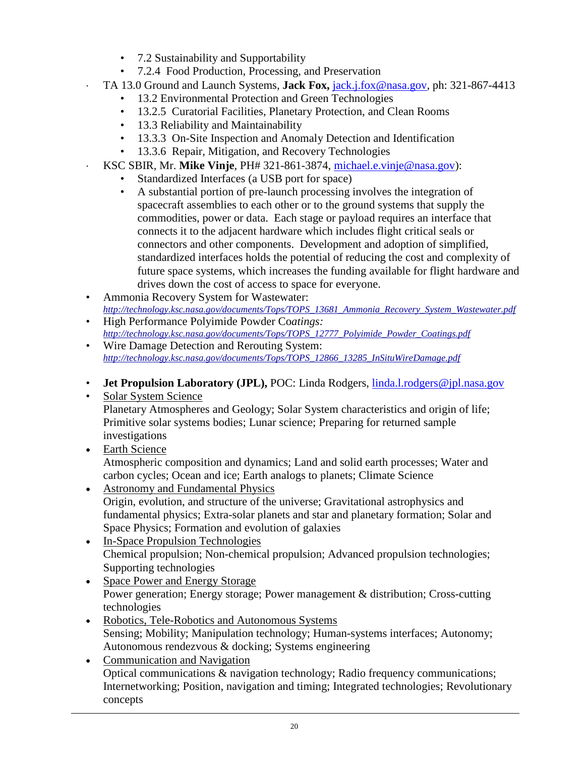- 7.2 Sustainability and Supportability
- 7.2.4 Food Production, Processing, and Preservation

- TA 13.0 Ground and Launch Systems, **Jack Fox,** jack.j.fox@nasa.gov, ph: 321-867-4413
  - 13.2 Environmental Protection and Green Technologies
  - 13.2.5 Curatorial Facilities, Planetary Protection, and Clean Rooms
  - 13.3 Reliability and Maintainability
  - 13.3.3 On-Site Inspection and Anomaly Detection and Identification
  - 13.3.6 Repair, Mitigation, and Recovery Technologies
- KSC SBIR, Mr. **Mike Vinje**, PH# 321-861-3874, michael.e.vinje@nasa.gov):
  - Standardized Interfaces (a USB port for space)
  - A substantial portion of pre-launch processing involves the integration of spacecraft assemblies to each other or to the ground systems that supply the commodities, power or data. Each stage or payload requires an interface that connects it to the adjacent hardware which includes flight critical seals or connectors and other components. Development and adoption of simplified, standardized interfaces holds the potential of reducing the cost and complexity of future space systems, which increases the funding available for flight hardware and drives down the cost of access to space for everyone.
- Ammonia Recovery System for Wastewater: *http://technology.ksc.nasa.gov/documents/Tops/TOPS_13681_Ammonia_Recovery_System_Wastewater.pdf*
- High Performance Polyimide Powder Co*atings: http://technology.ksc.nasa.gov/documents/Tops/TOPS_12777_Polyimide_Powder_Coatings.pdf*
- Wire Damage Detection and Rerouting System: *http://technology.ksc.nasa.gov/documents/Tops/TOPS_12866_13285_InSituWireDamage.pdf*

- **Jet Propulsion Laboratory (JPL),** POC: Linda Rodgers, linda.l.rodgers@jpl.nasa.gov
- Solar System Science
  Planetary Atmospheres and Geology; Solar System characteristics and origin of life; Primitive solar systems bodies; Lunar science; Preparing for returned sample investigations
- Earth Science
  Atmospheric composition and dynamics; Land and solid earth processes; Water and carbon cycles; Ocean and ice; Earth analogs to planets; Climate Science
- Astronomy and Fundamental Physics
  Origin, evolution, and structure of the universe; Gravitational astrophysics and fundamental physics; Extra-solar planets and star and planetary formation; Solar and Space Physics; Formation and evolution of galaxies
- In-Space Propulsion Technologies
  Chemical propulsion; Non-chemical propulsion; Advanced propulsion technologies; Supporting technologies
- Space Power and Energy Storage
  Power generation; Energy storage; Power management & distribution; Cross-cutting technologies
- Robotics, Tele-Robotics and Autonomous Systems
  Sensing; Mobility; Manipulation technology; Human-systems interfaces; Autonomy; Autonomous rendezvous & docking; Systems engineering
- Communication and Navigation
  Optical communications & navigation technology; Radio frequency communications; Internetworking; Position, navigation and timing; Integrated technologies; Revolutionary concepts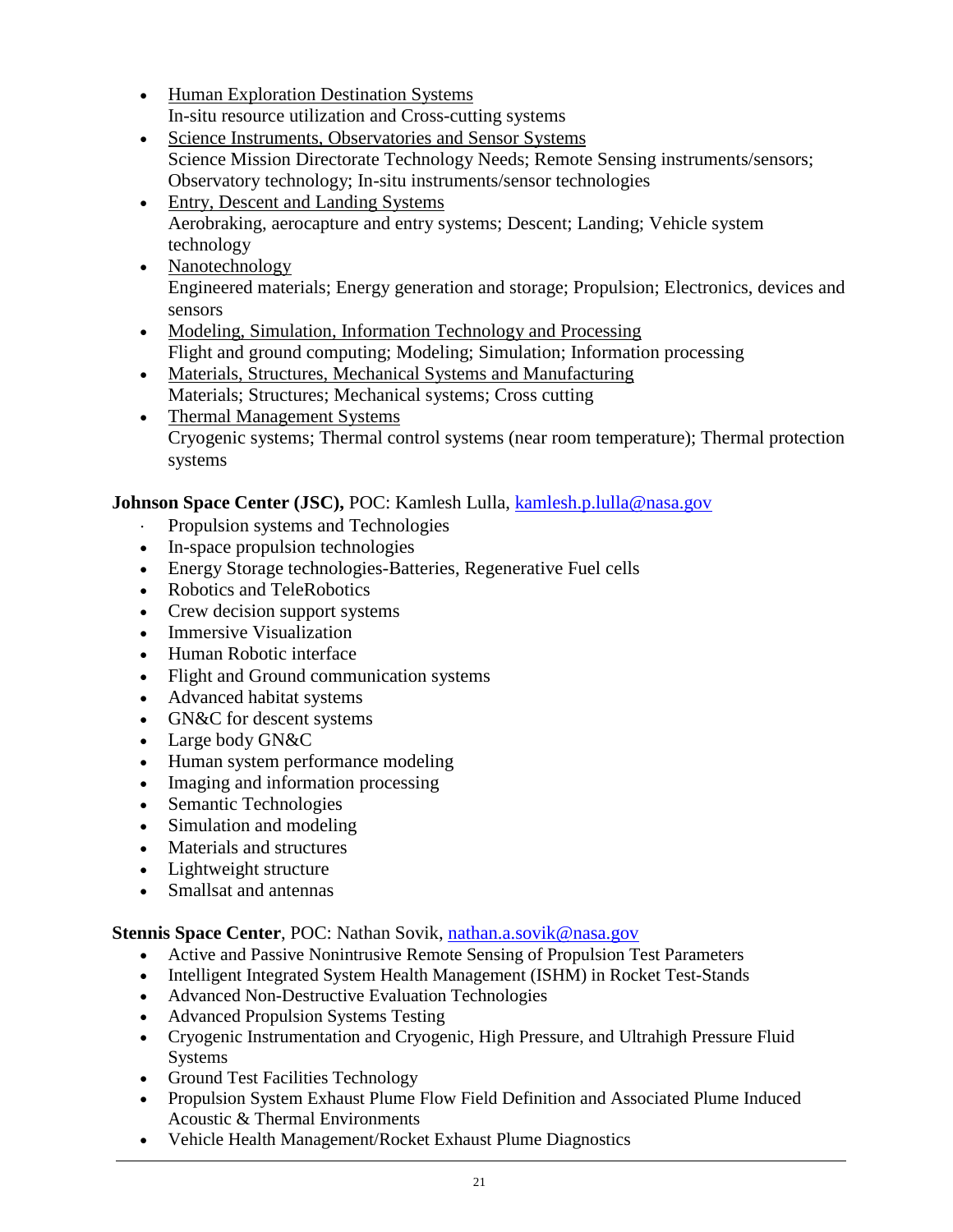- Human Exploration Destination Systems
  In-situ resource utilization and Cross-cutting systems
- Science Instruments, Observatories and Sensor Systems
  Science Mission Directorate Technology Needs; Remote Sensing instruments/sensors; Observatory technology; In-situ instruments/sensor technologies
- Entry, Descent and Landing Systems
  Aerobraking, aerocapture and entry systems; Descent; Landing; Vehicle system technology
- Nanotechnology
  Engineered materials; Energy generation and storage; Propulsion; Electronics, devices and sensors
- Modeling, Simulation, Information Technology and Processing
  Flight and ground computing; Modeling; Simulation; Information processing
- Materials, Structures, Mechanical Systems and Manufacturing
  Materials; Structures; Mechanical systems; Cross cutting
- Thermal Management Systems
  Cryogenic systems; Thermal control systems (near room temperature); Thermal protection systems

**Johnson Space Center (JSC),** POC: Kamlesh Lulla, [kamlesh.p.lulla@nasa.gov](mailto:kamlesh.p.lulla@nasa.gov)

- Propulsion systems and Technologies
- In-space propulsion technologies
- Energy Storage technologies-Batteries, Regenerative Fuel cells
- Robotics and TeleRobotics
- Crew decision support systems
- Immersive Visualization
- Human Robotic interface
- Flight and Ground communication systems
- Advanced habitat systems
- GN&C for descent systems
- Large body GN&C
- Human system performance modeling
- Imaging and information processing
- Semantic Technologies
- Simulation and modeling
- Materials and structures
- Lightweight structure
- Smallsat and antennas

**Stennis Space Center**, POC: Nathan Sovik, [nathan.a.sovik@nasa.gov](mailto:nathan.a.sovik@nasa.gov)

- Active and Passive Nonintrusive Remote Sensing of Propulsion Test Parameters
- Intelligent Integrated System Health Management (ISHM) in Rocket Test-Stands
- Advanced Non-Destructive Evaluation Technologies
- Advanced Propulsion Systems Testing
- Cryogenic Instrumentation and Cryogenic, High Pressure, and Ultrahigh Pressure Fluid Systems
- Ground Test Facilities Technology
- Propulsion System Exhaust Plume Flow Field Definition and Associated Plume Induced Acoustic & Thermal Environments
- Vehicle Health Management/Rocket Exhaust Plume Diagnostics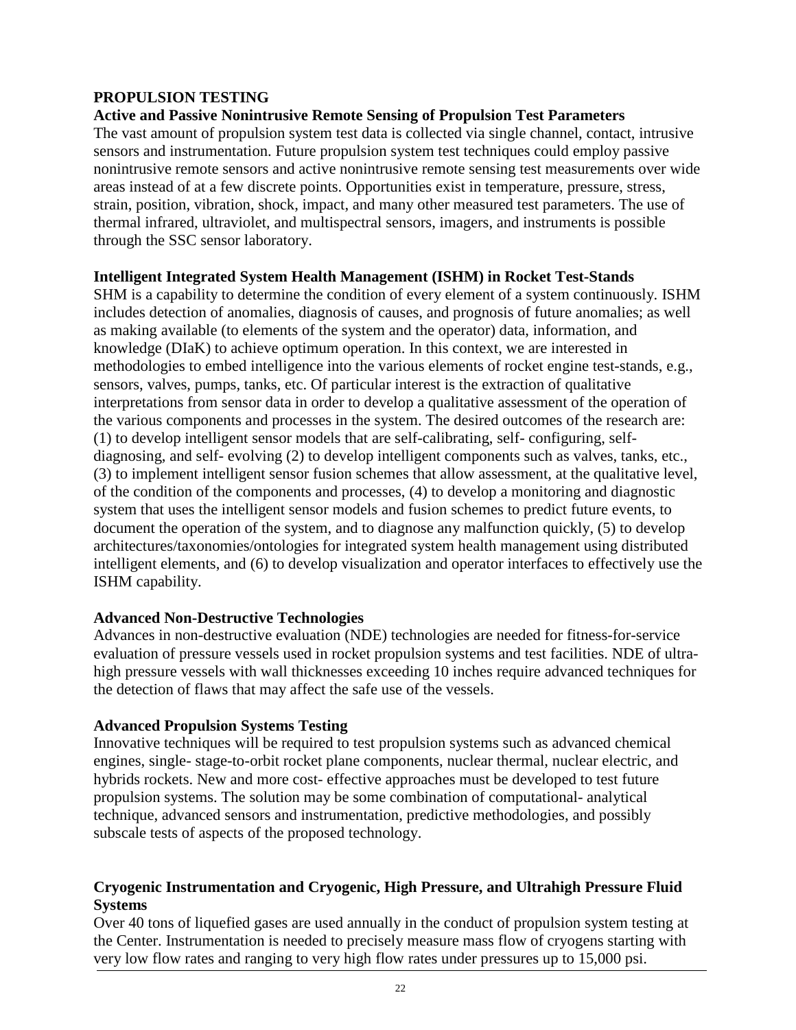## PROPULSION TESTING

### Active and Passive Nonintrusive Remote Sensing of Propulsion Test Parameters

The vast amount of propulsion system test data is collected via single channel, contact, intrusive sensors and instrumentation. Future propulsion system test techniques could employ passive nonintrusive remote sensors and active nonintrusive remote sensing test measurements over wide areas instead of at a few discrete points. Opportunities exist in temperature, pressure, stress, strain, position, vibration, shock, impact, and many other measured test parameters. The use of thermal infrared, ultraviolet, and multispectral sensors, imagers, and instruments is possible through the SSC sensor laboratory.

### Intelligent Integrated System Health Management (ISHM) in Rocket Test-Stands

SHM is a capability to determine the condition of every element of a system continuously. ISHM includes detection of anomalies, diagnosis of causes, and prognosis of future anomalies; as well as making available (to elements of the system and the operator) data, information, and knowledge (DIaK) to achieve optimum operation. In this context, we are interested in methodologies to embed intelligence into the various elements of rocket engine test-stands, e.g., sensors, valves, pumps, tanks, etc. Of particular interest is the extraction of qualitative interpretations from sensor data in order to develop a qualitative assessment of the operation of the various components and processes in the system. The desired outcomes of the research are: (1) to develop intelligent sensor models that are self-calibrating, self- configuring, self-diagnosing, and self- evolving (2) to develop intelligent components such as valves, tanks, etc., (3) to implement intelligent sensor fusion schemes that allow assessment, at the qualitative level, of the condition of the components and processes, (4) to develop a monitoring and diagnostic system that uses the intelligent sensor models and fusion schemes to predict future events, to document the operation of the system, and to diagnose any malfunction quickly, (5) to develop architectures/taxonomies/ontologies for integrated system health management using distributed intelligent elements, and (6) to develop visualization and operator interfaces to effectively use the ISHM capability.

### Advanced Non-Destructive Technologies

Advances in non-destructive evaluation (NDE) technologies are needed for fitness-for-service evaluation of pressure vessels used in rocket propulsion systems and test facilities. NDE of ultra-high pressure vessels with wall thicknesses exceeding 10 inches require advanced techniques for the detection of flaws that may affect the safe use of the vessels.

### Advanced Propulsion Systems Testing

Innovative techniques will be required to test propulsion systems such as advanced chemical engines, single- stage-to-orbit rocket plane components, nuclear thermal, nuclear electric, and hybrids rockets. New and more cost- effective approaches must be developed to test future propulsion systems. The solution may be some combination of computational- analytical technique, advanced sensors and instrumentation, predictive methodologies, and possibly subscale tests of aspects of the proposed technology.

### Cryogenic Instrumentation and Cryogenic, High Pressure, and Ultrahigh Pressure Fluid Systems

Over 40 tons of liquefied gases are used annually in the conduct of propulsion system testing at the Center. Instrumentation is needed to precisely measure mass flow of cryogens starting with very low flow rates and ranging to very high flow rates under pressures up to 15,000 psi.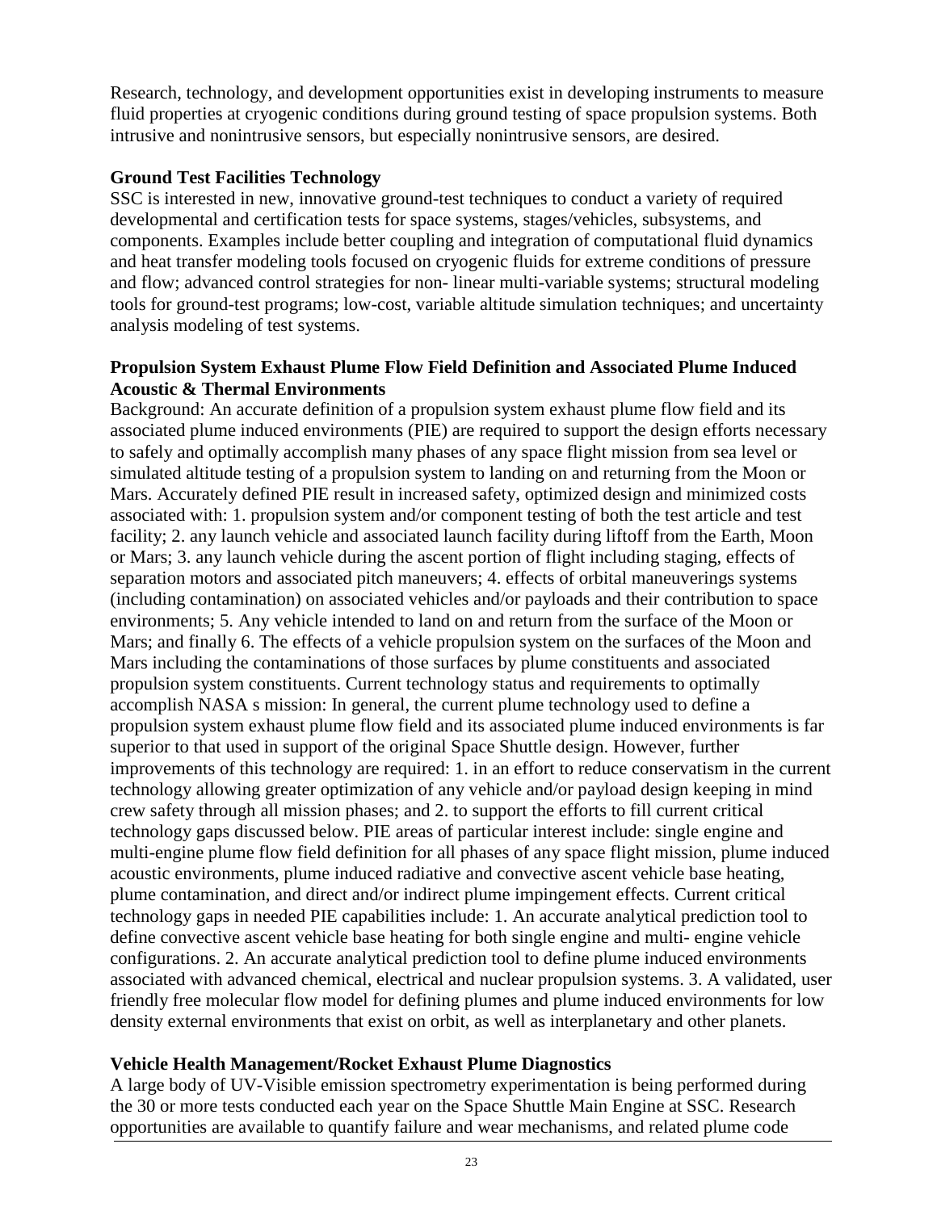Research, technology, and development opportunities exist in developing instruments to measure fluid properties at cryogenic conditions during ground testing of space propulsion systems. Both intrusive and nonintrusive sensors, but especially nonintrusive sensors, are desired.

**Ground Test Facilities Technology**

SSC is interested in new, innovative ground-test techniques to conduct a variety of required developmental and certification tests for space systems, stages/vehicles, subsystems, and components. Examples include better coupling and integration of computational fluid dynamics and heat transfer modeling tools focused on cryogenic fluids for extreme conditions of pressure and flow; advanced control strategies for non- linear multi-variable systems; structural modeling tools for ground-test programs; low-cost, variable altitude simulation techniques; and uncertainty analysis modeling of test systems.

**Propulsion System Exhaust Plume Flow Field Definition and Associated Plume Induced Acoustic & Thermal Environments**

Background: An accurate definition of a propulsion system exhaust plume flow field and its associated plume induced environments (PIE) are required to support the design efforts necessary to safely and optimally accomplish many phases of any space flight mission from sea level or simulated altitude testing of a propulsion system to landing on and returning from the Moon or Mars. Accurately defined PIE result in increased safety, optimized design and minimized costs associated with: 1. propulsion system and/or component testing of both the test article and test facility; 2. any launch vehicle and associated launch facility during liftoff from the Earth, Moon or Mars; 3. any launch vehicle during the ascent portion of flight including staging, effects of separation motors and associated pitch maneuvers; 4. effects of orbital maneuverings systems (including contamination) on associated vehicles and/or payloads and their contribution to space environments; 5. Any vehicle intended to land on and return from the surface of the Moon or Mars; and finally 6. The effects of a vehicle propulsion system on the surfaces of the Moon and Mars including the contaminations of those surfaces by plume constituents and associated propulsion system constituents. Current technology status and requirements to optimally accomplish NASA s mission: In general, the current plume technology used to define a propulsion system exhaust plume flow field and its associated plume induced environments is far superior to that used in support of the original Space Shuttle design. However, further improvements of this technology are required: 1. in an effort to reduce conservatism in the current technology allowing greater optimization of any vehicle and/or payload design keeping in mind crew safety through all mission phases; and 2. to support the efforts to fill current critical technology gaps discussed below. PIE areas of particular interest include: single engine and multi-engine plume flow field definition for all phases of any space flight mission, plume induced acoustic environments, plume induced radiative and convective ascent vehicle base heating, plume contamination, and direct and/or indirect plume impingement effects. Current critical technology gaps in needed PIE capabilities include: 1. An accurate analytical prediction tool to define convective ascent vehicle base heating for both single engine and multi- engine vehicle configurations. 2. An accurate analytical prediction tool to define plume induced environments associated with advanced chemical, electrical and nuclear propulsion systems. 3. A validated, user friendly free molecular flow model for defining plumes and plume induced environments for low density external environments that exist on orbit, as well as interplanetary and other planets.

**Vehicle Health Management/Rocket Exhaust Plume Diagnostics**

A large body of UV-Visible emission spectrometry experimentation is being performed during the 30 or more tests conducted each year on the Space Shuttle Main Engine at SSC. Research opportunities are available to quantify failure and wear mechanisms, and related plume code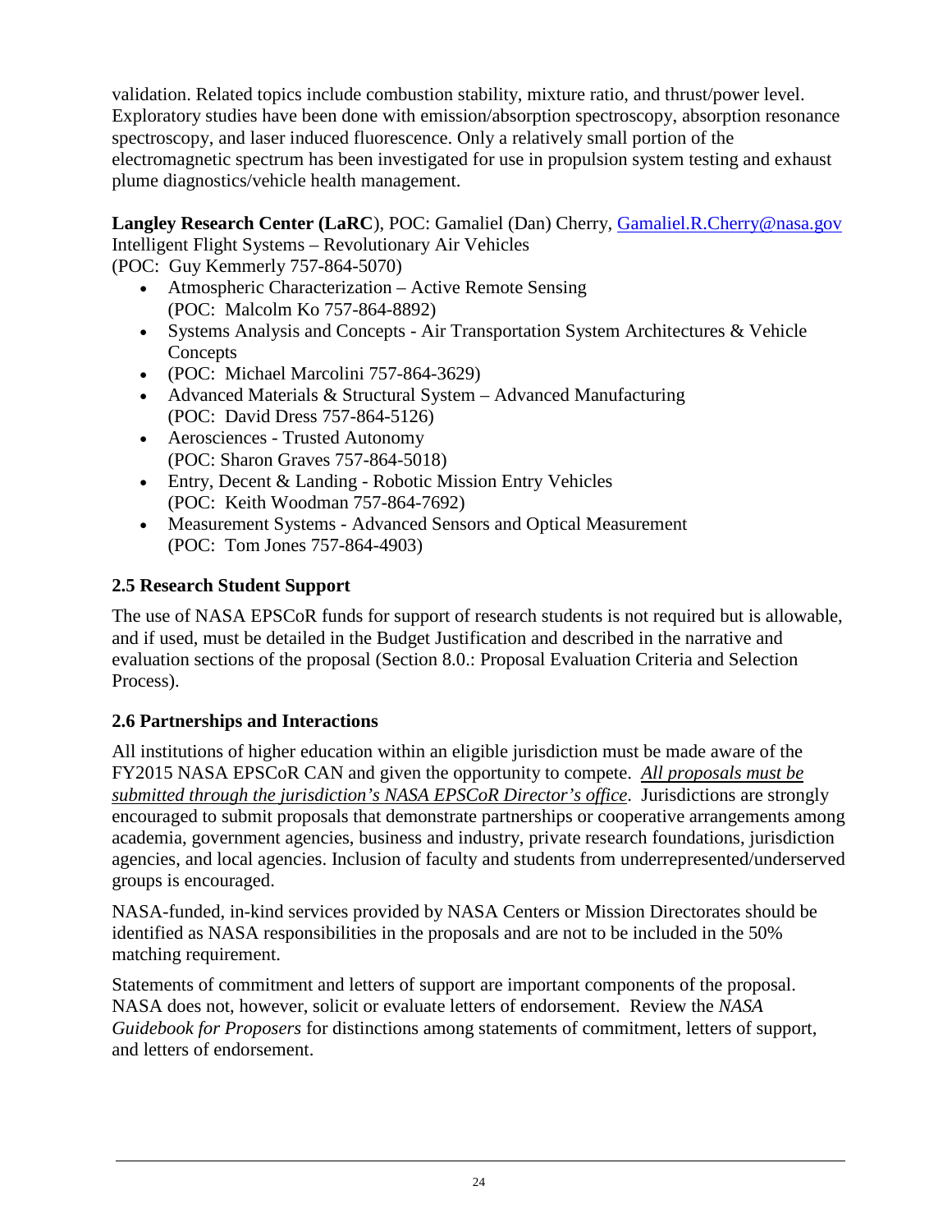validation. Related topics include combustion stability, mixture ratio, and thrust/power level. Exploratory studies have been done with emission/absorption spectroscopy, absorption resonance spectroscopy, and laser induced fluorescence. Only a relatively small portion of the electromagnetic spectrum has been investigated for use in propulsion system testing and exhaust plume diagnostics/vehicle health management.

**Langley Research Center (LaRC**), POC: Gamaliel (Dan) Cherry, [Gamaliel.R.Cherry@nasa.gov](mailto:Gamaliel.R.Cherry@nasa.gov)
Intelligent Flight Systems – Revolutionary Air Vehicles
(POC: Guy Kemmerly 757-864-5070)

- Atmospheric Characterization – Active Remote Sensing
  (POC: Malcolm Ko 757-864-8892)
- Systems Analysis and Concepts - Air Transportation System Architectures & Vehicle Concepts
- (POC: Michael Marcolini 757-864-3629)
- Advanced Materials & Structural System – Advanced Manufacturing
  (POC: David Dress 757-864-5126)
- Aerosciences - Trusted Autonomy
  (POC: Sharon Graves 757-864-5018)
- Entry, Decent & Landing - Robotic Mission Entry Vehicles
  (POC: Keith Woodman 757-864-7692)
- Measurement Systems - Advanced Sensors and Optical Measurement
  (POC: Tom Jones 757-864-4903)

### 2.5 Research Student Support

The use of NASA EPSCoR funds for support of research students is not required but is allowable, and if used, must be detailed in the Budget Justification and described in the narrative and evaluation sections of the proposal (Section 8.0.: Proposal Evaluation Criteria and Selection Process).

### 2.6 Partnerships and Interactions

All institutions of higher education within an eligible jurisdiction must be made aware of the FY2015 NASA EPSCoR CAN and given the opportunity to compete. *All proposals must be submitted through the jurisdiction's NASA EPSCoR Director's office*. Jurisdictions are strongly encouraged to submit proposals that demonstrate partnerships or cooperative arrangements among academia, government agencies, business and industry, private research foundations, jurisdiction agencies, and local agencies. Inclusion of faculty and students from underrepresented/underserved groups is encouraged.

NASA-funded, in-kind services provided by NASA Centers or Mission Directorates should be identified as NASA responsibilities in the proposals and are not to be included in the 50% matching requirement.

Statements of commitment and letters of support are important components of the proposal. NASA does not, however, solicit or evaluate letters of endorsement. Review the *NASA Guidebook for Proposers* for distinctions among statements of commitment, letters of support, and letters of endorsement.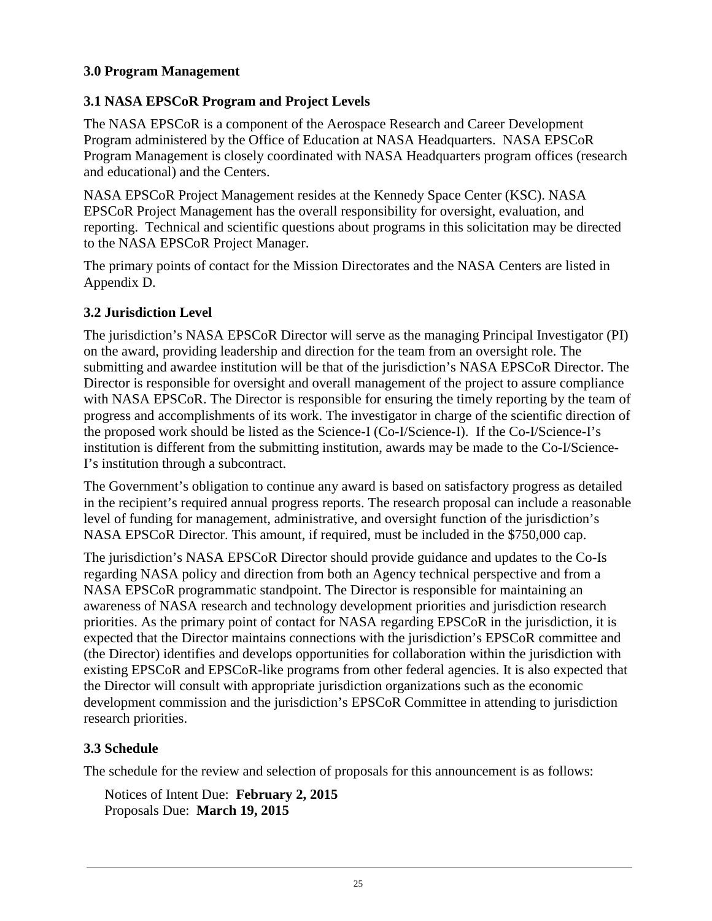## 3.0 Program Management

### 3.1 NASA EPSCoR Program and Project Levels

The NASA EPSCoR is a component of the Aerospace Research and Career Development Program administered by the Office of Education at NASA Headquarters. NASA EPSCoR Program Management is closely coordinated with NASA Headquarters program offices (research and educational) and the Centers.

NASA EPSCoR Project Management resides at the Kennedy Space Center (KSC). NASA EPSCoR Project Management has the overall responsibility for oversight, evaluation, and reporting. Technical and scientific questions about programs in this solicitation may be directed to the NASA EPSCoR Project Manager.

The primary points of contact for the Mission Directorates and the NASA Centers are listed in Appendix D.

### 3.2 Jurisdiction Level

The jurisdiction's NASA EPSCoR Director will serve as the managing Principal Investigator (PI) on the award, providing leadership and direction for the team from an oversight role. The submitting and awardee institution will be that of the jurisdiction's NASA EPSCoR Director. The Director is responsible for oversight and overall management of the project to assure compliance with NASA EPSCoR. The Director is responsible for ensuring the timely reporting by the team of progress and accomplishments of its work. The investigator in charge of the scientific direction of the proposed work should be listed as the Science-I (Co-I/Science-I). If the Co-I/Science-I's institution is different from the submitting institution, awards may be made to the Co-I/Science-I's institution through a subcontract.

The Government's obligation to continue any award is based on satisfactory progress as detailed in the recipient's required annual progress reports. The research proposal can include a reasonable level of funding for management, administrative, and oversight function of the jurisdiction's NASA EPSCoR Director. This amount, if required, must be included in the $750,000 cap.

The jurisdiction's NASA EPSCoR Director should provide guidance and updates to the Co-Is regarding NASA policy and direction from both an Agency technical perspective and from a NASA EPSCoR programmatic standpoint. The Director is responsible for maintaining an awareness of NASA research and technology development priorities and jurisdiction research priorities. As the primary point of contact for NASA regarding EPSCoR in the jurisdiction, it is expected that the Director maintains connections with the jurisdiction's EPSCoR committee and (the Director) identifies and develops opportunities for collaboration within the jurisdiction with existing EPSCoR and EPSCoR-like programs from other federal agencies. It is also expected that the Director will consult with appropriate jurisdiction organizations such as the economic development commission and the jurisdiction's EPSCoR Committee in attending to jurisdiction research priorities.

### 3.3 Schedule

The schedule for the review and selection of proposals for this announcement is as follows:

Notices of Intent Due: **February 2, 2015**  
Proposals Due: **March 19, 2015**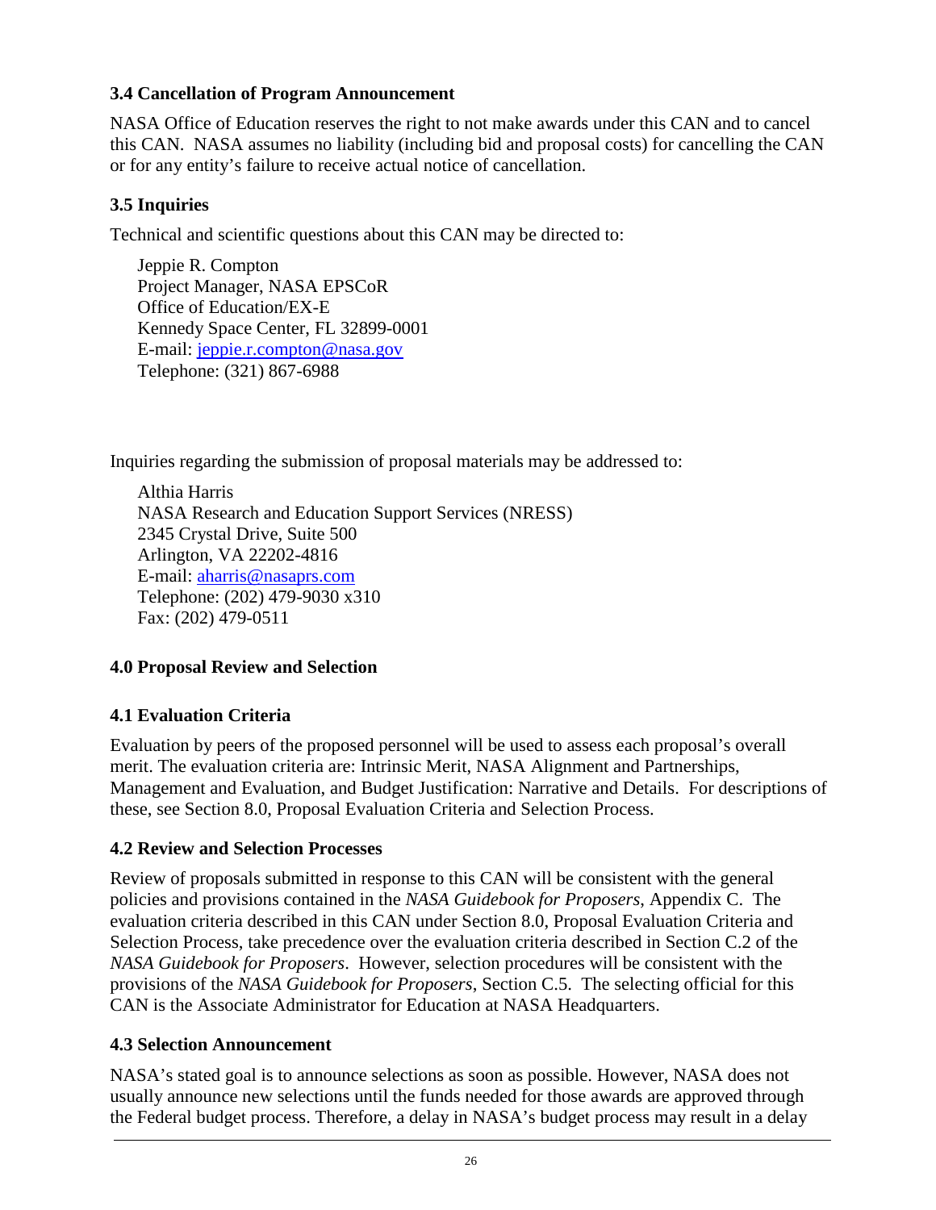### 3.4 Cancellation of Program Announcement

NASA Office of Education reserves the right to not make awards under this CAN and to cancel this CAN. NASA assumes no liability (including bid and proposal costs) for cancelling the CAN or for any entity's failure to receive actual notice of cancellation.

### 3.5 Inquiries

Technical and scientific questions about this CAN may be directed to:

Jeppie R. Compton
Project Manager, NASA EPSCoR
Office of Education/EX-E
Kennedy Space Center, FL 32899-0001
E-mail: jeppie.r.compton@nasa.gov
Telephone: (321) 867-6988

Inquiries regarding the submission of proposal materials may be addressed to:

Althia Harris
NASA Research and Education Support Services (NRESS)
2345 Crystal Drive, Suite 500
Arlington, VA 22202-4816
E-mail: aharris@nasaprs.com
Telephone: (202) 479-9030 x310
Fax: (202) 479-0511

## 4.0 Proposal Review and Selection

### 4.1 Evaluation Criteria

Evaluation by peers of the proposed personnel will be used to assess each proposal's overall merit. The evaluation criteria are: Intrinsic Merit, NASA Alignment and Partnerships, Management and Evaluation, and Budget Justification: Narrative and Details. For descriptions of these, see Section 8.0, Proposal Evaluation Criteria and Selection Process.

### 4.2 Review and Selection Processes

Review of proposals submitted in response to this CAN will be consistent with the general policies and provisions contained in the *NASA Guidebook for Proposers*, Appendix C. The evaluation criteria described in this CAN under Section 8.0, Proposal Evaluation Criteria and Selection Process, take precedence over the evaluation criteria described in Section C.2 of the *NASA Guidebook for Proposers*. However, selection procedures will be consistent with the provisions of the *NASA Guidebook for Proposers*, Section C.5. The selecting official for this CAN is the Associate Administrator for Education at NASA Headquarters.

### 4.3 Selection Announcement

NASA's stated goal is to announce selections as soon as possible. However, NASA does not usually announce new selections until the funds needed for those awards are approved through the Federal budget process. Therefore, a delay in NASA's budget process may result in a delay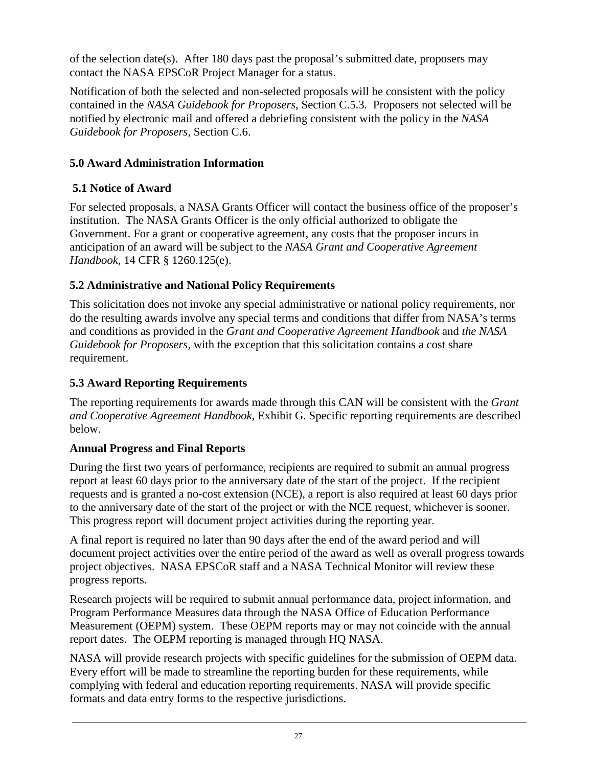of the selection date(s). After 180 days past the proposal's submitted date, proposers may contact the NASA EPSCoR Project Manager for a status.

Notification of both the selected and non-selected proposals will be consistent with the policy contained in the *NASA Guidebook for Proposers*, Section C.5.3*.* Proposers not selected will be notified by electronic mail and offered a debriefing consistent with the policy in the *NASA Guidebook for Proposers*, Section C.6.

## 5.0 Award Administration Information

### 5.1 Notice of Award

For selected proposals, a NASA Grants Officer will contact the business office of the proposer's institution. The NASA Grants Officer is the only official authorized to obligate the Government. For a grant or cooperative agreement, any costs that the proposer incurs in anticipation of an award will be subject to the *NASA Grant and Cooperative Agreement Handbook*, 14 CFR § 1260.125(e).

### 5.2 Administrative and National Policy Requirements

This solicitation does not invoke any special administrative or national policy requirements, nor do the resulting awards involve any special terms and conditions that differ from NASA's terms and conditions as provided in the *Grant and Cooperative Agreement Handbook* and *the NASA Guidebook for Proposers*, with the exception that this solicitation contains a cost share requirement.

### 5.3 Award Reporting Requirements

The reporting requirements for awards made through this CAN will be consistent with the *Grant and Cooperative Agreement Handbook*, Exhibit G. Specific reporting requirements are described below.

**Annual Progress and Final Reports**

During the first two years of performance, recipients are required to submit an annual progress report at least 60 days prior to the anniversary date of the start of the project. If the recipient requests and is granted a no-cost extension (NCE), a report is also required at least 60 days prior to the anniversary date of the start of the project or with the NCE request, whichever is sooner. This progress report will document project activities during the reporting year.

A final report is required no later than 90 days after the end of the award period and will document project activities over the entire period of the award as well as overall progress towards project objectives. NASA EPSCoR staff and a NASA Technical Monitor will review these progress reports.

Research projects will be required to submit annual performance data, project information, and Program Performance Measures data through the NASA Office of Education Performance Measurement (OEPM) system. These OEPM reports may or may not coincide with the annual report dates. The OEPM reporting is managed through HQ NASA.

NASA will provide research projects with specific guidelines for the submission of OEPM data. Every effort will be made to streamline the reporting burden for these requirements, while complying with federal and education reporting requirements. NASA will provide specific formats and data entry forms to the respective jurisdictions.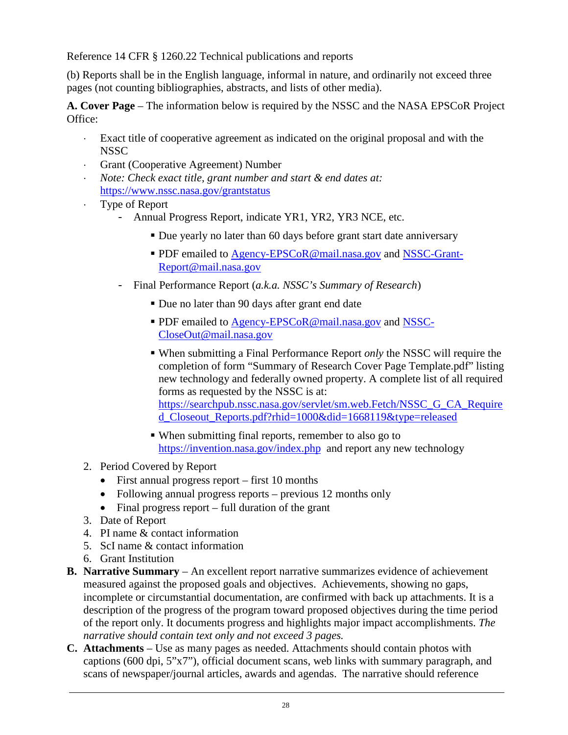Reference 14 CFR § 1260.22 Technical publications and reports

(b) Reports shall be in the English language, informal in nature, and ordinarily not exceed three pages (not counting bibliographies, abstracts, and lists of other media).

**A. Cover Page** – The information below is required by the NSSC and the NASA EPSCoR Project Office:

- Exact title of cooperative agreement as indicated on the original proposal and with the NSSC
- Grant (Cooperative Agreement) Number
- *Note: Check exact title, grant number and start & end dates at:* https://www.nssc.nasa.gov/grantstatus
- Type of Report
  - Annual Progress Report, indicate YR1, YR2, YR3 NCE, etc.
    - Due yearly no later than 60 days before grant start date anniversary
    - PDF emailed to Agency-EPSCoR@mail.nasa.gov and NSSC-Grant-Report@mail.nasa.gov
  - Final Performance Report (*a.k.a. NSSC's Summary of Research*)
    - Due no later than 90 days after grant end date
    - PDF emailed to Agency-EPSCoR@mail.nasa.gov and NSSC-CloseOut@mail.nasa.gov
    - When submitting a Final Performance Report *only* the NSSC will require the completion of form "Summary of Research Cover Page Template.pdf" listing new technology and federally owned property. A complete list of all required forms as requested by the NSSC is at: https://searchpub.nssc.nasa.gov/servlet/sm.web.Fetch/NSSC_G_CA_Required_Closeout_Reports.pdf?rhid=1000&did=1668119&type=released
    - When submitting final reports, remember to also go to https://invention.nasa.gov/index.php and report any new technology

2. Period Covered by Report
   - First annual progress report – first 10 months
   - Following annual progress reports – previous 12 months only
   - Final progress report – full duration of the grant
3. Date of Report
4. PI name & contact information
5. ScI name & contact information
6. Grant Institution

**B. Narrative Summary** – An excellent report narrative summarizes evidence of achievement measured against the proposed goals and objectives. Achievements, showing no gaps, incomplete or circumstantial documentation, are confirmed with back up attachments. It is a description of the progress of the program toward proposed objectives during the time period of the report only. It documents progress and highlights major impact accomplishments. *The narrative should contain text only and not exceed 3 pages.*

**C. Attachments** – Use as many pages as needed. Attachments should contain photos with captions (600 dpi, 5"x7"), official document scans, web links with summary paragraph, and scans of newspaper/journal articles, awards and agendas. The narrative should reference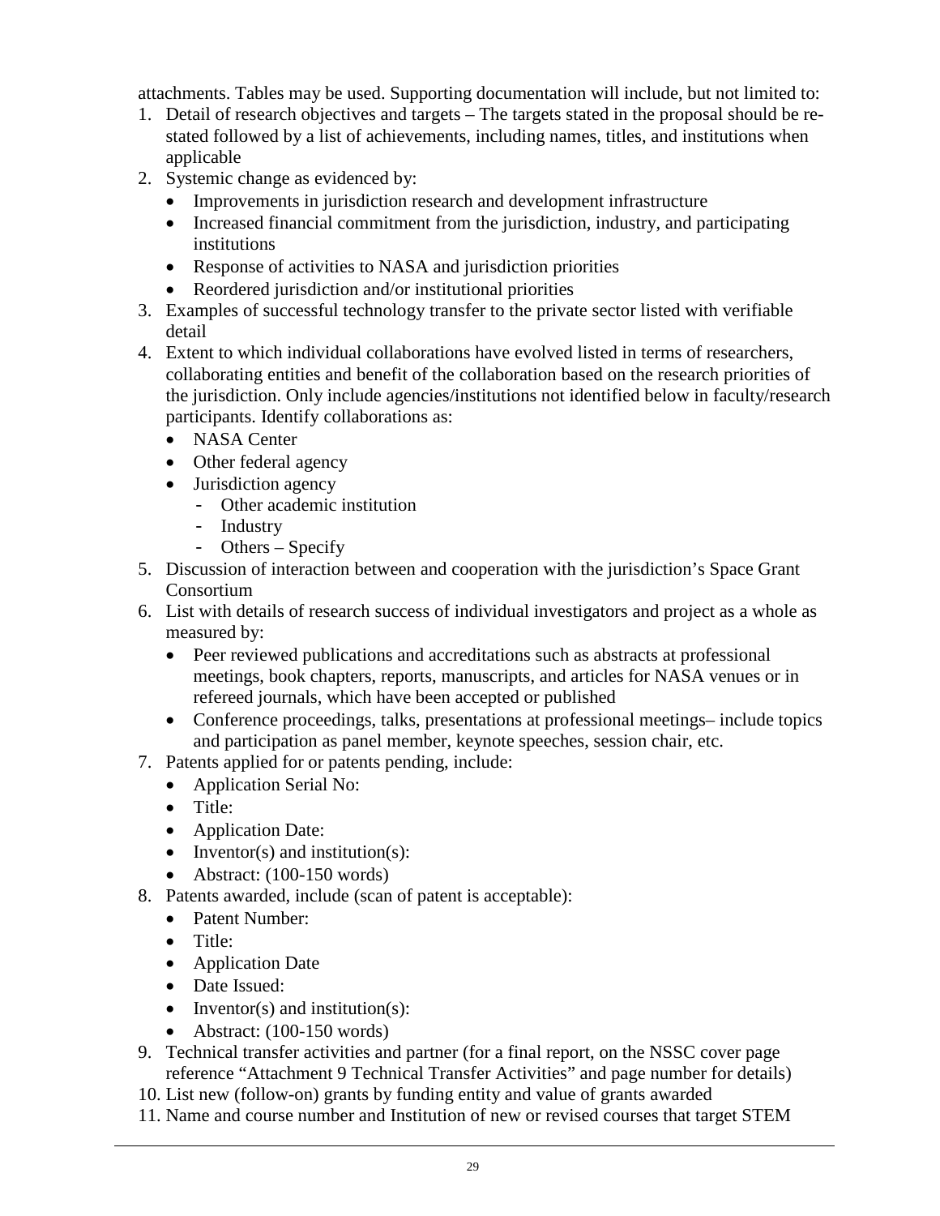attachments. Tables may be used. Supporting documentation will include, but not limited to:

1. Detail of research objectives and targets – The targets stated in the proposal should be re-stated followed by a list of achievements, including names, titles, and institutions when applicable
2. Systemic change as evidenced by:
   - Improvements in jurisdiction research and development infrastructure
   - Increased financial commitment from the jurisdiction, industry, and participating institutions
   - Response of activities to NASA and jurisdiction priorities
   - Reordered jurisdiction and/or institutional priorities
3. Examples of successful technology transfer to the private sector listed with verifiable detail
4. Extent to which individual collaborations have evolved listed in terms of researchers, collaborating entities and benefit of the collaboration based on the research priorities of the jurisdiction. Only include agencies/institutions not identified below in faculty/research participants. Identify collaborations as:
   - NASA Center
   - Other federal agency
   - Jurisdiction agency
     - Other academic institution
     - Industry
     - Others – Specify
5. Discussion of interaction between and cooperation with the jurisdiction's Space Grant Consortium
6. List with details of research success of individual investigators and project as a whole as measured by:
   - Peer reviewed publications and accreditations such as abstracts at professional meetings, book chapters, reports, manuscripts, and articles for NASA venues or in refereed journals, which have been accepted or published
   - Conference proceedings, talks, presentations at professional meetings– include topics and participation as panel member, keynote speeches, session chair, etc.
7. Patents applied for or patents pending, include:
   - Application Serial No:
   - Title:
   - Application Date:
   - Inventor(s) and institution(s):
   - Abstract: (100-150 words)
8. Patents awarded, include (scan of patent is acceptable):
   - Patent Number:
   - Title:
   - Application Date
   - Date Issued:
   - Inventor(s) and institution(s):
   - Abstract: (100-150 words)
9. Technical transfer activities and partner (for a final report, on the NSSC cover page reference "Attachment 9 Technical Transfer Activities" and page number for details)
10. List new (follow-on) grants by funding entity and value of grants awarded
11. Name and course number and Institution of new or revised courses that target STEM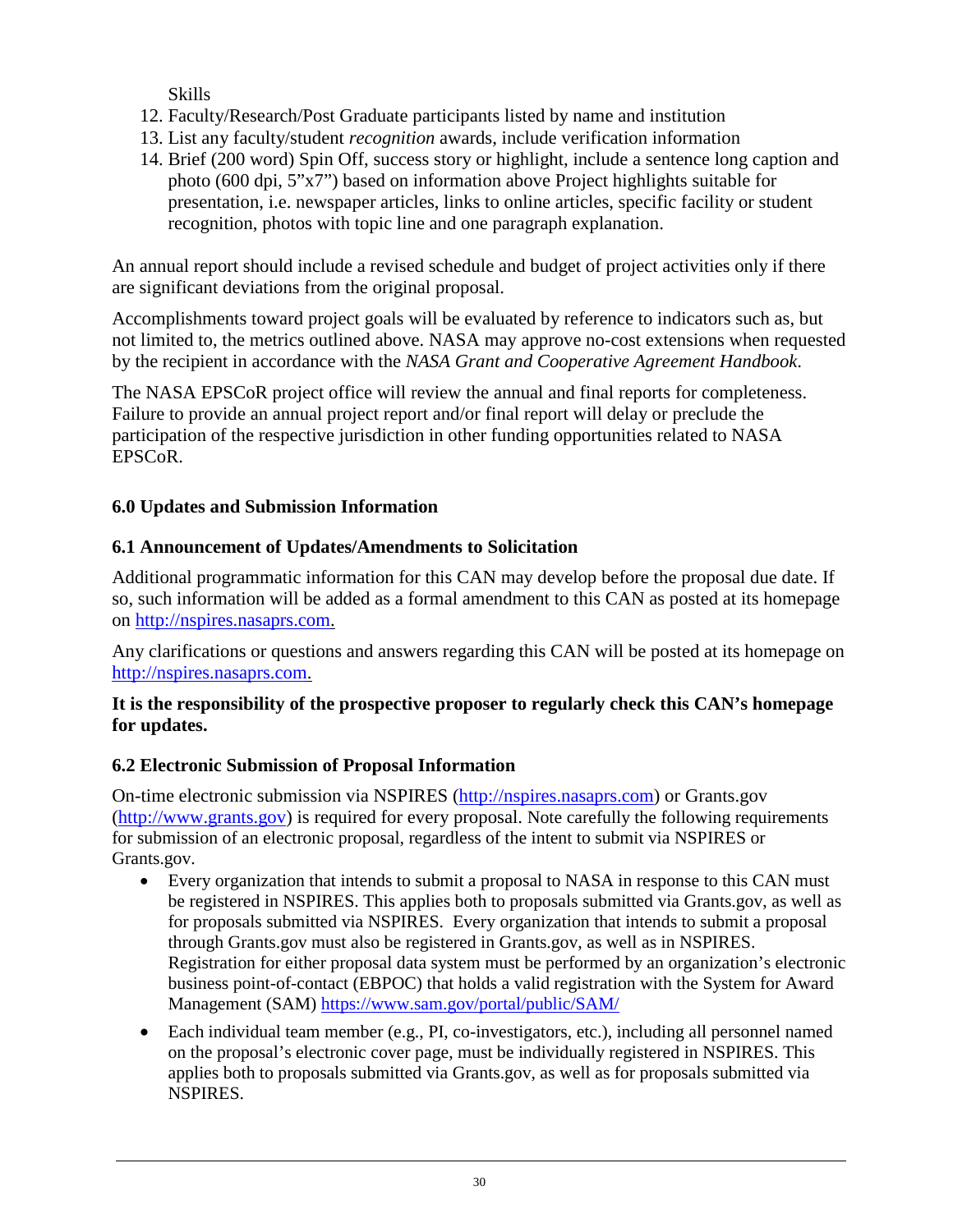Skills

12. Faculty/Research/Post Graduate participants listed by name and institution
13. List any faculty/student *recognition* awards, include verification information
14. Brief (200 word) Spin Off, success story or highlight, include a sentence long caption and photo (600 dpi, 5"x7") based on information above Project highlights suitable for presentation, i.e. newspaper articles, links to online articles, specific facility or student recognition, photos with topic line and one paragraph explanation.

An annual report should include a revised schedule and budget of project activities only if there are significant deviations from the original proposal.

Accomplishments toward project goals will be evaluated by reference to indicators such as, but not limited to, the metrics outlined above. NASA may approve no-cost extensions when requested by the recipient in accordance with the *NASA Grant and Cooperative Agreement Handbook*.

The NASA EPSCoR project office will review the annual and final reports for completeness. Failure to provide an annual project report and/or final report will delay or preclude the participation of the respective jurisdiction in other funding opportunities related to NASA EPSCoR.

## 6.0 Updates and Submission Information

### 6.1 Announcement of Updates/Amendments to Solicitation

Additional programmatic information for this CAN may develop before the proposal due date. If so, such information will be added as a formal amendment to this CAN as posted at its homepage on http://nspires.nasaprs.com.

Any clarifications or questions and answers regarding this CAN will be posted at its homepage on http://nspires.nasaprs.com.

**It is the responsibility of the prospective proposer to regularly check this CAN's homepage for updates.**

### 6.2 Electronic Submission of Proposal Information

On-time electronic submission via NSPIRES (http://nspires.nasaprs.com) or Grants.gov (http://www.grants.gov) is required for every proposal. Note carefully the following requirements for submission of an electronic proposal, regardless of the intent to submit via NSPIRES or Grants.gov.

- Every organization that intends to submit a proposal to NASA in response to this CAN must be registered in NSPIRES. This applies both to proposals submitted via Grants.gov, as well as for proposals submitted via NSPIRES. Every organization that intends to submit a proposal through Grants.gov must also be registered in Grants.gov, as well as in NSPIRES. Registration for either proposal data system must be performed by an organization's electronic business point-of-contact (EBPOC) that holds a valid registration with the System for Award Management (SAM) https://www.sam.gov/portal/public/SAM/
- Each individual team member (e.g., PI, co-investigators, etc.), including all personnel named on the proposal's electronic cover page, must be individually registered in NSPIRES. This applies both to proposals submitted via Grants.gov, as well as for proposals submitted via NSPIRES.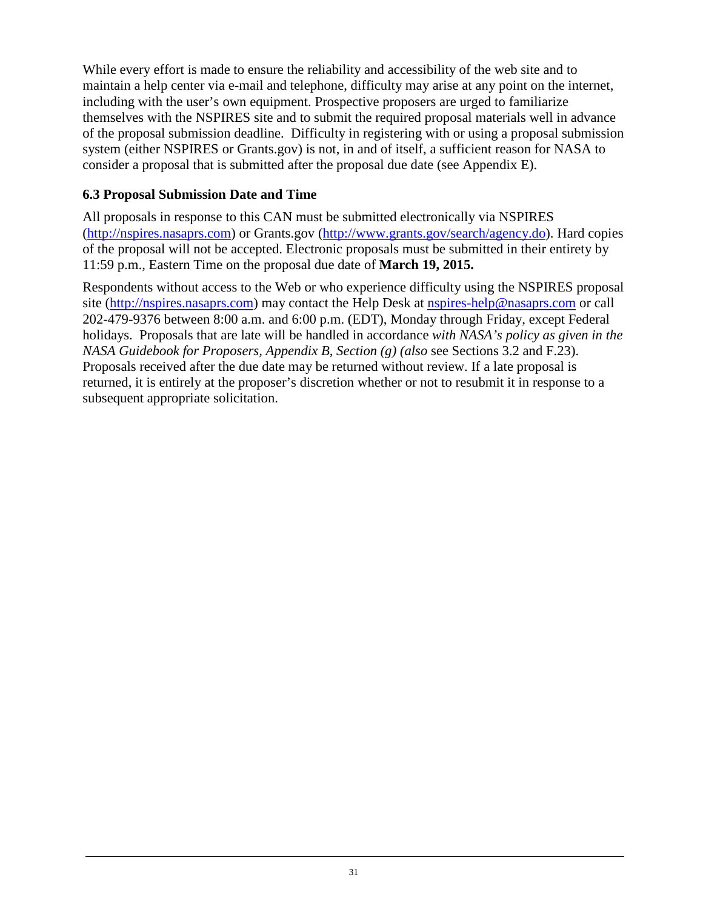While every effort is made to ensure the reliability and accessibility of the web site and to maintain a help center via e-mail and telephone, difficulty may arise at any point on the internet, including with the user's own equipment. Prospective proposers are urged to familiarize themselves with the NSPIRES site and to submit the required proposal materials well in advance of the proposal submission deadline. Difficulty in registering with or using a proposal submission system (either NSPIRES or Grants.gov) is not, in and of itself, a sufficient reason for NASA to consider a proposal that is submitted after the proposal due date (see Appendix E).

### 6.3 Proposal Submission Date and Time

All proposals in response to this CAN must be submitted electronically via NSPIRES (http://nspires.nasaprs.com) or Grants.gov (http://www.grants.gov/search/agency.do). Hard copies of the proposal will not be accepted. Electronic proposals must be submitted in their entirety by 11:59 p.m., Eastern Time on the proposal due date of **March 19, 2015.**

Respondents without access to the Web or who experience difficulty using the NSPIRES proposal site (http://nspires.nasaprs.com) may contact the Help Desk at nspires-help@nasaprs.com or call 202-479-9376 between 8:00 a.m. and 6:00 p.m. (EDT), Monday through Friday, except Federal holidays. Proposals that are late will be handled in accordance *with NASA's policy as given in the NASA Guidebook for Proposers, Appendix B, Section (g) (also* see Sections 3.2 and F.23). Proposals received after the due date may be returned without review. If a late proposal is returned, it is entirely at the proposer's discretion whether or not to resubmit it in response to a subsequent appropriate solicitation.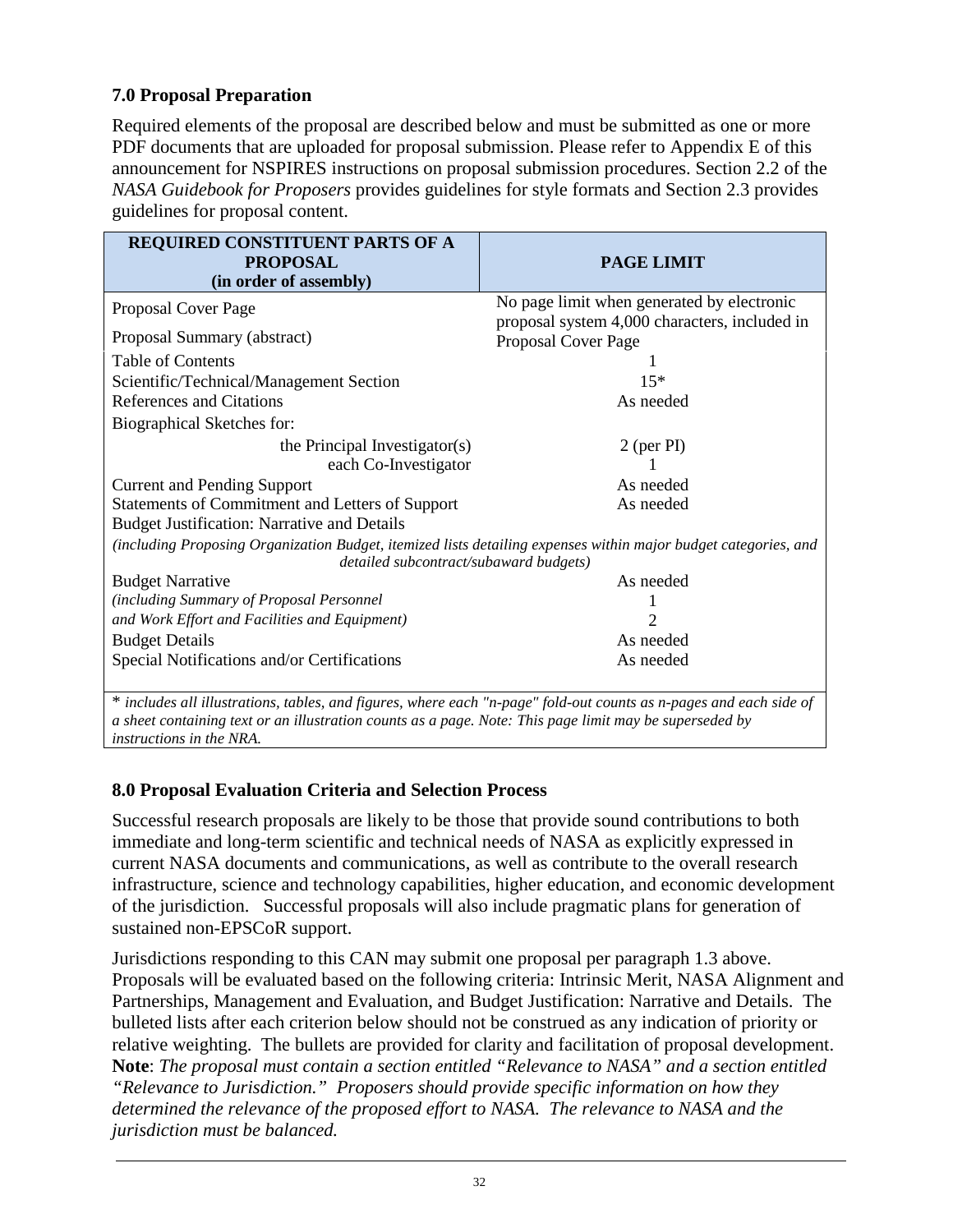## 7.0 Proposal Preparation

Required elements of the proposal are described below and must be submitted as one or more PDF documents that are uploaded for proposal submission. Please refer to Appendix E of this announcement for NSPIRES instructions on proposal submission procedures. Section 2.2 of the *NASA Guidebook for Proposers* provides guidelines for style formats and Section 2.3 provides guidelines for proposal content.

| REQUIRED CONSTITUENT PARTS OF A PROPOSAL (in order of assembly) | PAGE LIMIT |
|---|---|
| Proposal Cover Page | No page limit when generated by electronic proposal system 4,000 characters, included in Proposal Cover Page |
| Proposal Summary (abstract) | |
| Table of Contents | 1 |
| Scientific/Technical/Management Section | 15* |
| References and Citations | As needed |
| Biographical Sketches for: | |
| the Principal Investigator(s) | 2 (per PI) |
| each Co-Investigator | 1 |
| Current and Pending Support | As needed |
| Statements of Commitment and Letters of Support | As needed |
| Budget Justification: Narrative and Details | |
| *(including Proposing Organization Budget, itemized lists detailing expenses within major budget categories, and detailed subcontract/subaward budgets)* | |
| Budget Narrative | As needed |
| *(including Summary of Proposal Personnel* | 1 |
| *and Work Effort and Facilities and Equipment)* | 2 |
| Budget Details | As needed |
| Special Notifications and/or Certifications | As needed |

\* *includes all illustrations, tables, and figures, where each "n-page" fold-out counts as n-pages and each side of a sheet containing text or an illustration counts as a page. Note: This page limit may be superseded by instructions in the NRA.*

## 8.0 Proposal Evaluation Criteria and Selection Process

Successful research proposals are likely to be those that provide sound contributions to both immediate and long-term scientific and technical needs of NASA as explicitly expressed in current NASA documents and communications, as well as contribute to the overall research infrastructure, science and technology capabilities, higher education, and economic development of the jurisdiction. Successful proposals will also include pragmatic plans for generation of sustained non-EPSCoR support.

Jurisdictions responding to this CAN may submit one proposal per paragraph 1.3 above. Proposals will be evaluated based on the following criteria: Intrinsic Merit, NASA Alignment and Partnerships, Management and Evaluation, and Budget Justification: Narrative and Details. The bulleted lists after each criterion below should not be construed as any indication of priority or relative weighting. The bullets are provided for clarity and facilitation of proposal development. **Note**: *The proposal must contain a section entitled "Relevance to NASA" and a section entitled "Relevance to Jurisdiction." Proposers should provide specific information on how they determined the relevance of the proposed effort to NASA. The relevance to NASA and the jurisdiction must be balanced.*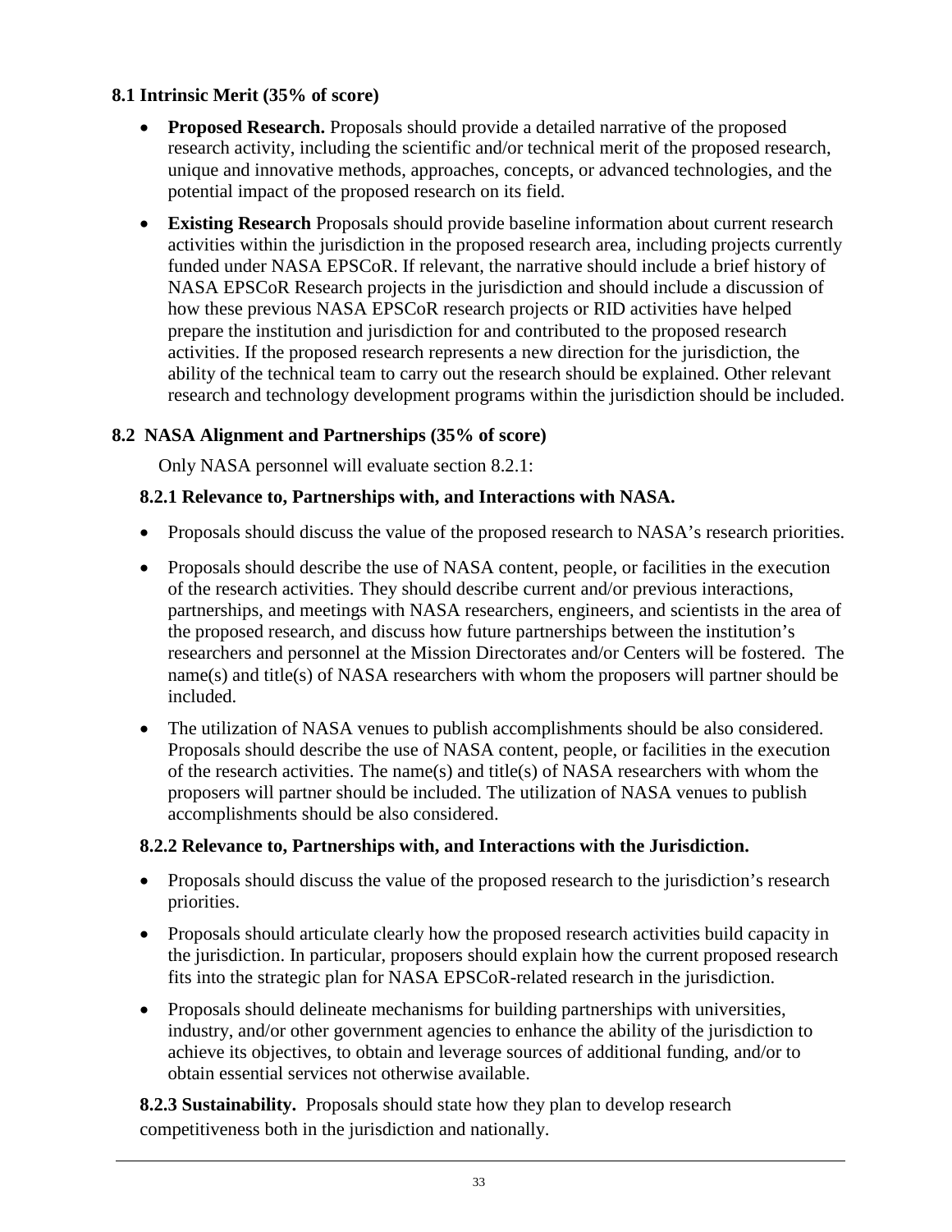### 8.1 Intrinsic Merit (35% of score)

- **Proposed Research.** Proposals should provide a detailed narrative of the proposed research activity, including the scientific and/or technical merit of the proposed research, unique and innovative methods, approaches, concepts, or advanced technologies, and the potential impact of the proposed research on its field.
- **Existing Research** Proposals should provide baseline information about current research activities within the jurisdiction in the proposed research area, including projects currently funded under NASA EPSCoR. If relevant, the narrative should include a brief history of NASA EPSCoR Research projects in the jurisdiction and should include a discussion of how these previous NASA EPSCoR research projects or RID activities have helped prepare the institution and jurisdiction for and contributed to the proposed research activities. If the proposed research represents a new direction for the jurisdiction, the ability of the technical team to carry out the research should be explained. Other relevant research and technology development programs within the jurisdiction should be included.

### 8.2 NASA Alignment and Partnerships (35% of score)

Only NASA personnel will evaluate section 8.2.1:

#### 8.2.1 Relevance to, Partnerships with, and Interactions with NASA.

- Proposals should discuss the value of the proposed research to NASA's research priorities.
- Proposals should describe the use of NASA content, people, or facilities in the execution of the research activities. They should describe current and/or previous interactions, partnerships, and meetings with NASA researchers, engineers, and scientists in the area of the proposed research, and discuss how future partnerships between the institution's researchers and personnel at the Mission Directorates and/or Centers will be fostered. The name(s) and title(s) of NASA researchers with whom the proposers will partner should be included.
- The utilization of NASA venues to publish accomplishments should be also considered. Proposals should describe the use of NASA content, people, or facilities in the execution of the research activities. The name(s) and title(s) of NASA researchers with whom the proposers will partner should be included. The utilization of NASA venues to publish accomplishments should be also considered.

#### 8.2.2 Relevance to, Partnerships with, and Interactions with the Jurisdiction.

- Proposals should discuss the value of the proposed research to the jurisdiction's research priorities.
- Proposals should articulate clearly how the proposed research activities build capacity in the jurisdiction. In particular, proposers should explain how the current proposed research fits into the strategic plan for NASA EPSCoR-related research in the jurisdiction.
- Proposals should delineate mechanisms for building partnerships with universities, industry, and/or other government agencies to enhance the ability of the jurisdiction to achieve its objectives, to obtain and leverage sources of additional funding, and/or to obtain essential services not otherwise available.

**8.2.3 Sustainability.** Proposals should state how they plan to develop research competitiveness both in the jurisdiction and nationally.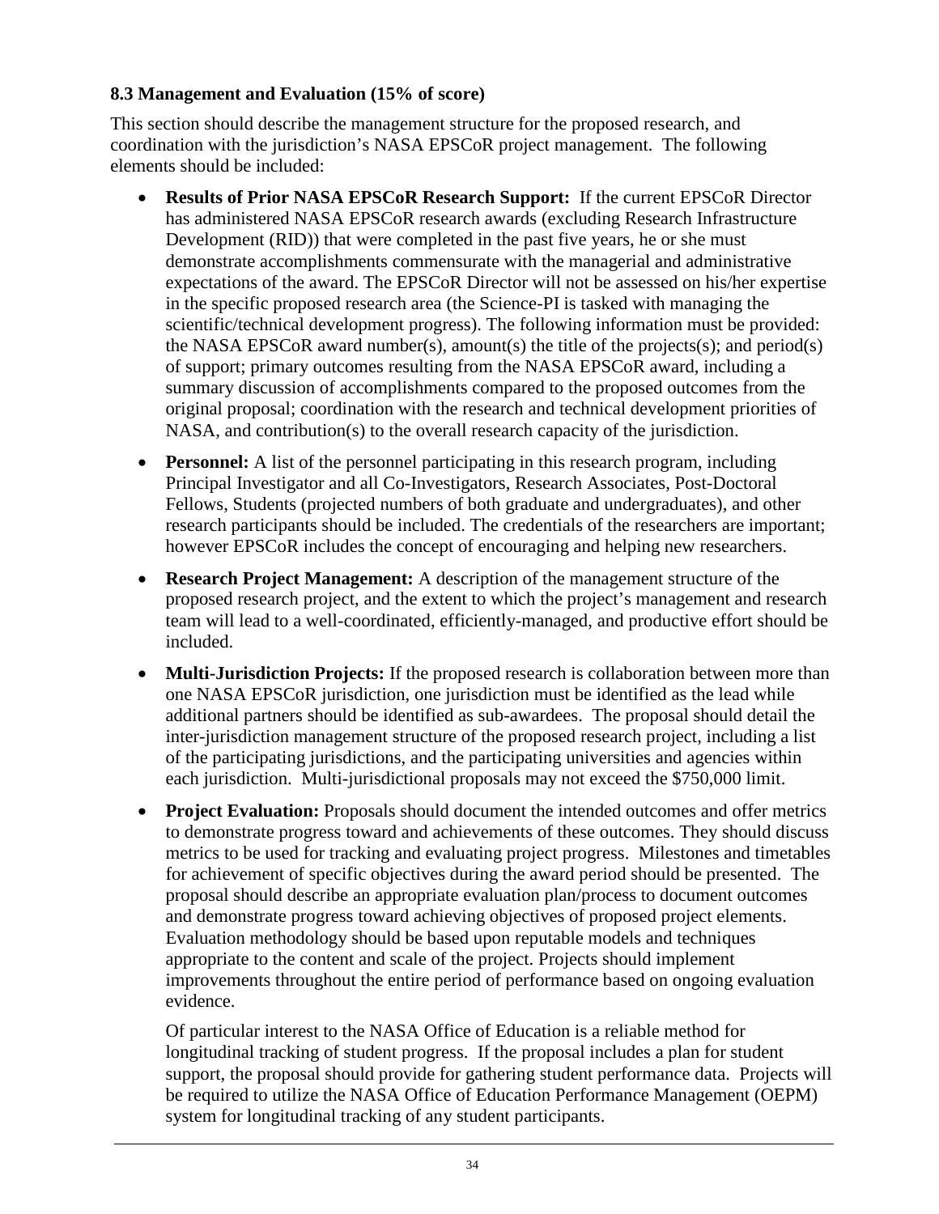**8.3 Management and Evaluation (15% of score)**

This section should describe the management structure for the proposed research, and coordination with the jurisdiction's NASA EPSCoR project management. The following elements should be included:

- **Results of Prior NASA EPSCoR Research Support:** If the current EPSCoR Director has administered NASA EPSCoR research awards (excluding Research Infrastructure Development (RID)) that were completed in the past five years, he or she must demonstrate accomplishments commensurate with the managerial and administrative expectations of the award. The EPSCoR Director will not be assessed on his/her expertise in the specific proposed research area (the Science-PI is tasked with managing the scientific/technical development progress). The following information must be provided: the NASA EPSCoR award number(s), amount(s) the title of the projects(s); and period(s) of support; primary outcomes resulting from the NASA EPSCoR award, including a summary discussion of accomplishments compared to the proposed outcomes from the original proposal; coordination with the research and technical development priorities of NASA, and contribution(s) to the overall research capacity of the jurisdiction.

- **Personnel:** A list of the personnel participating in this research program, including Principal Investigator and all Co-Investigators, Research Associates, Post-Doctoral Fellows, Students (projected numbers of both graduate and undergraduates), and other research participants should be included. The credentials of the researchers are important; however EPSCoR includes the concept of encouraging and helping new researchers.

- **Research Project Management:** A description of the management structure of the proposed research project, and the extent to which the project's management and research team will lead to a well-coordinated, efficiently-managed, and productive effort should be included.

- **Multi-Jurisdiction Projects:** If the proposed research is collaboration between more than one NASA EPSCoR jurisdiction, one jurisdiction must be identified as the lead while additional partners should be identified as sub-awardees. The proposal should detail the inter-jurisdiction management structure of the proposed research project, including a list of the participating jurisdictions, and the participating universities and agencies within each jurisdiction. Multi-jurisdictional proposals may not exceed the $750,000 limit.

- **Project Evaluation:** Proposals should document the intended outcomes and offer metrics to demonstrate progress toward and achievements of these outcomes. They should discuss metrics to be used for tracking and evaluating project progress. Milestones and timetables for achievement of specific objectives during the award period should be presented. The proposal should describe an appropriate evaluation plan/process to document outcomes and demonstrate progress toward achieving objectives of proposed project elements. Evaluation methodology should be based upon reputable models and techniques appropriate to the content and scale of the project. Projects should implement improvements throughout the entire period of performance based on ongoing evaluation evidence.

  Of particular interest to the NASA Office of Education is a reliable method for longitudinal tracking of student progress. If the proposal includes a plan for student support, the proposal should provide for gathering student performance data. Projects will be required to utilize the NASA Office of Education Performance Management (OEPM) system for longitudinal tracking of any student participants.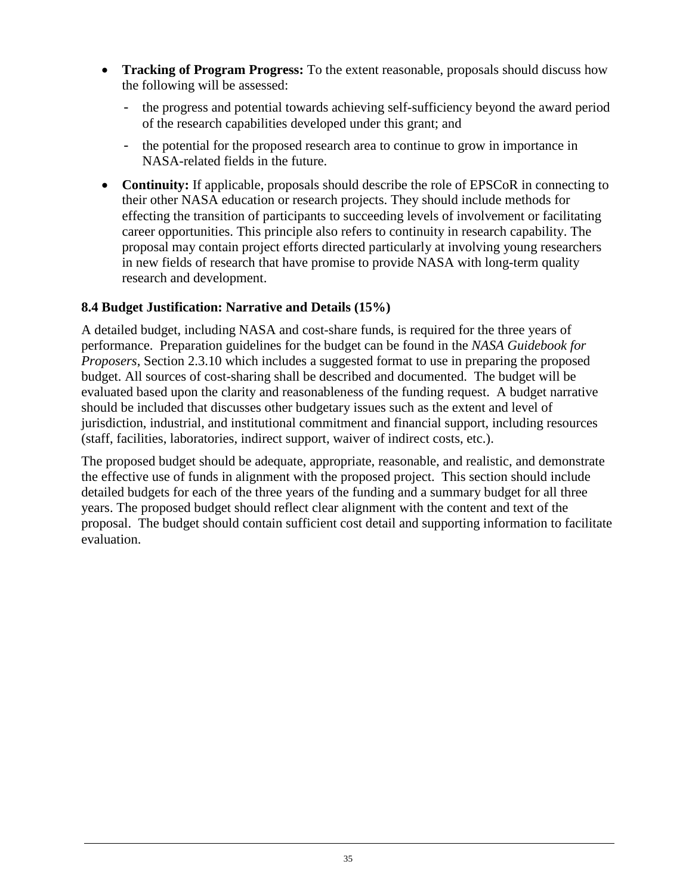- **Tracking of Program Progress:** To the extent reasonable, proposals should discuss how the following will be assessed:
  - the progress and potential towards achieving self-sufficiency beyond the award period of the research capabilities developed under this grant; and
  - the potential for the proposed research area to continue to grow in importance in NASA-related fields in the future.
- **Continuity:** If applicable, proposals should describe the role of EPSCoR in connecting to their other NASA education or research projects. They should include methods for effecting the transition of participants to succeeding levels of involvement or facilitating career opportunities. This principle also refers to continuity in research capability. The proposal may contain project efforts directed particularly at involving young researchers in new fields of research that have promise to provide NASA with long-term quality research and development.

### 8.4 Budget Justification: Narrative and Details (15%)

A detailed budget, including NASA and cost-share funds, is required for the three years of performance. Preparation guidelines for the budget can be found in the *NASA Guidebook for Proposers*, Section 2.3.10 which includes a suggested format to use in preparing the proposed budget. All sources of cost-sharing shall be described and documented. The budget will be evaluated based upon the clarity and reasonableness of the funding request. A budget narrative should be included that discusses other budgetary issues such as the extent and level of jurisdiction, industrial, and institutional commitment and financial support, including resources (staff, facilities, laboratories, indirect support, waiver of indirect costs, etc.).

The proposed budget should be adequate, appropriate, reasonable, and realistic, and demonstrate the effective use of funds in alignment with the proposed project. This section should include detailed budgets for each of the three years of the funding and a summary budget for all three years. The proposed budget should reflect clear alignment with the content and text of the proposal. The budget should contain sufficient cost detail and supporting information to facilitate evaluation.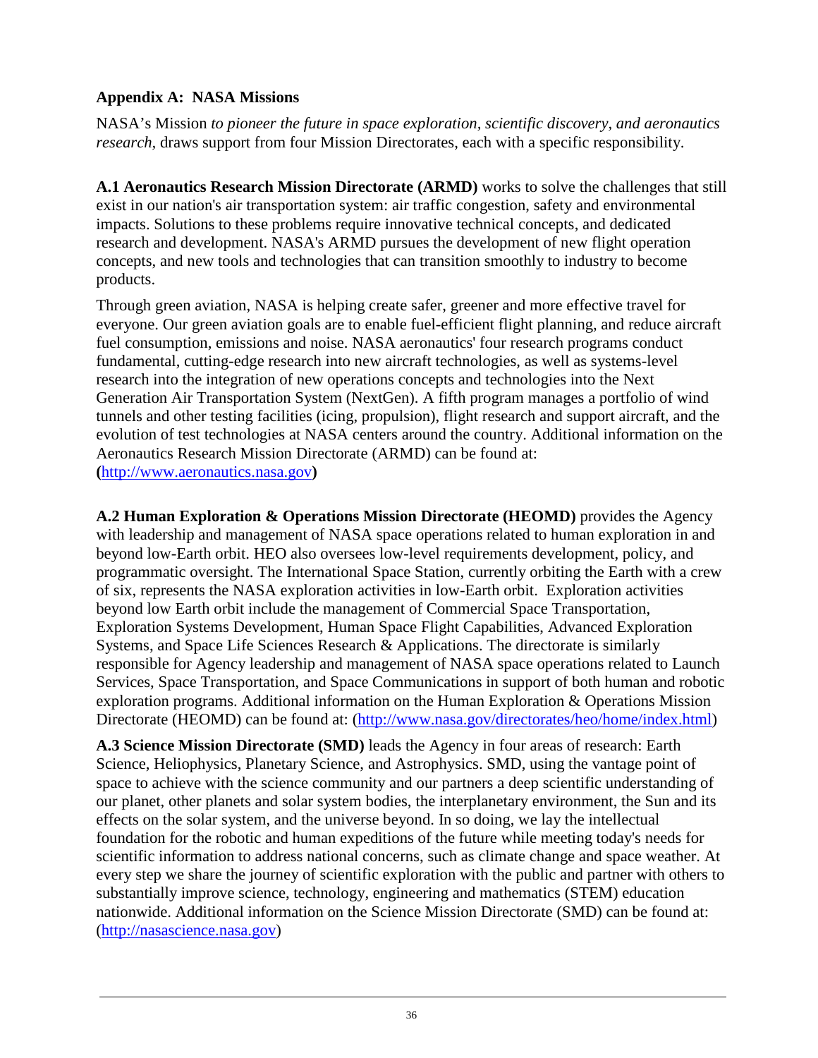## Appendix A: NASA Missions

NASA's Mission *to pioneer the future in space exploration, scientific discovery, and aeronautics research*, draws support from four Mission Directorates, each with a specific responsibility.

**A.1 Aeronautics Research Mission Directorate (ARMD)** works to solve the challenges that still exist in our nation's air transportation system: air traffic congestion, safety and environmental impacts. Solutions to these problems require innovative technical concepts, and dedicated research and development. NASA's ARMD pursues the development of new flight operation concepts, and new tools and technologies that can transition smoothly to industry to become products.

Through green aviation, NASA is helping create safer, greener and more effective travel for everyone. Our green aviation goals are to enable fuel-efficient flight planning, and reduce aircraft fuel consumption, emissions and noise. NASA aeronautics' four research programs conduct fundamental, cutting-edge research into new aircraft technologies, as well as systems-level research into the integration of new operations concepts and technologies into the Next Generation Air Transportation System (NextGen). A fifth program manages a portfolio of wind tunnels and other testing facilities (icing, propulsion), flight research and support aircraft, and the evolution of test technologies at NASA centers around the country. Additional information on the Aeronautics Research Mission Directorate (ARMD) can be found at: **(**http://www.aeronautics.nasa.gov**)**

**A.2 Human Exploration & Operations Mission Directorate (HEOMD)** provides the Agency with leadership and management of NASA space operations related to human exploration in and beyond low-Earth orbit. HEO also oversees low-level requirements development, policy, and programmatic oversight. The International Space Station, currently orbiting the Earth with a crew of six, represents the NASA exploration activities in low-Earth orbit. Exploration activities beyond low Earth orbit include the management of Commercial Space Transportation, Exploration Systems Development, Human Space Flight Capabilities, Advanced Exploration Systems, and Space Life Sciences Research & Applications. The directorate is similarly responsible for Agency leadership and management of NASA space operations related to Launch Services, Space Transportation, and Space Communications in support of both human and robotic exploration programs. Additional information on the Human Exploration & Operations Mission Directorate (HEOMD) can be found at: (http://www.nasa.gov/directorates/heo/home/index.html)

**A.3 Science Mission Directorate (SMD)** leads the Agency in four areas of research: Earth Science, Heliophysics, Planetary Science, and Astrophysics. SMD, using the vantage point of space to achieve with the science community and our partners a deep scientific understanding of our planet, other planets and solar system bodies, the interplanetary environment, the Sun and its effects on the solar system, and the universe beyond. In so doing, we lay the intellectual foundation for the robotic and human expeditions of the future while meeting today's needs for scientific information to address national concerns, such as climate change and space weather. At every step we share the journey of scientific exploration with the public and partner with others to substantially improve science, technology, engineering and mathematics (STEM) education nationwide. Additional information on the Science Mission Directorate (SMD) can be found at: (http://nasascience.nasa.gov)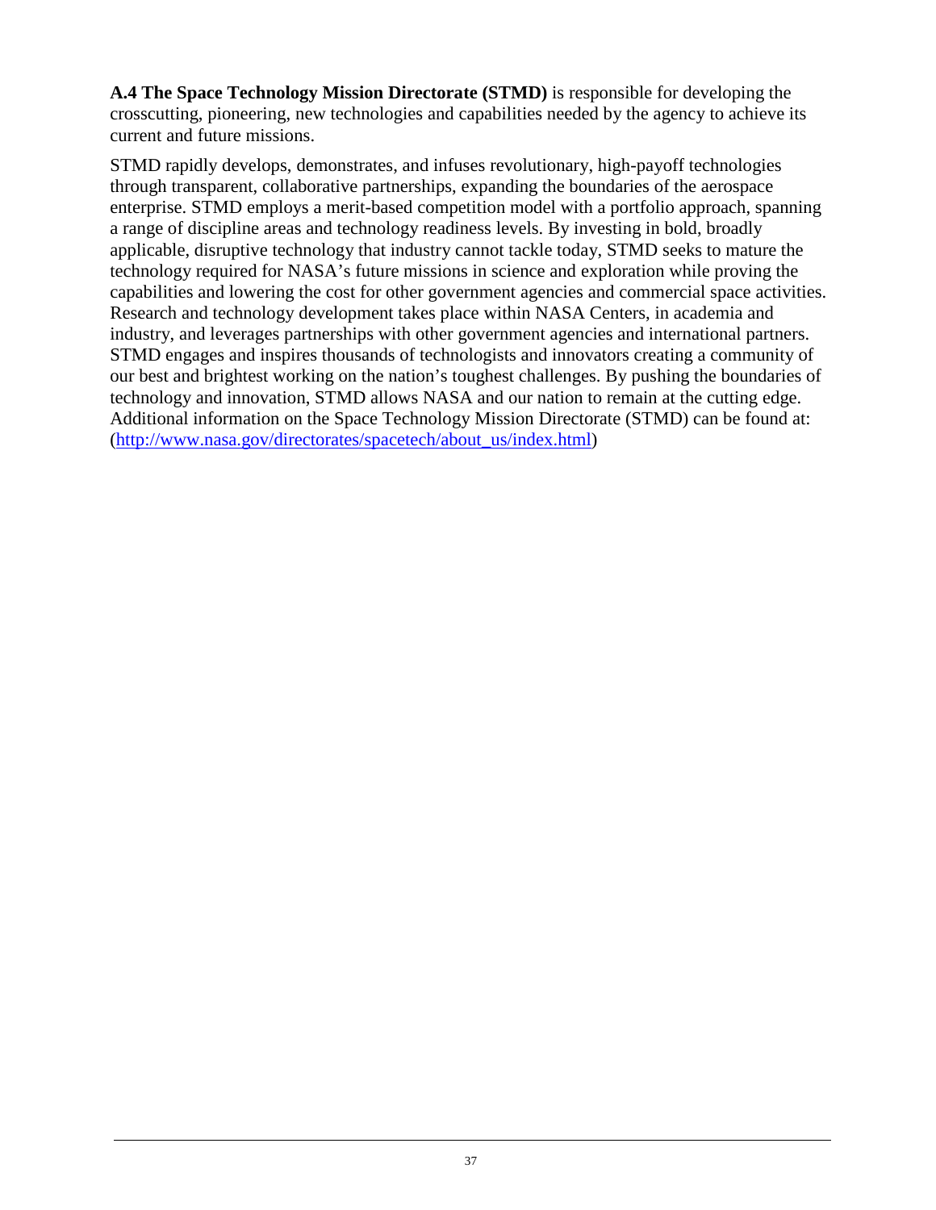**A.4 The Space Technology Mission Directorate (STMD)** is responsible for developing the crosscutting, pioneering, new technologies and capabilities needed by the agency to achieve its current and future missions.

STMD rapidly develops, demonstrates, and infuses revolutionary, high-payoff technologies through transparent, collaborative partnerships, expanding the boundaries of the aerospace enterprise. STMD employs a merit-based competition model with a portfolio approach, spanning a range of discipline areas and technology readiness levels. By investing in bold, broadly applicable, disruptive technology that industry cannot tackle today, STMD seeks to mature the technology required for NASA's future missions in science and exploration while proving the capabilities and lowering the cost for other government agencies and commercial space activities. Research and technology development takes place within NASA Centers, in academia and industry, and leverages partnerships with other government agencies and international partners. STMD engages and inspires thousands of technologists and innovators creating a community of our best and brightest working on the nation's toughest challenges. By pushing the boundaries of technology and innovation, STMD allows NASA and our nation to remain at the cutting edge. Additional information on the Space Technology Mission Directorate (STMD) can be found at: ([http://www.nasa.gov/directorates/spacetech/about_us/index.html](http://www.nasa.gov/directorates/spacetech/about_us/index.html))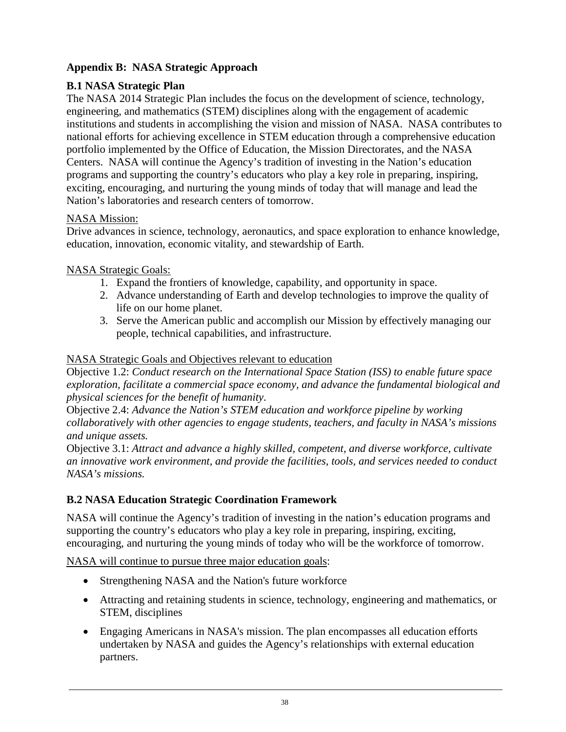## Appendix B: NASA Strategic Approach

### B.1 NASA Strategic Plan

The NASA 2014 Strategic Plan includes the focus on the development of science, technology, engineering, and mathematics (STEM) disciplines along with the engagement of academic institutions and students in accomplishing the vision and mission of NASA. NASA contributes to national efforts for achieving excellence in STEM education through a comprehensive education portfolio implemented by the Office of Education, the Mission Directorates, and the NASA Centers. NASA will continue the Agency's tradition of investing in the Nation's education programs and supporting the country's educators who play a key role in preparing, inspiring, exciting, encouraging, and nurturing the young minds of today that will manage and lead the Nation's laboratories and research centers of tomorrow.

NASA Mission:

Drive advances in science, technology, aeronautics, and space exploration to enhance knowledge, education, innovation, economic vitality, and stewardship of Earth.

NASA Strategic Goals:

1. Expand the frontiers of knowledge, capability, and opportunity in space.
2. Advance understanding of Earth and develop technologies to improve the quality of life on our home planet.
3. Serve the American public and accomplish our Mission by effectively managing our people, technical capabilities, and infrastructure.

NASA Strategic Goals and Objectives relevant to education

Objective 1.2: *Conduct research on the International Space Station (ISS) to enable future space exploration, facilitate a commercial space economy, and advance the fundamental biological and physical sciences for the benefit of humanity*.

Objective 2.4: *Advance the Nation's STEM education and workforce pipeline by working collaboratively with other agencies to engage students, teachers, and faculty in NASA's missions and unique assets.*

Objective 3.1: *Attract and advance a highly skilled, competent, and diverse workforce, cultivate an innovative work environment, and provide the facilities, tools, and services needed to conduct NASA's missions.*

### B.2 NASA Education Strategic Coordination Framework

NASA will continue the Agency's tradition of investing in the nation's education programs and supporting the country's educators who play a key role in preparing, inspiring, exciting, encouraging, and nurturing the young minds of today who will be the workforce of tomorrow.

NASA will continue to pursue three major education goals:

- Strengthening NASA and the Nation's future workforce
- Attracting and retaining students in science, technology, engineering and mathematics, or STEM, disciplines
- Engaging Americans in NASA's mission. The plan encompasses all education efforts undertaken by NASA and guides the Agency's relationships with external education partners.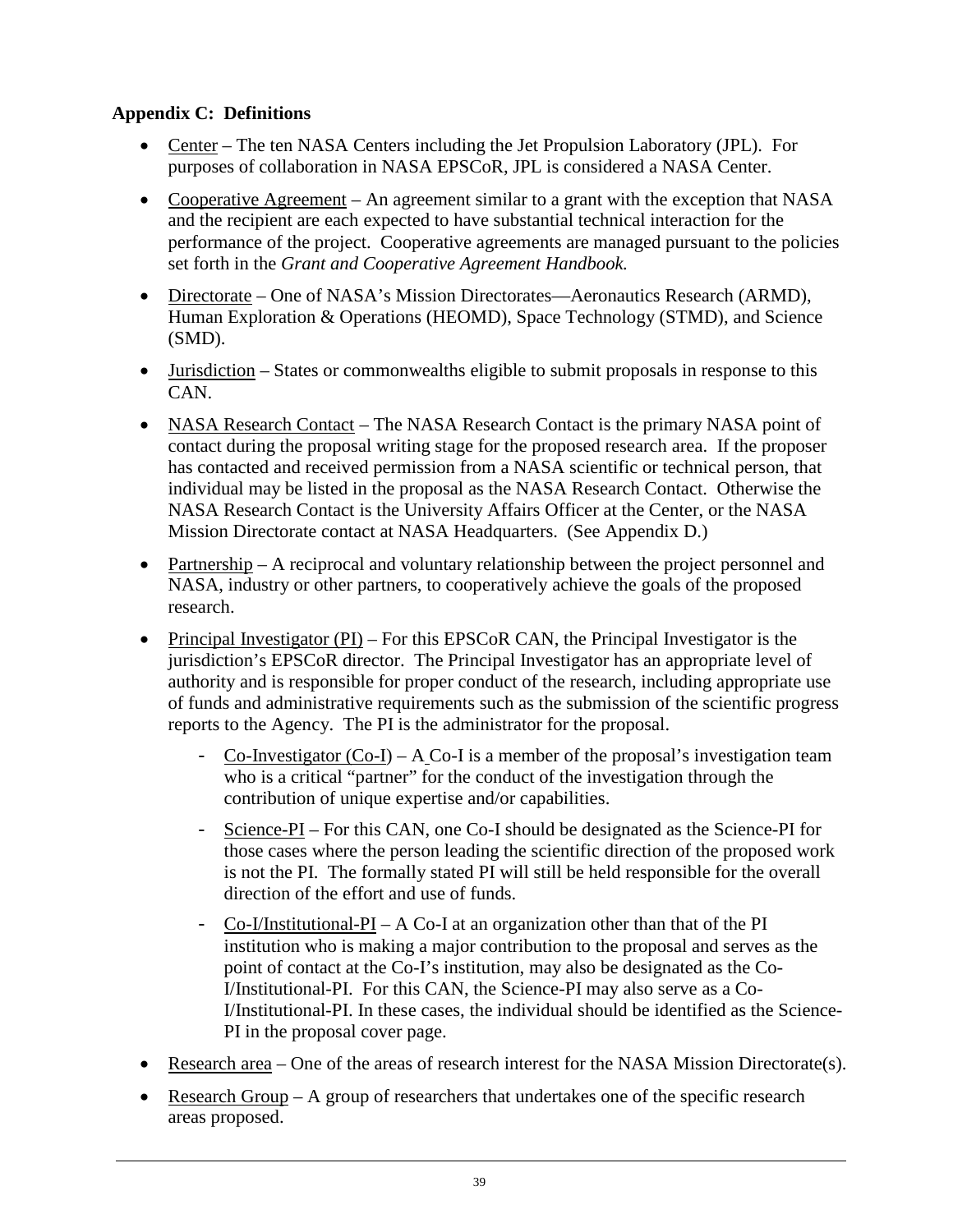### Appendix C: Definitions

- Center – The ten NASA Centers including the Jet Propulsion Laboratory (JPL). For purposes of collaboration in NASA EPSCoR, JPL is considered a NASA Center.
- Cooperative Agreement – An agreement similar to a grant with the exception that NASA and the recipient are each expected to have substantial technical interaction for the performance of the project. Cooperative agreements are managed pursuant to the policies set forth in the *Grant and Cooperative Agreement Handbook.*
- Directorate – One of NASA's Mission Directorates—Aeronautics Research (ARMD), Human Exploration & Operations (HEOMD), Space Technology (STMD), and Science (SMD).
- Jurisdiction – States or commonwealths eligible to submit proposals in response to this CAN.
- NASA Research Contact – The NASA Research Contact is the primary NASA point of contact during the proposal writing stage for the proposed research area. If the proposer has contacted and received permission from a NASA scientific or technical person, that individual may be listed in the proposal as the NASA Research Contact. Otherwise the NASA Research Contact is the University Affairs Officer at the Center, or the NASA Mission Directorate contact at NASA Headquarters. (See Appendix D.)
- Partnership – A reciprocal and voluntary relationship between the project personnel and NASA, industry or other partners, to cooperatively achieve the goals of the proposed research.
- Principal Investigator (PI) – For this EPSCoR CAN, the Principal Investigator is the jurisdiction's EPSCoR director. The Principal Investigator has an appropriate level of authority and is responsible for proper conduct of the research, including appropriate use of funds and administrative requirements such as the submission of the scientific progress reports to the Agency. The PI is the administrator for the proposal.
    - Co-Investigator (Co-I) – A Co-I is a member of the proposal's investigation team who is a critical "partner" for the conduct of the investigation through the contribution of unique expertise and/or capabilities.
    - Science-PI – For this CAN, one Co-I should be designated as the Science-PI for those cases where the person leading the scientific direction of the proposed work is not the PI. The formally stated PI will still be held responsible for the overall direction of the effort and use of funds.
    - Co-I/Institutional-PI – A Co-I at an organization other than that of the PI institution who is making a major contribution to the proposal and serves as the point of contact at the Co-I's institution, may also be designated as the Co-I/Institutional-PI. For this CAN, the Science-PI may also serve as a Co-I/Institutional-PI. In these cases, the individual should be identified as the Science-PI in the proposal cover page.
- Research area – One of the areas of research interest for the NASA Mission Directorate(s).
- Research Group – A group of researchers that undertakes one of the specific research areas proposed.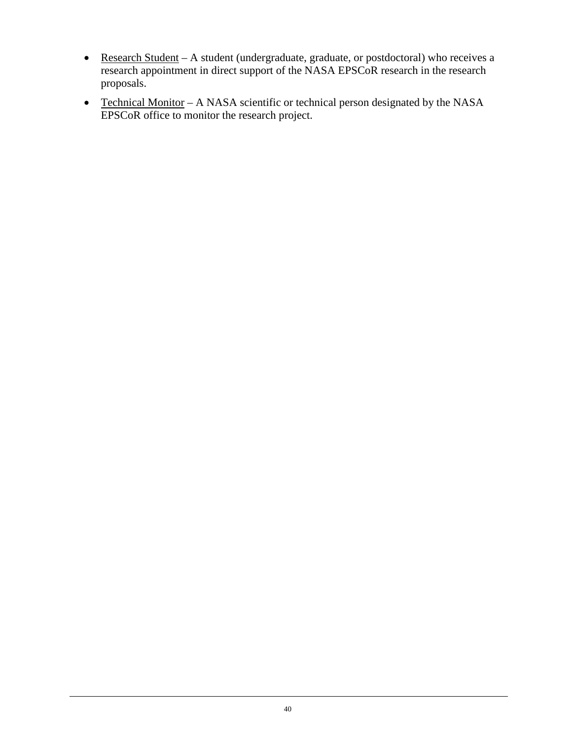- Research Student – A student (undergraduate, graduate, or postdoctoral) who receives a research appointment in direct support of the NASA EPSCoR research in the research proposals.
- Technical Monitor – A NASA scientific or technical person designated by the NASA EPSCoR office to monitor the research project.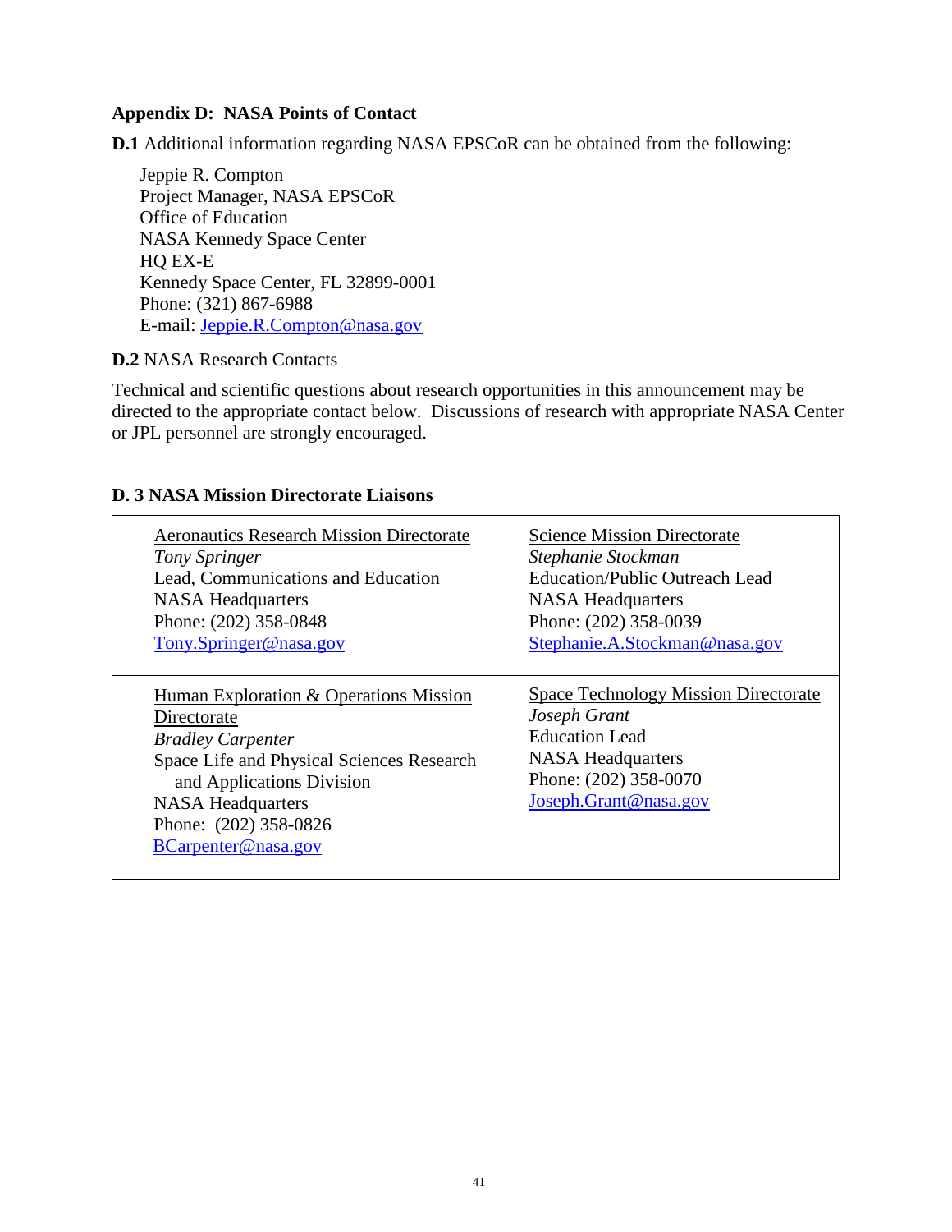## Appendix D: NASA Points of Contact

**D.1** Additional information regarding NASA EPSCoR can be obtained from the following:

Jeppie R. Compton
Project Manager, NASA EPSCoR
Office of Education
NASA Kennedy Space Center
HQ EX-E
Kennedy Space Center, FL 32899-0001
Phone: (321) 867-6988
E-mail: Jeppie.R.Compton@nasa.gov

**D.2** NASA Research Contacts

Technical and scientific questions about research opportunities in this announcement may be directed to the appropriate contact below. Discussions of research with appropriate NASA Center or JPL personnel are strongly encouraged.

### D. 3 NASA Mission Directorate Liaisons

| | |
|---|---|
| Aeronautics Research Mission Directorate<br>*Tony Springer*<br>Lead, Communications and Education<br>NASA Headquarters<br>Phone: (202) 358-0848<br>Tony.Springer@nasa.gov | Science Mission Directorate<br>*Stephanie Stockman*<br>Education/Public Outreach Lead<br>NASA Headquarters<br>Phone: (202) 358-0039<br>Stephanie.A.Stockman@nasa.gov |
| Human Exploration & Operations Mission Directorate<br>*Bradley Carpenter*<br>Space Life and Physical Sciences Research and Applications Division<br>NASA Headquarters<br>Phone: (202) 358-0826<br>BCarpenter@nasa.gov | Space Technology Mission Directorate<br>*Joseph Grant*<br>Education Lead<br>NASA Headquarters<br>Phone: (202) 358-0070<br>Joseph.Grant@nasa.gov |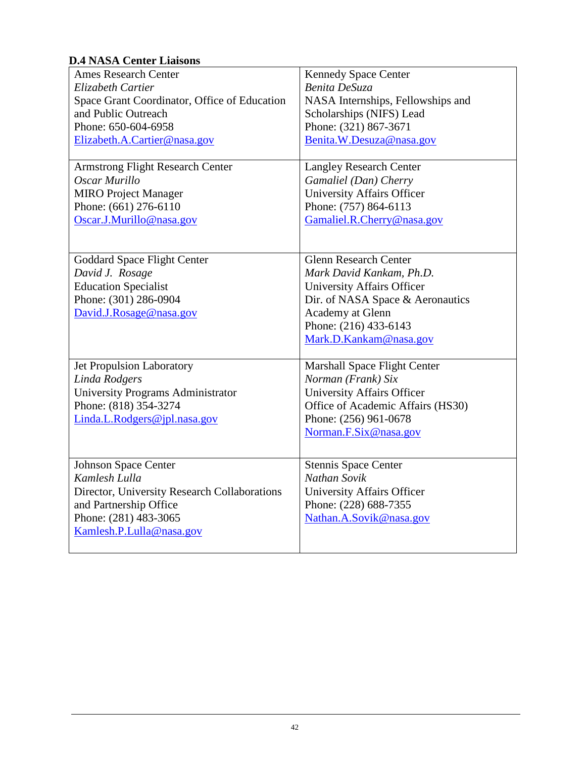### D.4 NASA Center Liaisons

| | |
|---|---|
| Ames Research Center<br>*Elizabeth Cartier*<br>Space Grant Coordinator, Office of Education and Public Outreach<br>Phone: 650-604-6958<br>Elizabeth.A.Cartier@nasa.gov | Kennedy Space Center<br>*Benita DeSuza*<br>NASA Internships, Fellowships and Scholarships (NIFS) Lead<br>Phone: (321) 867-3671<br>Benita.W.Desuza@nasa.gov |
| Armstrong Flight Research Center<br>*Oscar Murillo*<br>MIRO Project Manager<br>Phone: (661) 276-6110<br>Oscar.J.Murillo@nasa.gov | Langley Research Center<br>*Gamaliel (Dan) Cherry*<br>University Affairs Officer<br>Phone: (757) 864-6113<br>Gamaliel.R.Cherry@nasa.gov |
| Goddard Space Flight Center<br>*David J. Rosage*<br>Education Specialist<br>Phone: (301) 286-0904<br>David.J.Rosage@nasa.gov | Glenn Research Center<br>*Mark David Kankam, Ph.D.*<br>University Affairs Officer<br>Dir. of NASA Space & Aeronautics Academy at Glenn<br>Phone: (216) 433-6143<br>Mark.D.Kankam@nasa.gov |
| Jet Propulsion Laboratory<br>*Linda Rodgers*<br>University Programs Administrator<br>Phone: (818) 354-3274<br>Linda.L.Rodgers@jpl.nasa.gov | Marshall Space Flight Center<br>*Norman (Frank) Six*<br>University Affairs Officer<br>Office of Academic Affairs (HS30)<br>Phone: (256) 961-0678<br>Norman.F.Six@nasa.gov |
| Johnson Space Center<br>*Kamlesh Lulla*<br>Director, University Research Collaborations and Partnership Office<br>Phone: (281) 483-3065<br>Kamlesh.P.Lulla@nasa.gov | Stennis Space Center<br>*Nathan Sovik*<br>University Affairs Officer<br>Phone: (228) 688-7355<br>Nathan.A.Sovik@nasa.gov |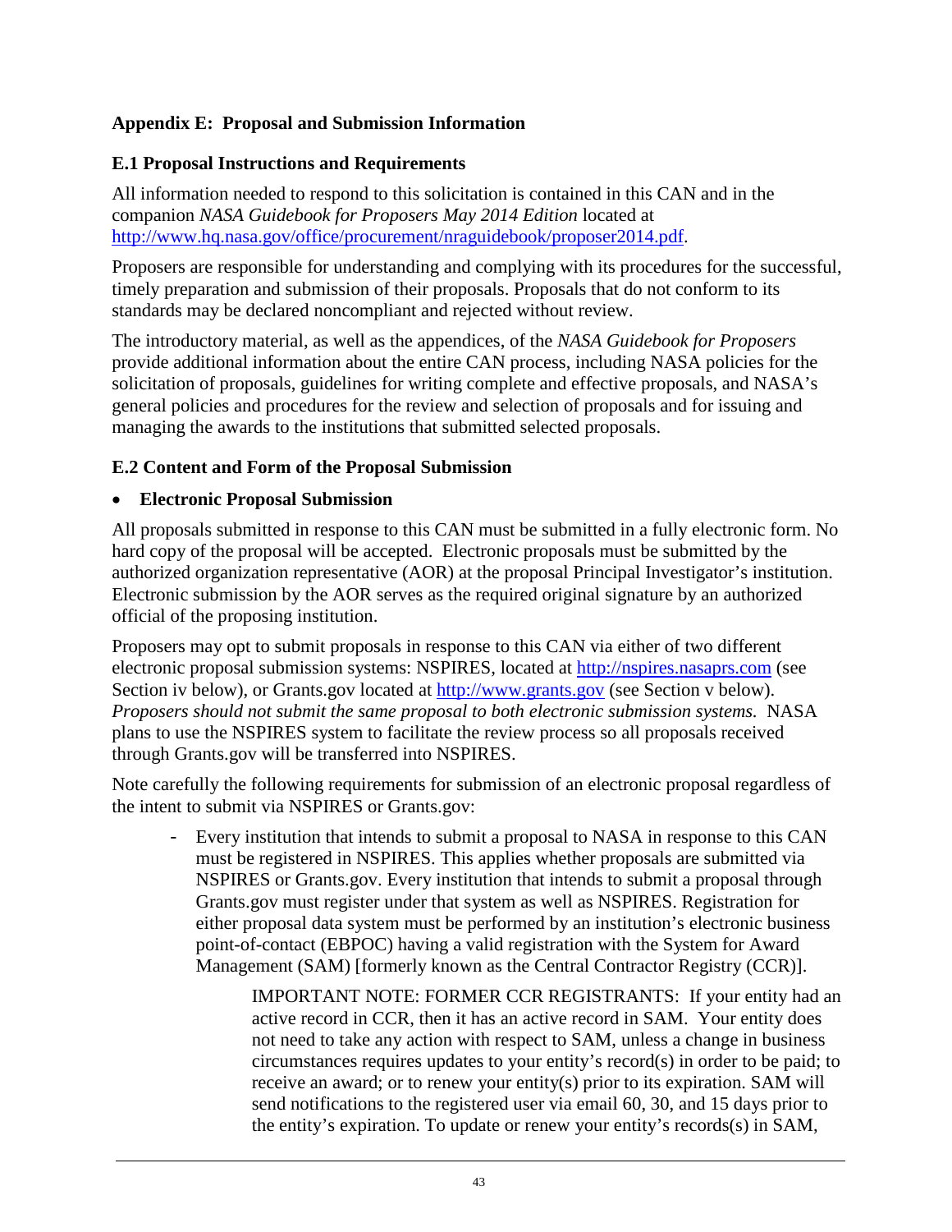## Appendix E: Proposal and Submission Information

### E.1 Proposal Instructions and Requirements

All information needed to respond to this solicitation is contained in this CAN and in the companion *NASA Guidebook for Proposers May 2014 Edition* located at http://www.hq.nasa.gov/office/procurement/nraguidebook/proposer2014.pdf.

Proposers are responsible for understanding and complying with its procedures for the successful, timely preparation and submission of their proposals. Proposals that do not conform to its standards may be declared noncompliant and rejected without review.

The introductory material, as well as the appendices, of the *NASA Guidebook for Proposers* provide additional information about the entire CAN process, including NASA policies for the solicitation of proposals, guidelines for writing complete and effective proposals, and NASA's general policies and procedures for the review and selection of proposals and for issuing and managing the awards to the institutions that submitted selected proposals.

### E.2 Content and Form of the Proposal Submission

- **Electronic Proposal Submission**

All proposals submitted in response to this CAN must be submitted in a fully electronic form. No hard copy of the proposal will be accepted. Electronic proposals must be submitted by the authorized organization representative (AOR) at the proposal Principal Investigator's institution. Electronic submission by the AOR serves as the required original signature by an authorized official of the proposing institution.

Proposers may opt to submit proposals in response to this CAN via either of two different electronic proposal submission systems: NSPIRES, located at http://nspires.nasaprs.com (see Section iv below), or Grants.gov located at http://www.grants.gov (see Section v below). *Proposers should not submit the same proposal to both electronic submission systems.* NASA plans to use the NSPIRES system to facilitate the review process so all proposals received through Grants.gov will be transferred into NSPIRES.

Note carefully the following requirements for submission of an electronic proposal regardless of the intent to submit via NSPIRES or Grants.gov:

- Every institution that intends to submit a proposal to NASA in response to this CAN must be registered in NSPIRES. This applies whether proposals are submitted via NSPIRES or Grants.gov. Every institution that intends to submit a proposal through Grants.gov must register under that system as well as NSPIRES. Registration for either proposal data system must be performed by an institution's electronic business point-of-contact (EBPOC) having a valid registration with the System for Award Management (SAM) [formerly known as the Central Contractor Registry (CCR)].

  IMPORTANT NOTE: FORMER CCR REGISTRANTS: If your entity had an active record in CCR, then it has an active record in SAM. Your entity does not need to take any action with respect to SAM, unless a change in business circumstances requires updates to your entity's record(s) in order to be paid; to receive an award; or to renew your entity(s) prior to its expiration. SAM will send notifications to the registered user via email 60, 30, and 15 days prior to the entity's expiration. To update or renew your entity's records(s) in SAM,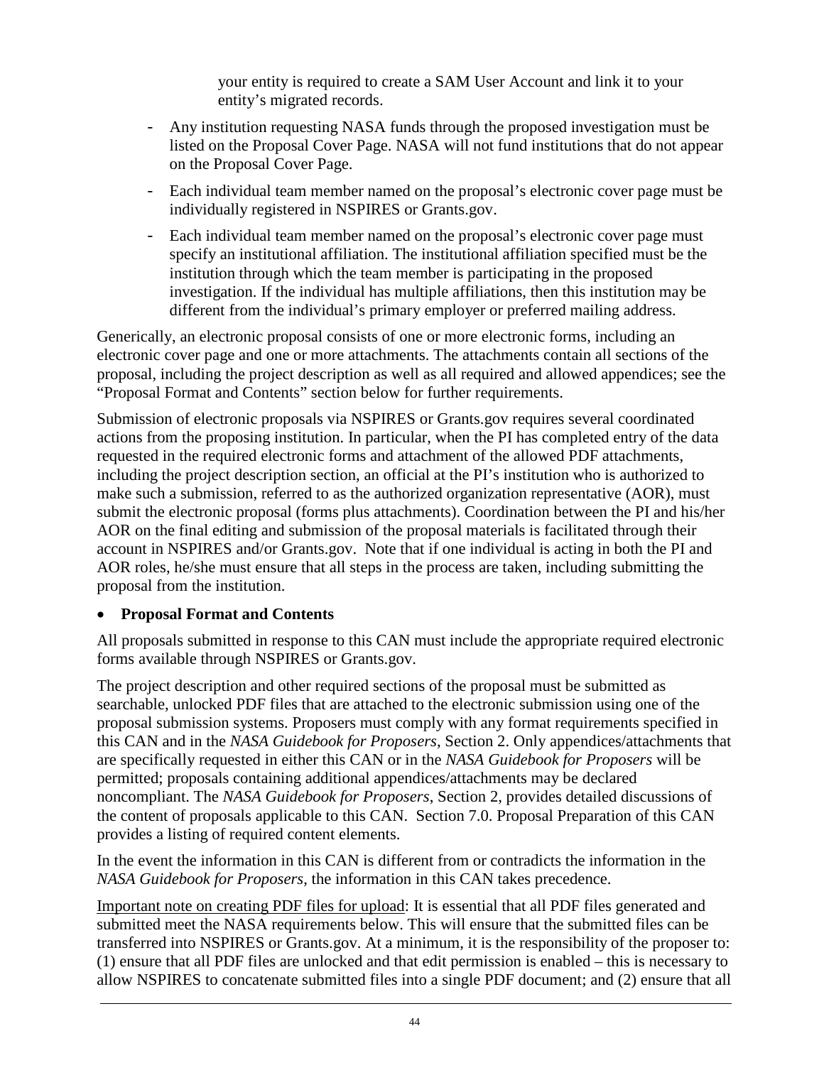your entity is required to create a SAM User Account and link it to your entity's migrated records.

- Any institution requesting NASA funds through the proposed investigation must be listed on the Proposal Cover Page. NASA will not fund institutions that do not appear on the Proposal Cover Page.
- Each individual team member named on the proposal's electronic cover page must be individually registered in NSPIRES or Grants.gov.
- Each individual team member named on the proposal's electronic cover page must specify an institutional affiliation. The institutional affiliation specified must be the institution through which the team member is participating in the proposed investigation. If the individual has multiple affiliations, then this institution may be different from the individual's primary employer or preferred mailing address.

Generically, an electronic proposal consists of one or more electronic forms, including an electronic cover page and one or more attachments. The attachments contain all sections of the proposal, including the project description as well as all required and allowed appendices; see the "Proposal Format and Contents" section below for further requirements.

Submission of electronic proposals via NSPIRES or Grants.gov requires several coordinated actions from the proposing institution. In particular, when the PI has completed entry of the data requested in the required electronic forms and attachment of the allowed PDF attachments, including the project description section, an official at the PI's institution who is authorized to make such a submission, referred to as the authorized organization representative (AOR), must submit the electronic proposal (forms plus attachments). Coordination between the PI and his/her AOR on the final editing and submission of the proposal materials is facilitated through their account in NSPIRES and/or Grants.gov. Note that if one individual is acting in both the PI and AOR roles, he/she must ensure that all steps in the process are taken, including submitting the proposal from the institution.

- **Proposal Format and Contents**

All proposals submitted in response to this CAN must include the appropriate required electronic forms available through NSPIRES or Grants.gov.

The project description and other required sections of the proposal must be submitted as searchable, unlocked PDF files that are attached to the electronic submission using one of the proposal submission systems. Proposers must comply with any format requirements specified in this CAN and in the *NASA Guidebook for Proposers,* Section 2. Only appendices/attachments that are specifically requested in either this CAN or in the *NASA Guidebook for Proposers* will be permitted; proposals containing additional appendices/attachments may be declared noncompliant. The *NASA Guidebook for Proposers*, Section 2, provides detailed discussions of the content of proposals applicable to this CAN. Section 7.0. Proposal Preparation of this CAN provides a listing of required content elements.

In the event the information in this CAN is different from or contradicts the information in the *NASA Guidebook for Proposers*, the information in this CAN takes precedence.

<u>Important note on creating PDF files for upload</u>: It is essential that all PDF files generated and submitted meet the NASA requirements below. This will ensure that the submitted files can be transferred into NSPIRES or Grants.gov. At a minimum, it is the responsibility of the proposer to: (1) ensure that all PDF files are unlocked and that edit permission is enabled – this is necessary to allow NSPIRES to concatenate submitted files into a single PDF document; and (2) ensure that all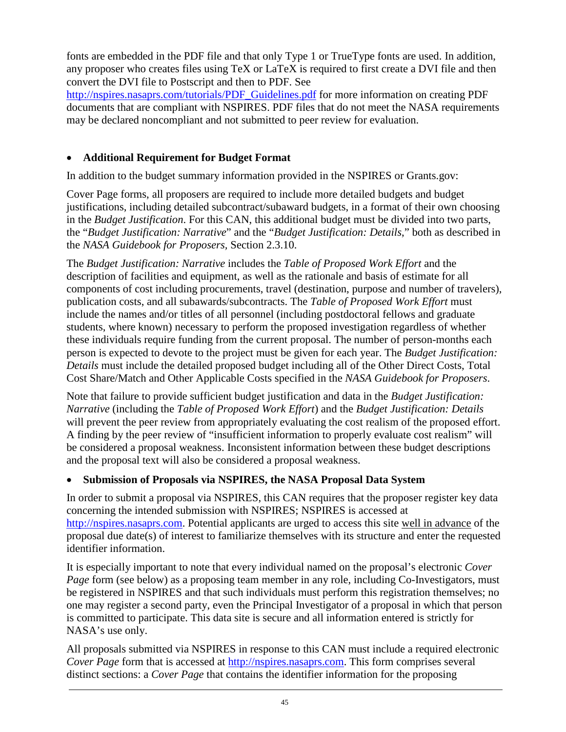fonts are embedded in the PDF file and that only Type 1 or TrueType fonts are used. In addition, any proposer who creates files using TeX or LaTeX is required to first create a DVI file and then convert the DVI file to Postscript and then to PDF. See [http://nspires.nasaprs.com/tutorials/PDF_Guidelines.pdf](http://nspires.nasaprs.com/tutorials/PDF_Guidelines.pdf) for more information on creating PDF documents that are compliant with NSPIRES. PDF files that do not meet the NASA requirements may be declared noncompliant and not submitted to peer review for evaluation.

- **Additional Requirement for Budget Format**

In addition to the budget summary information provided in the NSPIRES or Grants.gov:

Cover Page forms, all proposers are required to include more detailed budgets and budget justifications, including detailed subcontract/subaward budgets, in a format of their own choosing in the *Budget Justification*. For this CAN, this additional budget must be divided into two parts, the "*Budget Justification: Narrative*" and the "*Budget Justification: Details*," both as described in the *NASA Guidebook for Proposers,* Section 2.3.10.

The *Budget Justification: Narrative* includes the *Table of Proposed Work Effort* and the description of facilities and equipment, as well as the rationale and basis of estimate for all components of cost including procurements, travel (destination, purpose and number of travelers), publication costs, and all subawards/subcontracts. The *Table of Proposed Work Effort* must include the names and/or titles of all personnel (including postdoctoral fellows and graduate students, where known) necessary to perform the proposed investigation regardless of whether these individuals require funding from the current proposal. The number of person-months each person is expected to devote to the project must be given for each year. The *Budget Justification: Details* must include the detailed proposed budget including all of the Other Direct Costs, Total Cost Share/Match and Other Applicable Costs specified in the *NASA Guidebook for Proposers*.

Note that failure to provide sufficient budget justification and data in the *Budget Justification: Narrative* (including the *Table of Proposed Work Effort*) and the *Budget Justification: Details* will prevent the peer review from appropriately evaluating the cost realism of the proposed effort. A finding by the peer review of "insufficient information to properly evaluate cost realism" will be considered a proposal weakness. Inconsistent information between these budget descriptions and the proposal text will also be considered a proposal weakness.

- **Submission of Proposals via NSPIRES, the NASA Proposal Data System**

In order to submit a proposal via NSPIRES, this CAN requires that the proposer register key data concerning the intended submission with NSPIRES; NSPIRES is accessed at [http://nspires.nasaprs.com](http://nspires.nasaprs.com). Potential applicants are urged to access this site well in advance of the proposal due date(s) of interest to familiarize themselves with its structure and enter the requested identifier information.

It is especially important to note that every individual named on the proposal's electronic *Cover Page* form (see below) as a proposing team member in any role, including Co-Investigators, must be registered in NSPIRES and that such individuals must perform this registration themselves; no one may register a second party, even the Principal Investigator of a proposal in which that person is committed to participate. This data site is secure and all information entered is strictly for NASA's use only.

All proposals submitted via NSPIRES in response to this CAN must include a required electronic *Cover Page* form that is accessed at [http://nspires.nasaprs.com](http://nspires.nasaprs.com). This form comprises several distinct sections: a *Cover Page* that contains the identifier information for the proposing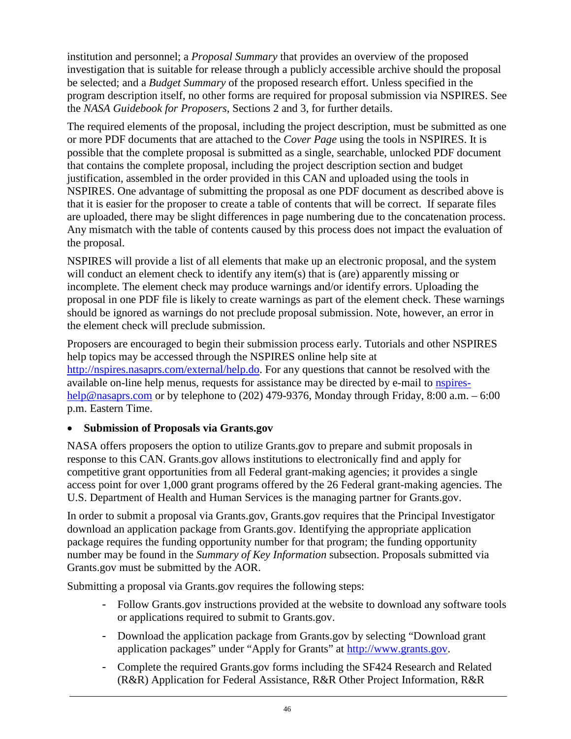institution and personnel; a *Proposal Summary* that provides an overview of the proposed investigation that is suitable for release through a publicly accessible archive should the proposal be selected; and a *Budget Summary* of the proposed research effort. Unless specified in the program description itself, no other forms are required for proposal submission via NSPIRES. See the *NASA Guidebook for Proposers*, Sections 2 and 3, for further details.

The required elements of the proposal, including the project description, must be submitted as one or more PDF documents that are attached to the *Cover Page* using the tools in NSPIRES. It is possible that the complete proposal is submitted as a single, searchable, unlocked PDF document that contains the complete proposal, including the project description section and budget justification, assembled in the order provided in this CAN and uploaded using the tools in NSPIRES. One advantage of submitting the proposal as one PDF document as described above is that it is easier for the proposer to create a table of contents that will be correct. If separate files are uploaded, there may be slight differences in page numbering due to the concatenation process. Any mismatch with the table of contents caused by this process does not impact the evaluation of the proposal.

NSPIRES will provide a list of all elements that make up an electronic proposal, and the system will conduct an element check to identify any item(s) that is (are) apparently missing or incomplete. The element check may produce warnings and/or identify errors. Uploading the proposal in one PDF file is likely to create warnings as part of the element check. These warnings should be ignored as warnings do not preclude proposal submission. Note, however, an error in the element check will preclude submission.

Proposers are encouraged to begin their submission process early. Tutorials and other NSPIRES help topics may be accessed through the NSPIRES online help site at http://nspires.nasaprs.com/external/help.do. For any questions that cannot be resolved with the available on-line help menus, requests for assistance may be directed by e-mail to nspires-help@nasaprs.com or by telephone to (202) 479-9376, Monday through Friday, 8:00 a.m. – 6:00 p.m. Eastern Time.

- **Submission of Proposals via Grants.gov**

NASA offers proposers the option to utilize Grants.gov to prepare and submit proposals in response to this CAN. Grants.gov allows institutions to electronically find and apply for competitive grant opportunities from all Federal grant-making agencies; it provides a single access point for over 1,000 grant programs offered by the 26 Federal grant-making agencies. The U.S. Department of Health and Human Services is the managing partner for Grants.gov.

In order to submit a proposal via Grants.gov, Grants.gov requires that the Principal Investigator download an application package from Grants.gov. Identifying the appropriate application package requires the funding opportunity number for that program; the funding opportunity number may be found in the *Summary of Key Information* subsection. Proposals submitted via Grants.gov must be submitted by the AOR.

Submitting a proposal via Grants.gov requires the following steps:

- Follow Grants.gov instructions provided at the website to download any software tools or applications required to submit to Grants.gov.
- Download the application package from Grants.gov by selecting "Download grant application packages" under "Apply for Grants" at http://www.grants.gov.
- Complete the required Grants.gov forms including the SF424 Research and Related (R&R) Application for Federal Assistance, R&R Other Project Information, R&R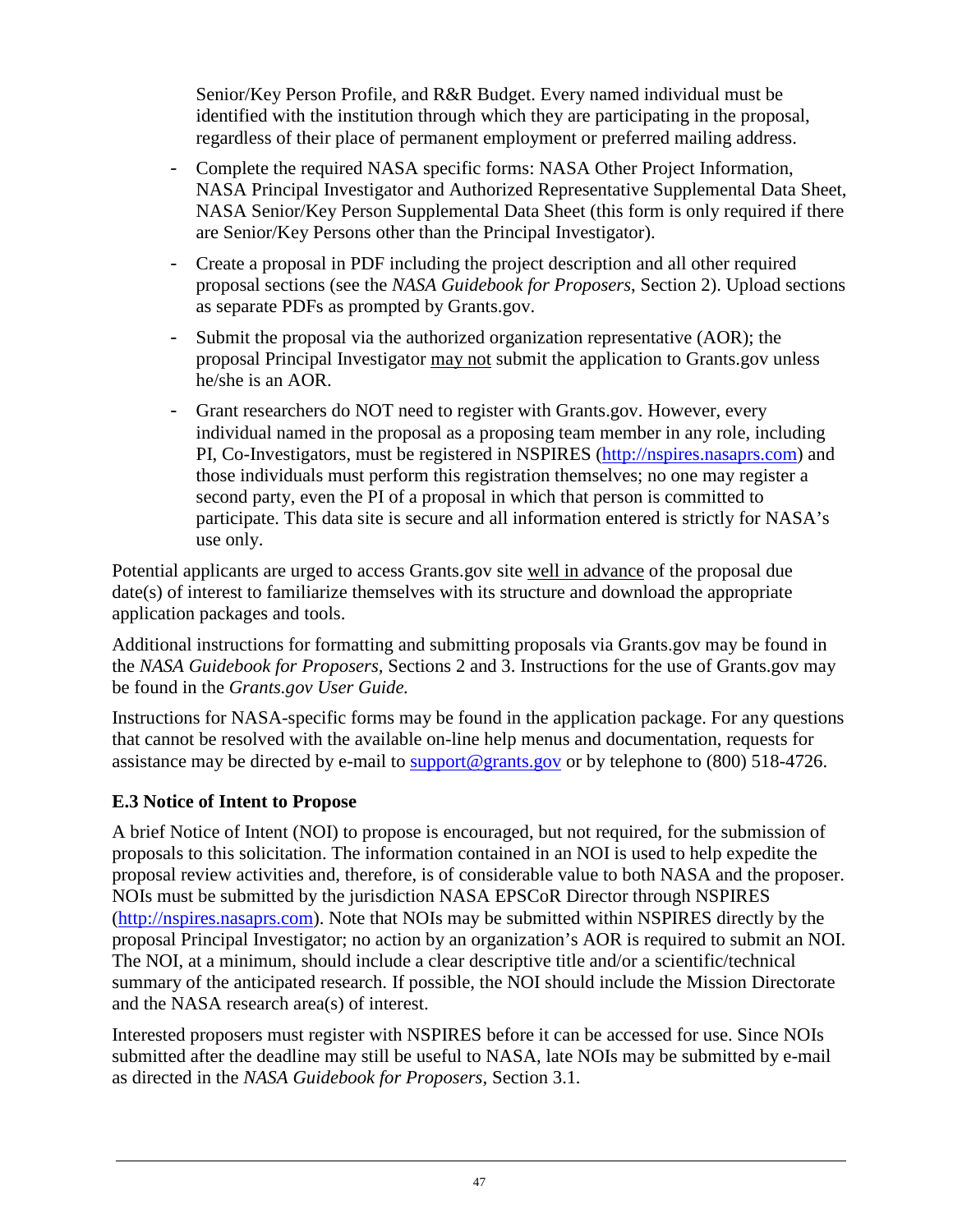Senior/Key Person Profile, and R&R Budget. Every named individual must be identified with the institution through which they are participating in the proposal, regardless of their place of permanent employment or preferred mailing address.

- Complete the required NASA specific forms: NASA Other Project Information, NASA Principal Investigator and Authorized Representative Supplemental Data Sheet, NASA Senior/Key Person Supplemental Data Sheet (this form is only required if there are Senior/Key Persons other than the Principal Investigator).
- Create a proposal in PDF including the project description and all other required proposal sections (see the *NASA Guidebook for Proposers,* Section 2). Upload sections as separate PDFs as prompted by Grants.gov.
- Submit the proposal via the authorized organization representative (AOR); the proposal Principal Investigator may not submit the application to Grants.gov unless he/she is an AOR.
- Grant researchers do NOT need to register with Grants.gov. However, every individual named in the proposal as a proposing team member in any role, including PI, Co-Investigators, must be registered in NSPIRES ([http://nspires.nasaprs.com](http://nspires.nasaprs.com)) and those individuals must perform this registration themselves; no one may register a second party, even the PI of a proposal in which that person is committed to participate. This data site is secure and all information entered is strictly for NASA's use only.

Potential applicants are urged to access Grants.gov site well in advance of the proposal due date(s) of interest to familiarize themselves with its structure and download the appropriate application packages and tools.

Additional instructions for formatting and submitting proposals via Grants.gov may be found in the *NASA Guidebook for Proposers,* Sections 2 and 3. Instructions for the use of Grants.gov may be found in the *Grants.gov User Guide.*

Instructions for NASA-specific forms may be found in the application package. For any questions that cannot be resolved with the available on-line help menus and documentation, requests for assistance may be directed by e-mail to [support@grants.gov](mailto:support@grants.gov) or by telephone to (800) 518-4726.

### E.3 Notice of Intent to Propose

A brief Notice of Intent (NOI) to propose is encouraged, but not required, for the submission of proposals to this solicitation. The information contained in an NOI is used to help expedite the proposal review activities and, therefore, is of considerable value to both NASA and the proposer. NOIs must be submitted by the jurisdiction NASA EPSCoR Director through NSPIRES ([http://nspires.nasaprs.com](http://nspires.nasaprs.com)). Note that NOIs may be submitted within NSPIRES directly by the proposal Principal Investigator; no action by an organization's AOR is required to submit an NOI. The NOI, at a minimum, should include a clear descriptive title and/or a scientific/technical summary of the anticipated research. If possible, the NOI should include the Mission Directorate and the NASA research area(s) of interest.

Interested proposers must register with NSPIRES before it can be accessed for use. Since NOIs submitted after the deadline may still be useful to NASA, late NOIs may be submitted by e-mail as directed in the *NASA Guidebook for Proposers*, Section 3.1.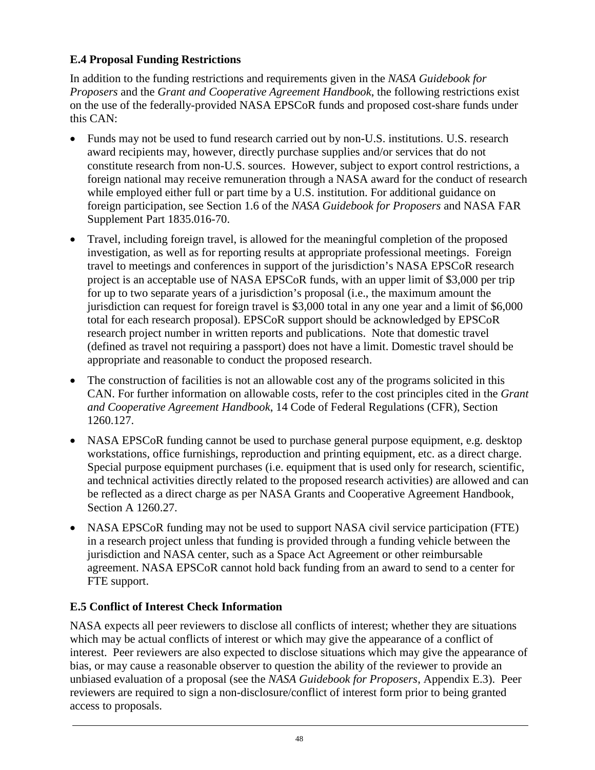### E.4 Proposal Funding Restrictions

In addition to the funding restrictions and requirements given in the *NASA Guidebook for Proposers* and the *Grant and Cooperative Agreement Handbook*, the following restrictions exist on the use of the federally-provided NASA EPSCoR funds and proposed cost-share funds under this CAN:

- Funds may not be used to fund research carried out by non-U.S. institutions. U.S. research award recipients may, however, directly purchase supplies and/or services that do not constitute research from non-U.S. sources. However, subject to export control restrictions, a foreign national may receive remuneration through a NASA award for the conduct of research while employed either full or part time by a U.S. institution. For additional guidance on foreign participation, see Section 1.6 of the *NASA Guidebook for Proposers* and NASA FAR Supplement Part 1835.016-70.
- Travel, including foreign travel, is allowed for the meaningful completion of the proposed investigation, as well as for reporting results at appropriate professional meetings. Foreign travel to meetings and conferences in support of the jurisdiction's NASA EPSCoR research project is an acceptable use of NASA EPSCoR funds, with an upper limit of $3,000 per trip for up to two separate years of a jurisdiction's proposal (i.e., the maximum amount the jurisdiction can request for foreign travel is $3,000 total in any one year and a limit of $6,000 total for each research proposal). EPSCoR support should be acknowledged by EPSCoR research project number in written reports and publications. Note that domestic travel (defined as travel not requiring a passport) does not have a limit. Domestic travel should be appropriate and reasonable to conduct the proposed research.
- The construction of facilities is not an allowable cost any of the programs solicited in this CAN. For further information on allowable costs, refer to the cost principles cited in the *Grant and Cooperative Agreement Handbook*, 14 Code of Federal Regulations (CFR), Section 1260.127.
- NASA EPSCoR funding cannot be used to purchase general purpose equipment, e.g. desktop workstations, office furnishings, reproduction and printing equipment, etc. as a direct charge. Special purpose equipment purchases (i.e. equipment that is used only for research, scientific, and technical activities directly related to the proposed research activities) are allowed and can be reflected as a direct charge as per NASA Grants and Cooperative Agreement Handbook, Section A 1260.27.
- NASA EPSCoR funding may not be used to support NASA civil service participation (FTE) in a research project unless that funding is provided through a funding vehicle between the jurisdiction and NASA center, such as a Space Act Agreement or other reimbursable agreement. NASA EPSCoR cannot hold back funding from an award to send to a center for FTE support.

### E.5 Conflict of Interest Check Information

NASA expects all peer reviewers to disclose all conflicts of interest; whether they are situations which may be actual conflicts of interest or which may give the appearance of a conflict of interest. Peer reviewers are also expected to disclose situations which may give the appearance of bias, or may cause a reasonable observer to question the ability of the reviewer to provide an unbiased evaluation of a proposal (see the *NASA Guidebook for Proposers*, Appendix E.3). Peer reviewers are required to sign a non-disclosure/conflict of interest form prior to being granted access to proposals.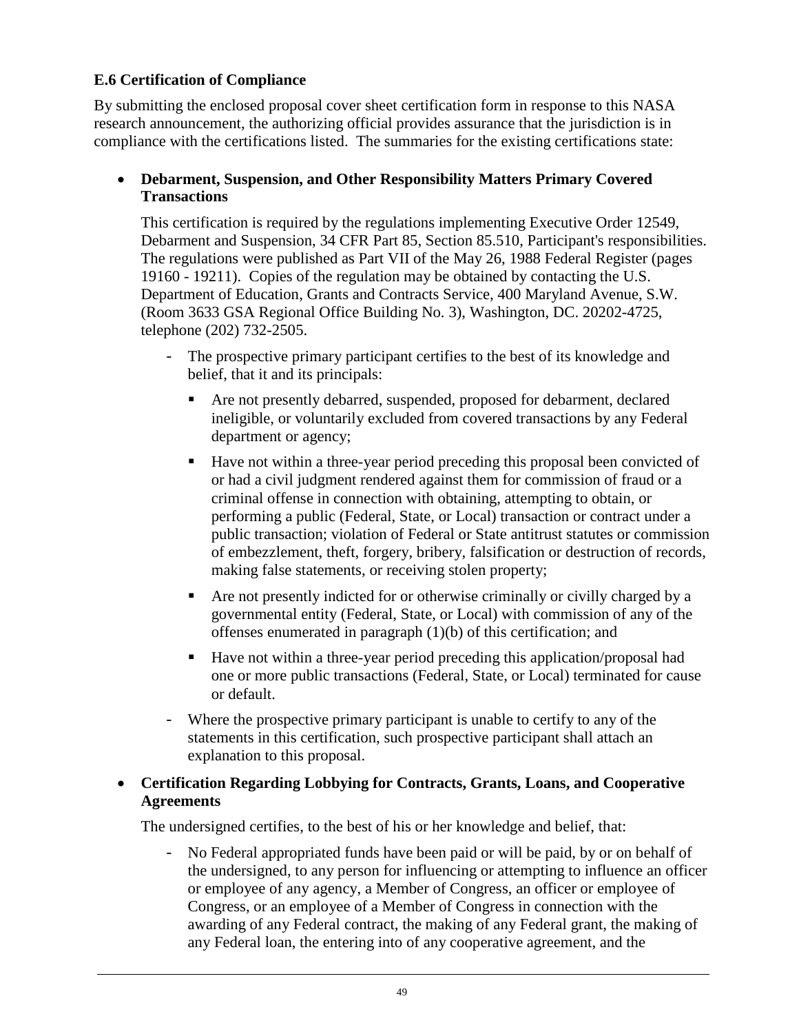### E.6 Certification of Compliance

By submitting the enclosed proposal cover sheet certification form in response to this NASA research announcement, the authorizing official provides assurance that the jurisdiction is in compliance with the certifications listed. The summaries for the existing certifications state:

- **Debarment, Suspension, and Other Responsibility Matters Primary Covered Transactions**

  This certification is required by the regulations implementing Executive Order 12549, Debarment and Suspension, 34 CFR Part 85, Section 85.510, Participant's responsibilities. The regulations were published as Part VII of the May 26, 1988 Federal Register (pages 19160 - 19211). Copies of the regulation may be obtained by contacting the U.S. Department of Education, Grants and Contracts Service, 400 Maryland Avenue, S.W. (Room 3633 GSA Regional Office Building No. 3), Washington, DC. 20202-4725, telephone (202) 732-2505.

  - The prospective primary participant certifies to the best of its knowledge and belief, that it and its principals:
    - Are not presently debarred, suspended, proposed for debarment, declared ineligible, or voluntarily excluded from covered transactions by any Federal department or agency;
    - Have not within a three-year period preceding this proposal been convicted of or had a civil judgment rendered against them for commission of fraud or a criminal offense in connection with obtaining, attempting to obtain, or performing a public (Federal, State, or Local) transaction or contract under a public transaction; violation of Federal or State antitrust statutes or commission of embezzlement, theft, forgery, bribery, falsification or destruction of records, making false statements, or receiving stolen property;
    - Are not presently indicted for or otherwise criminally or civilly charged by a governmental entity (Federal, State, or Local) with commission of any of the offenses enumerated in paragraph (1)(b) of this certification; and
    - Have not within a three-year period preceding this application/proposal had one or more public transactions (Federal, State, or Local) terminated for cause or default.
  - Where the prospective primary participant is unable to certify to any of the statements in this certification, such prospective participant shall attach an explanation to this proposal.

- **Certification Regarding Lobbying for Contracts, Grants, Loans, and Cooperative Agreements**

  The undersigned certifies, to the best of his or her knowledge and belief, that:

  - No Federal appropriated funds have been paid or will be paid, by or on behalf of the undersigned, to any person for influencing or attempting to influence an officer or employee of any agency, a Member of Congress, an officer or employee of Congress, or an employee of a Member of Congress in connection with the awarding of any Federal contract, the making of any Federal grant, the making of any Federal loan, the entering into of any cooperative agreement, and the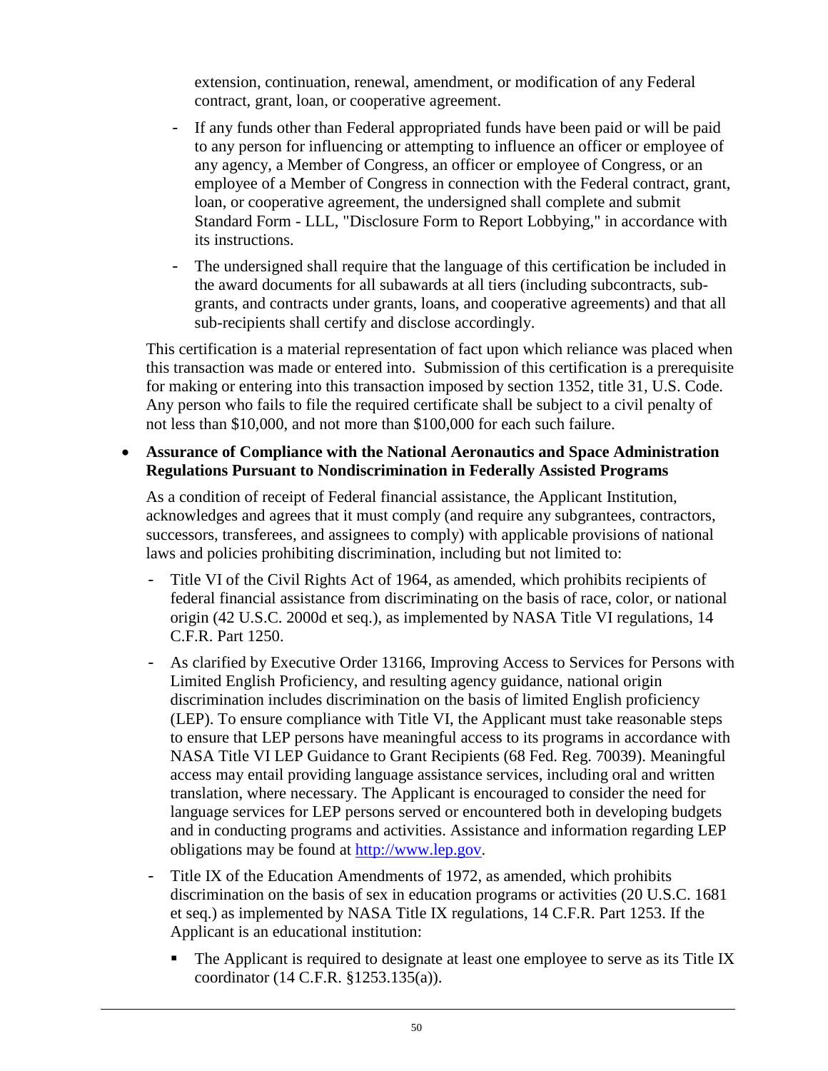extension, continuation, renewal, amendment, or modification of any Federal contract, grant, loan, or cooperative agreement.

- If any funds other than Federal appropriated funds have been paid or will be paid to any person for influencing or attempting to influence an officer or employee of any agency, a Member of Congress, an officer or employee of Congress, or an employee of a Member of Congress in connection with the Federal contract, grant, loan, or cooperative agreement, the undersigned shall complete and submit Standard Form - LLL, "Disclosure Form to Report Lobbying," in accordance with its instructions.
- The undersigned shall require that the language of this certification be included in the award documents for all subawards at all tiers (including subcontracts, sub-grants, and contracts under grants, loans, and cooperative agreements) and that all sub-recipients shall certify and disclose accordingly.

This certification is a material representation of fact upon which reliance was placed when this transaction was made or entered into. Submission of this certification is a prerequisite for making or entering into this transaction imposed by section 1352, title 31, U.S. Code. Any person who fails to file the required certificate shall be subject to a civil penalty of not less than $10,000, and not more than $100,000 for each such failure.

- **Assurance of Compliance with the National Aeronautics and Space Administration Regulations Pursuant to Nondiscrimination in Federally Assisted Programs**

  As a condition of receipt of Federal financial assistance, the Applicant Institution, acknowledges and agrees that it must comply (and require any subgrantees, contractors, successors, transferees, and assignees to comply) with applicable provisions of national laws and policies prohibiting discrimination, including but not limited to:

  - Title VI of the Civil Rights Act of 1964, as amended, which prohibits recipients of federal financial assistance from discriminating on the basis of race, color, or national origin (42 U.S.C. 2000d et seq.), as implemented by NASA Title VI regulations, 14 C.F.R. Part 1250.
  - As clarified by Executive Order 13166, Improving Access to Services for Persons with Limited English Proficiency, and resulting agency guidance, national origin discrimination includes discrimination on the basis of limited English proficiency (LEP). To ensure compliance with Title VI, the Applicant must take reasonable steps to ensure that LEP persons have meaningful access to its programs in accordance with NASA Title VI LEP Guidance to Grant Recipients (68 Fed. Reg. 70039). Meaningful access may entail providing language assistance services, including oral and written translation, where necessary. The Applicant is encouraged to consider the need for language services for LEP persons served or encountered both in developing budgets and in conducting programs and activities. Assistance and information regarding LEP obligations may be found at [http://www.lep.gov](http://www.lep.gov).
  - Title IX of the Education Amendments of 1972, as amended, which prohibits discrimination on the basis of sex in education programs or activities (20 U.S.C. 1681 et seq.) as implemented by NASA Title IX regulations, 14 C.F.R. Part 1253. If the Applicant is an educational institution:
    - The Applicant is required to designate at least one employee to serve as its Title IX coordinator (14 C.F.R. §1253.135(a)).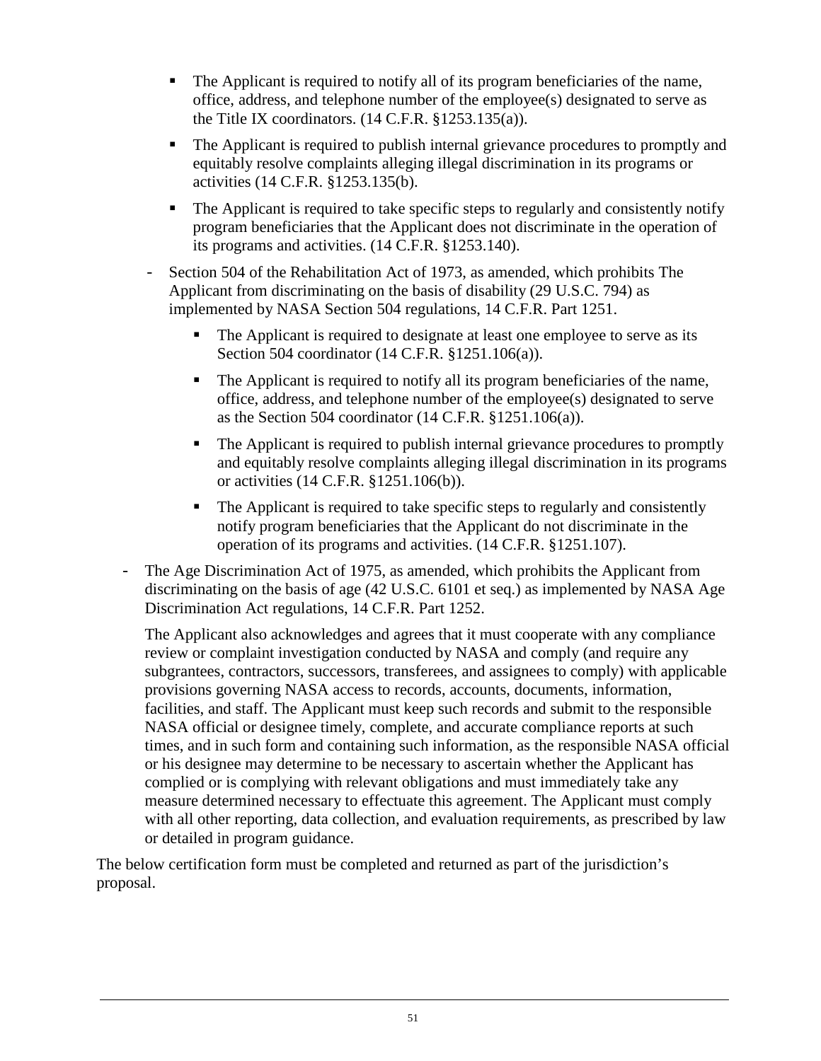- The Applicant is required to notify all of its program beneficiaries of the name, office, address, and telephone number of the employee(s) designated to serve as the Title IX coordinators. (14 C.F.R. §1253.135(a)).
    - The Applicant is required to publish internal grievance procedures to promptly and equitably resolve complaints alleging illegal discrimination in its programs or activities (14 C.F.R. §1253.135(b).
    - The Applicant is required to take specific steps to regularly and consistently notify program beneficiaries that the Applicant does not discriminate in the operation of its programs and activities. (14 C.F.R. §1253.140).
  - Section 504 of the Rehabilitation Act of 1973, as amended, which prohibits The Applicant from discriminating on the basis of disability (29 U.S.C. 794) as implemented by NASA Section 504 regulations, 14 C.F.R. Part 1251.
    - The Applicant is required to designate at least one employee to serve as its Section 504 coordinator (14 C.F.R. §1251.106(a)).
    - The Applicant is required to notify all its program beneficiaries of the name, office, address, and telephone number of the employee(s) designated to serve as the Section 504 coordinator (14 C.F.R. §1251.106(a)).
    - The Applicant is required to publish internal grievance procedures to promptly and equitably resolve complaints alleging illegal discrimination in its programs or activities (14 C.F.R. §1251.106(b)).
    - The Applicant is required to take specific steps to regularly and consistently notify program beneficiaries that the Applicant do not discriminate in the operation of its programs and activities. (14 C.F.R. §1251.107).
- The Age Discrimination Act of 1975, as amended, which prohibits the Applicant from discriminating on the basis of age (42 U.S.C. 6101 et seq.) as implemented by NASA Age Discrimination Act regulations, 14 C.F.R. Part 1252.

  The Applicant also acknowledges and agrees that it must cooperate with any compliance review or complaint investigation conducted by NASA and comply (and require any subgrantees, contractors, successors, transferees, and assignees to comply) with applicable provisions governing NASA access to records, accounts, documents, information, facilities, and staff. The Applicant must keep such records and submit to the responsible NASA official or designee timely, complete, and accurate compliance reports at such times, and in such form and containing such information, as the responsible NASA official or his designee may determine to be necessary to ascertain whether the Applicant has complied or is complying with relevant obligations and must immediately take any measure determined necessary to effectuate this agreement. The Applicant must comply with all other reporting, data collection, and evaluation requirements, as prescribed by law or detailed in program guidance.

The below certification form must be completed and returned as part of the jurisdiction's proposal.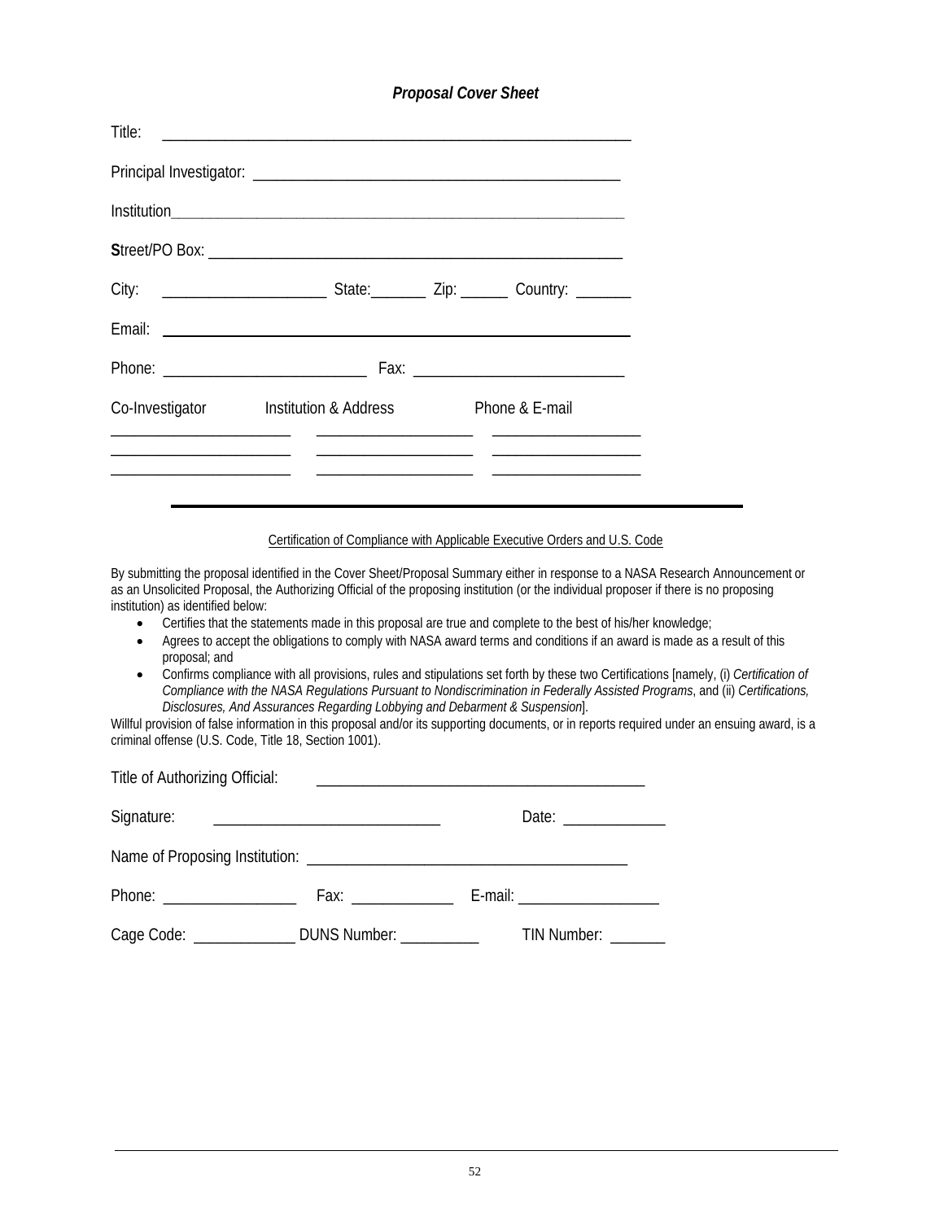***Proposal Cover Sheet***

Title: ___________________________________________________________

Principal Investigator: ______________________________________________

Institution___________________________________________________________

**S**treet/PO Box: _____________________________________________________

City: ____________________ State:_______ Zip: ______ Country: _______

Email: _____________________________________________________________

Phone: _________________________ Fax: __________________________

| Co-Investigator | Institution & Address | Phone & E-mail |
|---|---|---|
| _____________________ | ___________________ | __________________ |
| _____________________ | ___________________ | __________________ |
| _____________________ | ___________________ | __________________ |

---

Certification of Compliance with Applicable Executive Orders and U.S. Code

By submitting the proposal identified in the Cover Sheet/Proposal Summary either in response to a NASA Research Announcement or as an Unsolicited Proposal, the Authorizing Official of the proposing institution (or the individual proposer if there is no proposing institution) as identified below:

- Certifies that the statements made in this proposal are true and complete to the best of his/her knowledge;
- Agrees to accept the obligations to comply with NASA award terms and conditions if an award is made as a result of this proposal; and
- Confirms compliance with all provisions, rules and stipulations set forth by these two Certifications [namely, (i) *Certification of Compliance with the NASA Regulations Pursuant to Nondiscrimination in Federally Assisted Programs*, and (ii) *Certifications, Disclosures, And Assurances Regarding Lobbying and Debarment & Suspension*].

Willful provision of false information in this proposal and/or its supporting documents, or in reports required under an ensuing award, is a criminal offense (U.S. Code, Title 18, Section 1001).

Title of Authorizing Official: ________________________________________

Signature: ____________________________ Date: _____________

Name of Proposing Institution: _______________________________________

Phone: _________________ Fax: _____________ E-mail: __________________

Cage Code: _____________ DUNS Number: __________ TIN Number: _______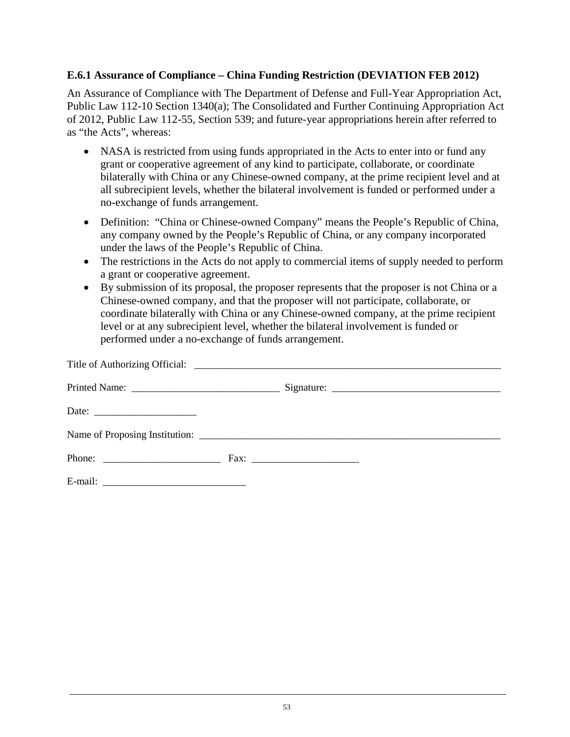### E.6.1 Assurance of Compliance – China Funding Restriction (DEVIATION FEB 2012)

An Assurance of Compliance with The Department of Defense and Full-Year Appropriation Act, Public Law 112-10 Section 1340(a); The Consolidated and Further Continuing Appropriation Act of 2012, Public Law 112-55, Section 539; and future-year appropriations herein after referred to as “the Acts”, whereas:

- NASA is restricted from using funds appropriated in the Acts to enter into or fund any grant or cooperative agreement of any kind to participate, collaborate, or coordinate bilaterally with China or any Chinese-owned company, at the prime recipient level and at all subrecipient levels, whether the bilateral involvement is funded or performed under a no-exchange of funds arrangement.
- Definition: “China or Chinese-owned Company” means the People’s Republic of China, any company owned by the People’s Republic of China, or any company incorporated under the laws of the People’s Republic of China.
- The restrictions in the Acts do not apply to commercial items of supply needed to perform a grant or cooperative agreement.
- By submission of its proposal, the proposer represents that the proposer is not China or a Chinese-owned company, and that the proposer will not participate, collaborate, or coordinate bilaterally with China or any Chinese-owned company, at the prime recipient level or at any subrecipient level, whether the bilateral involvement is funded or performed under a no-exchange of funds arrangement.

Title of Authorizing Official: ____________________________________________________________

Printed Name: ____________________________ Signature: ________________________________

Date: ____________________

Name of Proposing Institution: ____________________________________________________________

Phone: _______________________ Fax: ____________________

E-mail: ___________________________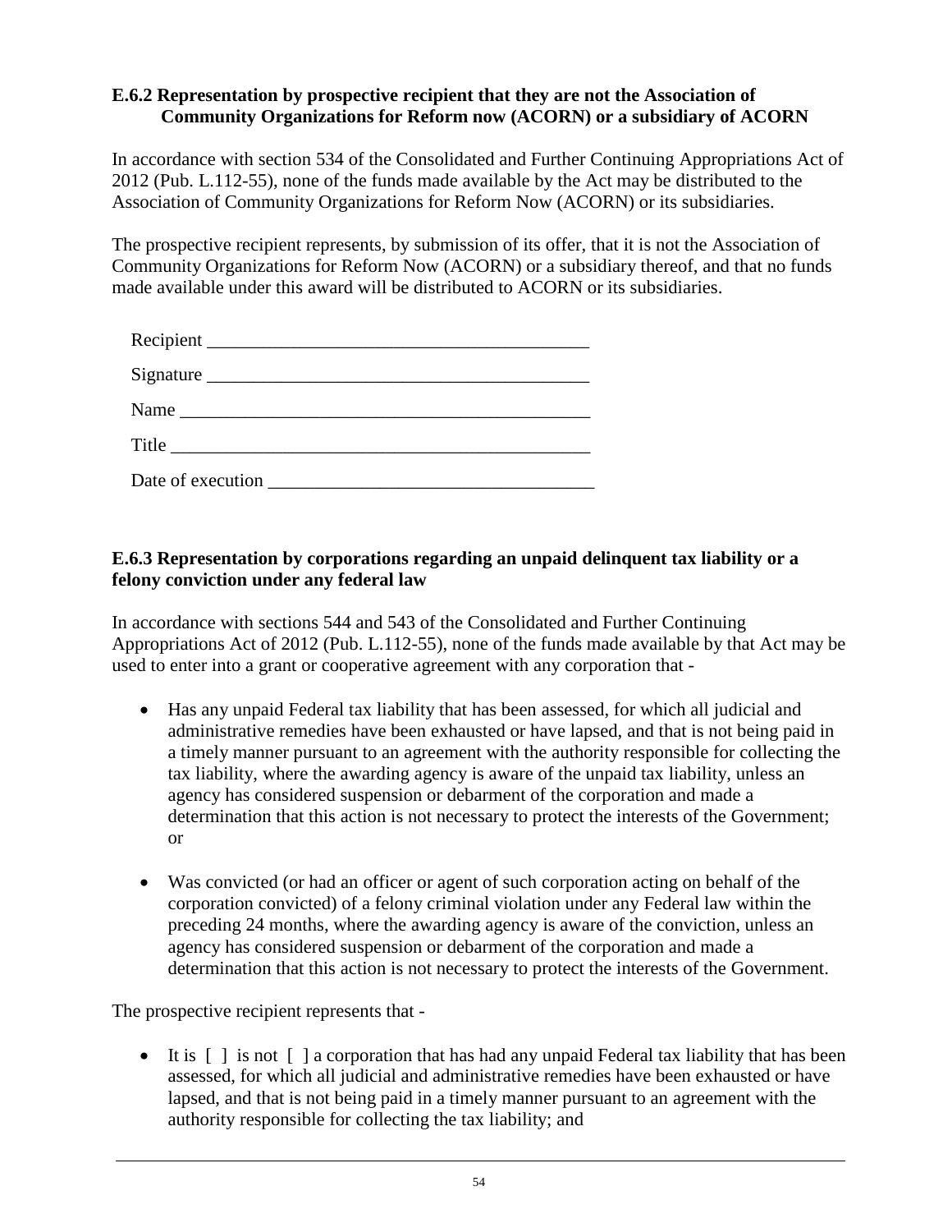### E.6.2 Representation by prospective recipient that they are not the Association of Community Organizations for Reform now (ACORN) or a subsidiary of ACORN

In accordance with section 534 of the Consolidated and Further Continuing Appropriations Act of 2012 (Pub. L.112-55), none of the funds made available by the Act may be distributed to the Association of Community Organizations for Reform Now (ACORN) or its subsidiaries.

The prospective recipient represents, by submission of its offer, that it is not the Association of Community Organizations for Reform Now (ACORN) or a subsidiary thereof, and that no funds made available under this award will be distributed to ACORN or its subsidiaries.

Recipient __________________________________________

Signature __________________________________________

Name _____________________________________________

Title ______________________________________________

Date of execution ___________________________________

### E.6.3 Representation by corporations regarding an unpaid delinquent tax liability or a felony conviction under any federal law

In accordance with sections 544 and 543 of the Consolidated and Further Continuing Appropriations Act of 2012 (Pub. L.112-55), none of the funds made available by that Act may be used to enter into a grant or cooperative agreement with any corporation that -

- Has any unpaid Federal tax liability that has been assessed, for which all judicial and administrative remedies have been exhausted or have lapsed, and that is not being paid in a timely manner pursuant to an agreement with the authority responsible for collecting the tax liability, where the awarding agency is aware of the unpaid tax liability, unless an agency has considered suspension or debarment of the corporation and made a determination that this action is not necessary to protect the interests of the Government; or

- Was convicted (or had an officer or agent of such corporation acting on behalf of the corporation convicted) of a felony criminal violation under any Federal law within the preceding 24 months, where the awarding agency is aware of the conviction, unless an agency has considered suspension or debarment of the corporation and made a determination that this action is not necessary to protect the interests of the Government.

The prospective recipient represents that -

- It is [ ] is not [ ] a corporation that has had any unpaid Federal tax liability that has been assessed, for which all judicial and administrative remedies have been exhausted or have lapsed, and that is not being paid in a timely manner pursuant to an agreement with the authority responsible for collecting the tax liability; and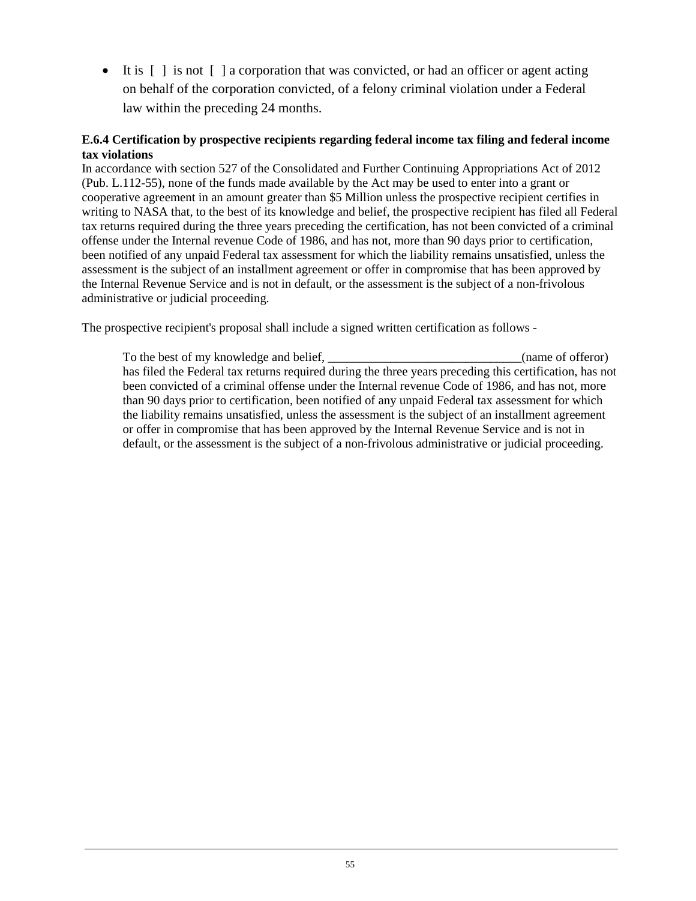- It is [ ] is not [ ] a corporation that was convicted, or had an officer or agent acting on behalf of the corporation convicted, of a felony criminal violation under a Federal law within the preceding 24 months.

**E.6.4 Certification by prospective recipients regarding federal income tax filing and federal income tax violations**

In accordance with section 527 of the Consolidated and Further Continuing Appropriations Act of 2012 (Pub. L.112-55), none of the funds made available by the Act may be used to enter into a grant or cooperative agreement in an amount greater than $5 Million unless the prospective recipient certifies in writing to NASA that, to the best of its knowledge and belief, the prospective recipient has filed all Federal tax returns required during the three years preceding the certification, has not been convicted of a criminal offense under the Internal revenue Code of 1986, and has not, more than 90 days prior to certification, been notified of any unpaid Federal tax assessment for which the liability remains unsatisfied, unless the assessment is the subject of an installment agreement or offer in compromise that has been approved by the Internal Revenue Service and is not in default, or the assessment is the subject of a non-frivolous administrative or judicial proceeding.

The prospective recipient's proposal shall include a signed written certification as follows -

> To the best of my knowledge and belief, _______________________________(name of offeror) has filed the Federal tax returns required during the three years preceding this certification, has not been convicted of a criminal offense under the Internal revenue Code of 1986, and has not, more than 90 days prior to certification, been notified of any unpaid Federal tax assessment for which the liability remains unsatisfied, unless the assessment is the subject of an installment agreement or offer in compromise that has been approved by the Internal Revenue Service and is not in default, or the assessment is the subject of a non-frivolous administrative or judicial proceeding.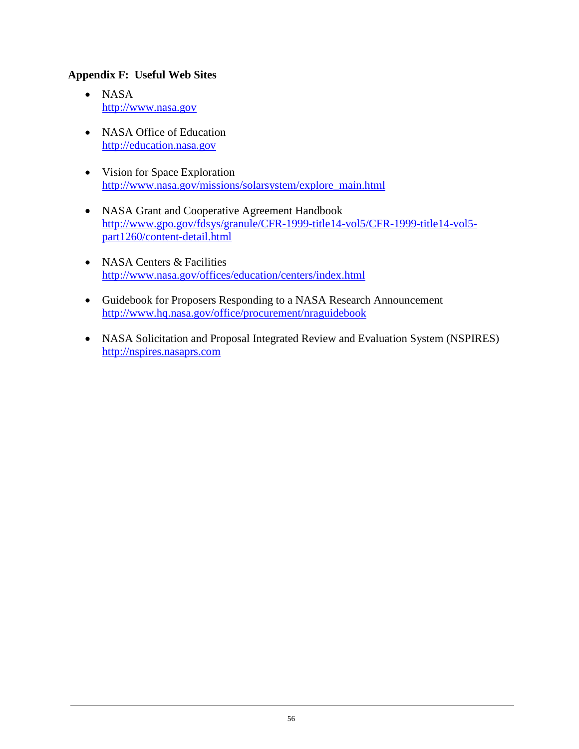## Appendix F: Useful Web Sites

- NASA
  http://www.nasa.gov

- NASA Office of Education
  http://education.nasa.gov

- Vision for Space Exploration
  http://www.nasa.gov/missions/solarsystem/explore_main.html

- NASA Grant and Cooperative Agreement Handbook
  http://www.gpo.gov/fdsys/granule/CFR-1999-title14-vol5/CFR-1999-title14-vol5-part1260/content-detail.html

- NASA Centers & Facilities
  http://www.nasa.gov/offices/education/centers/index.html

- Guidebook for Proposers Responding to a NASA Research Announcement
  http://www.hq.nasa.gov/office/procurement/nraguidebook

- NASA Solicitation and Proposal Integrated Review and Evaluation System (NSPIRES)
  http://nspires.nasaprs.com